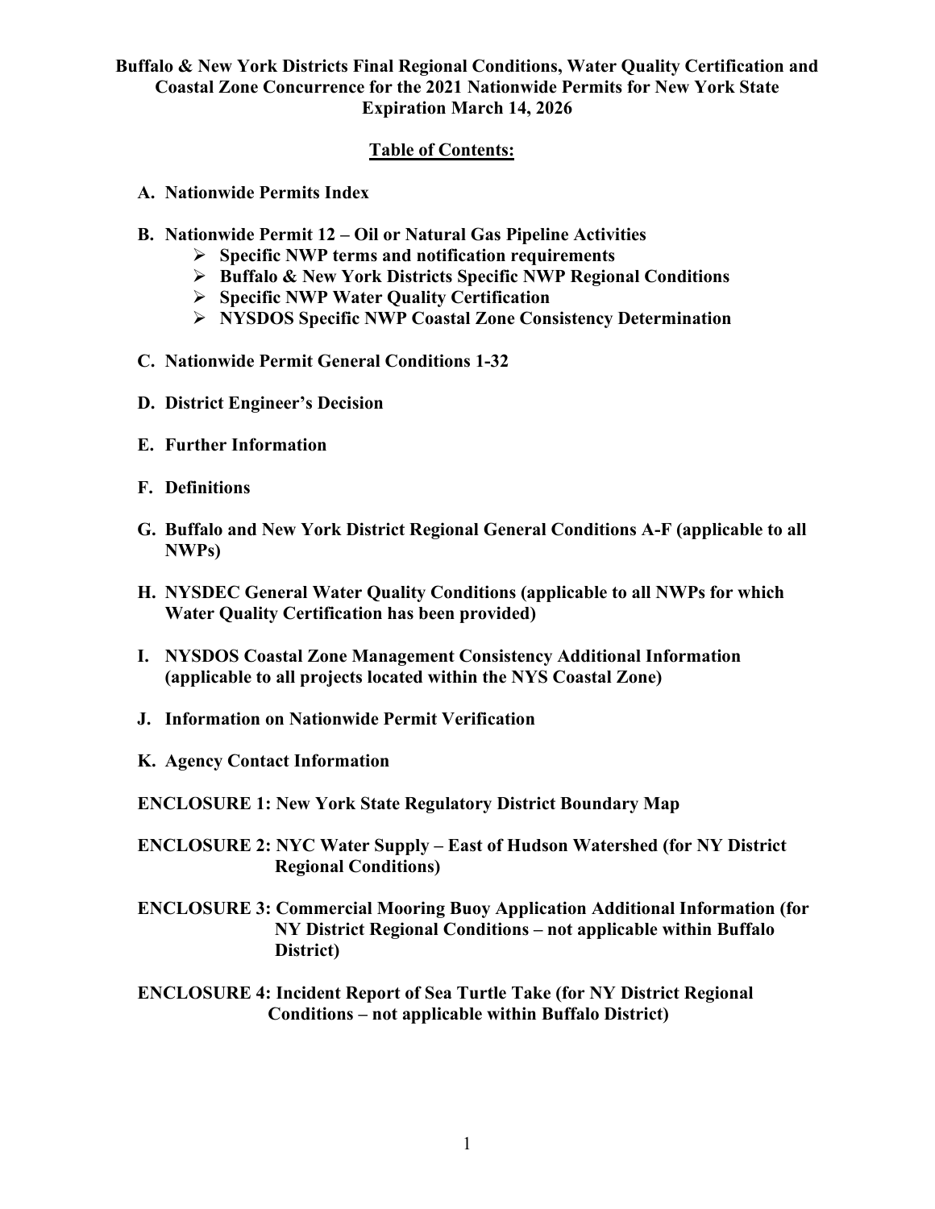**Buffalo & New York Districts Final Regional Conditions, Water Quality Certification and Coastal Zone Concurrence for the 2021 Nationwide Permits for New York State**
**Expiration March 14, 2026**

## Table of Contents:

**A. Nationwide Permits Index**

**B. Nationwide Permit 12 – Oil or Natural Gas Pipeline Activities**
- **Specific NWP terms and notification requirements**
- **Buffalo & New York Districts Specific NWP Regional Conditions**
- **Specific NWP Water Quality Certification**
- **NYSDOS Specific NWP Coastal Zone Consistency Determination**

**C. Nationwide Permit General Conditions 1-32**

**D. District Engineer's Decision**

**E. Further Information**

**F. Definitions**

**G. Buffalo and New York District Regional General Conditions A-F (applicable to all NWPs)**

**H. NYSDEC General Water Quality Conditions (applicable to all NWPs for which Water Quality Certification has been provided)**

**I. NYSDOS Coastal Zone Management Consistency Additional Information (applicable to all projects located within the NYS Coastal Zone)**

**J. Information on Nationwide Permit Verification**

**K. Agency Contact Information**

**ENCLOSURE 1: New York State Regulatory District Boundary Map**

**ENCLOSURE 2: NYC Water Supply – East of Hudson Watershed (for NY District Regional Conditions)**

**ENCLOSURE 3: Commercial Mooring Buoy Application Additional Information (for NY District Regional Conditions – not applicable within Buffalo District)**

**ENCLOSURE 4: Incident Report of Sea Turtle Take (for NY District Regional Conditions – not applicable within Buffalo District)**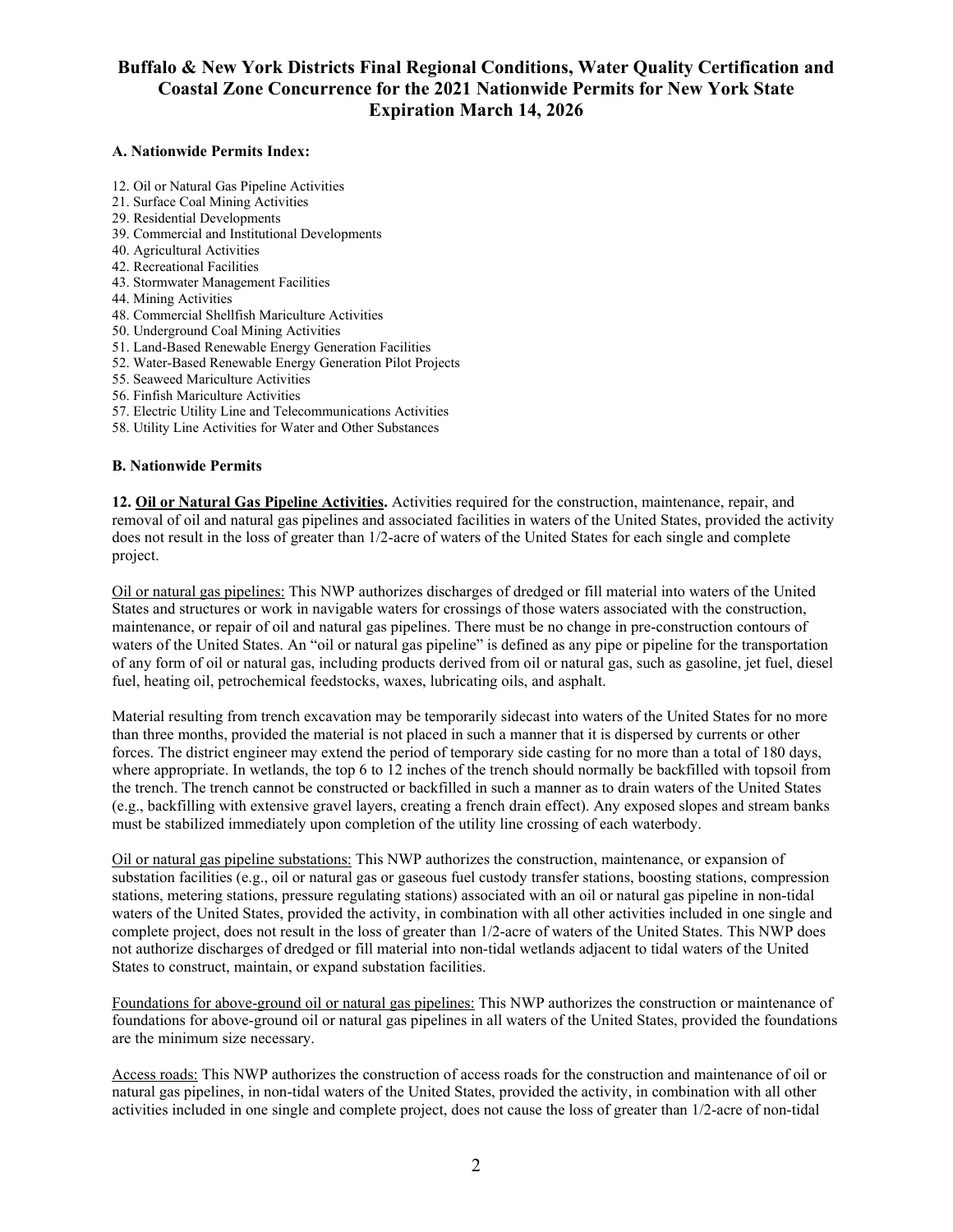# Buffalo & New York Districts Final Regional Conditions, Water Quality Certification and Coastal Zone Concurrence for the 2021 Nationwide Permits for New York State Expiration March 14, 2026

### A. Nationwide Permits Index:

12. Oil or Natural Gas Pipeline Activities
21. Surface Coal Mining Activities
29. Residential Developments
39. Commercial and Institutional Developments
40. Agricultural Activities
42. Recreational Facilities
43. Stormwater Management Facilities
44. Mining Activities
48. Commercial Shellfish Mariculture Activities
50. Underground Coal Mining Activities
51. Land-Based Renewable Energy Generation Facilities
52. Water-Based Renewable Energy Generation Pilot Projects
55. Seaweed Mariculture Activities
56. Finfish Mariculture Activities
57. Electric Utility Line and Telecommunications Activities
58. Utility Line Activities for Water and Other Substances

### B. Nationwide Permits

**12. Oil or Natural Gas Pipeline Activities.** Activities required for the construction, maintenance, repair, and removal of oil and natural gas pipelines and associated facilities in waters of the United States, provided the activity does not result in the loss of greater than 1/2-acre of waters of the United States for each single and complete project.

Oil or natural gas pipelines: This NWP authorizes discharges of dredged or fill material into waters of the United States and structures or work in navigable waters for crossings of those waters associated with the construction, maintenance, or repair of oil and natural gas pipelines. There must be no change in pre-construction contours of waters of the United States. An "oil or natural gas pipeline" is defined as any pipe or pipeline for the transportation of any form of oil or natural gas, including products derived from oil or natural gas, such as gasoline, jet fuel, diesel fuel, heating oil, petrochemical feedstocks, waxes, lubricating oils, and asphalt.

Material resulting from trench excavation may be temporarily sidecast into waters of the United States for no more than three months, provided the material is not placed in such a manner that it is dispersed by currents or other forces. The district engineer may extend the period of temporary side casting for no more than a total of 180 days, where appropriate. In wetlands, the top 6 to 12 inches of the trench should normally be backfilled with topsoil from the trench. The trench cannot be constructed or backfilled in such a manner as to drain waters of the United States (e.g., backfilling with extensive gravel layers, creating a french drain effect). Any exposed slopes and stream banks must be stabilized immediately upon completion of the utility line crossing of each waterbody.

Oil or natural gas pipeline substations: This NWP authorizes the construction, maintenance, or expansion of substation facilities (e.g., oil or natural gas or gaseous fuel custody transfer stations, boosting stations, compression stations, metering stations, pressure regulating stations) associated with an oil or natural gas pipeline in non-tidal waters of the United States, provided the activity, in combination with all other activities included in one single and complete project, does not result in the loss of greater than 1/2-acre of waters of the United States. This NWP does not authorize discharges of dredged or fill material into non-tidal wetlands adjacent to tidal waters of the United States to construct, maintain, or expand substation facilities.

Foundations for above-ground oil or natural gas pipelines: This NWP authorizes the construction or maintenance of foundations for above-ground oil or natural gas pipelines in all waters of the United States, provided the foundations are the minimum size necessary.

Access roads: This NWP authorizes the construction of access roads for the construction and maintenance of oil or natural gas pipelines, in non-tidal waters of the United States, provided the activity, in combination with all other activities included in one single and complete project, does not cause the loss of greater than 1/2-acre of non-tidal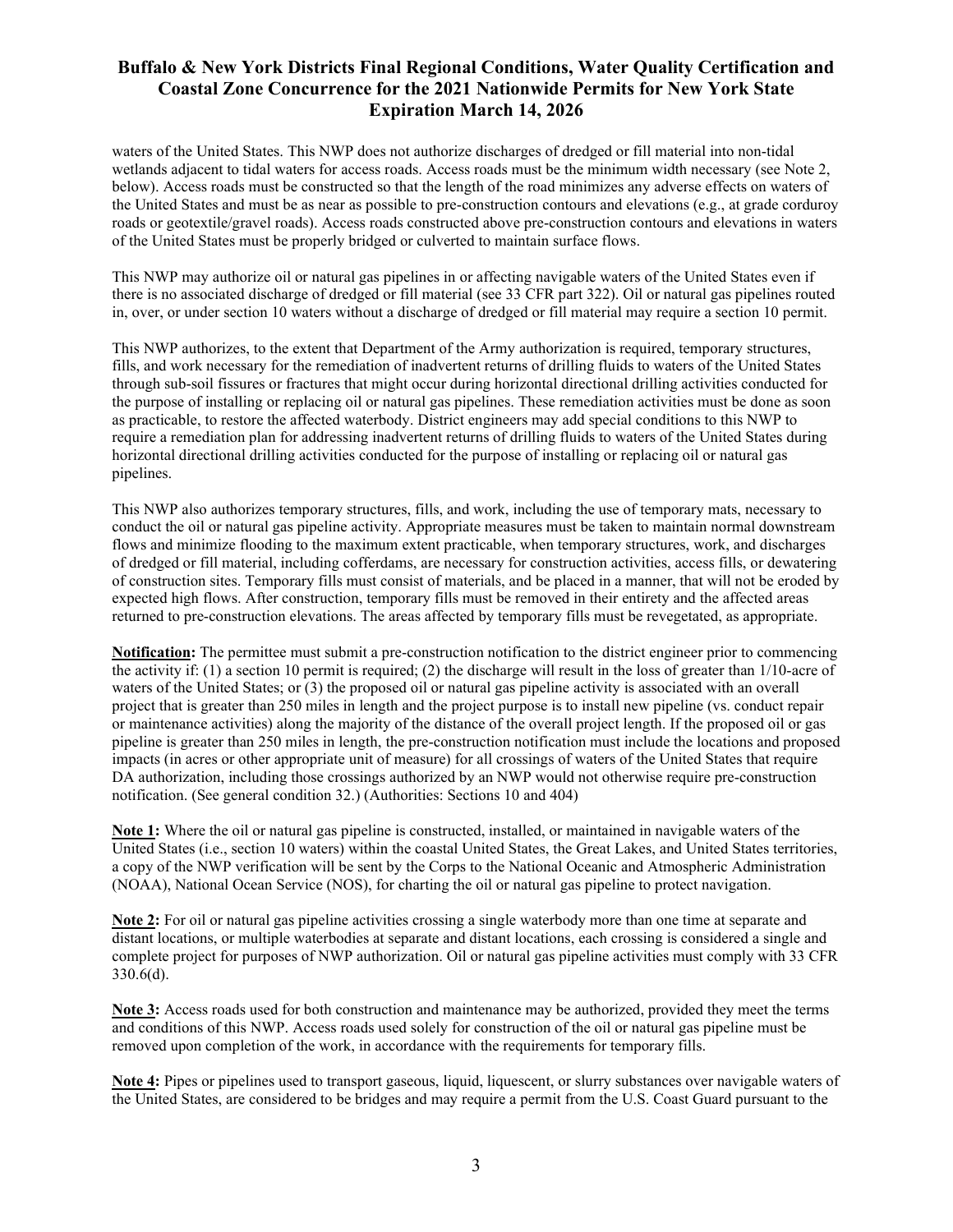waters of the United States. This NWP does not authorize discharges of dredged or fill material into non-tidal wetlands adjacent to tidal waters for access roads. Access roads must be the minimum width necessary (see Note 2, below). Access roads must be constructed so that the length of the road minimizes any adverse effects on waters of the United States and must be as near as possible to pre-construction contours and elevations (e.g., at grade corduroy roads or geotextile/gravel roads). Access roads constructed above pre-construction contours and elevations in waters of the United States must be properly bridged or culverted to maintain surface flows.

This NWP may authorize oil or natural gas pipelines in or affecting navigable waters of the United States even if there is no associated discharge of dredged or fill material (see 33 CFR part 322). Oil or natural gas pipelines routed in, over, or under section 10 waters without a discharge of dredged or fill material may require a section 10 permit.

This NWP authorizes, to the extent that Department of the Army authorization is required, temporary structures, fills, and work necessary for the remediation of inadvertent returns of drilling fluids to waters of the United States through sub-soil fissures or fractures that might occur during horizontal directional drilling activities conducted for the purpose of installing or replacing oil or natural gas pipelines. These remediation activities must be done as soon as practicable, to restore the affected waterbody. District engineers may add special conditions to this NWP to require a remediation plan for addressing inadvertent returns of drilling fluids to waters of the United States during horizontal directional drilling activities conducted for the purpose of installing or replacing oil or natural gas pipelines.

This NWP also authorizes temporary structures, fills, and work, including the use of temporary mats, necessary to conduct the oil or natural gas pipeline activity. Appropriate measures must be taken to maintain normal downstream flows and minimize flooding to the maximum extent practicable, when temporary structures, work, and discharges of dredged or fill material, including cofferdams, are necessary for construction activities, access fills, or dewatering of construction sites. Temporary fills must consist of materials, and be placed in a manner, that will not be eroded by expected high flows. After construction, temporary fills must be removed in their entirety and the affected areas returned to pre-construction elevations. The areas affected by temporary fills must be revegetated, as appropriate.

**Notification:** The permittee must submit a pre-construction notification to the district engineer prior to commencing the activity if: (1) a section 10 permit is required; (2) the discharge will result in the loss of greater than 1/10-acre of waters of the United States; or (3) the proposed oil or natural gas pipeline activity is associated with an overall project that is greater than 250 miles in length and the project purpose is to install new pipeline (vs. conduct repair or maintenance activities) along the majority of the distance of the overall project length. If the proposed oil or gas pipeline is greater than 250 miles in length, the pre-construction notification must include the locations and proposed impacts (in acres or other appropriate unit of measure) for all crossings of waters of the United States that require DA authorization, including those crossings authorized by an NWP would not otherwise require pre-construction notification. (See general condition 32.) (Authorities: Sections 10 and 404)

**Note 1:** Where the oil or natural gas pipeline is constructed, installed, or maintained in navigable waters of the United States (i.e., section 10 waters) within the coastal United States, the Great Lakes, and United States territories, a copy of the NWP verification will be sent by the Corps to the National Oceanic and Atmospheric Administration (NOAA), National Ocean Service (NOS), for charting the oil or natural gas pipeline to protect navigation.

**Note 2:** For oil or natural gas pipeline activities crossing a single waterbody more than one time at separate and distant locations, or multiple waterbodies at separate and distant locations, each crossing is considered a single and complete project for purposes of NWP authorization. Oil or natural gas pipeline activities must comply with 33 CFR 330.6(d).

**Note 3:** Access roads used for both construction and maintenance may be authorized, provided they meet the terms and conditions of this NWP. Access roads used solely for construction of the oil or natural gas pipeline must be removed upon completion of the work, in accordance with the requirements for temporary fills.

**Note 4:** Pipes or pipelines used to transport gaseous, liquid, liquescent, or slurry substances over navigable waters of the United States, are considered to be bridges and may require a permit from the U.S. Coast Guard pursuant to the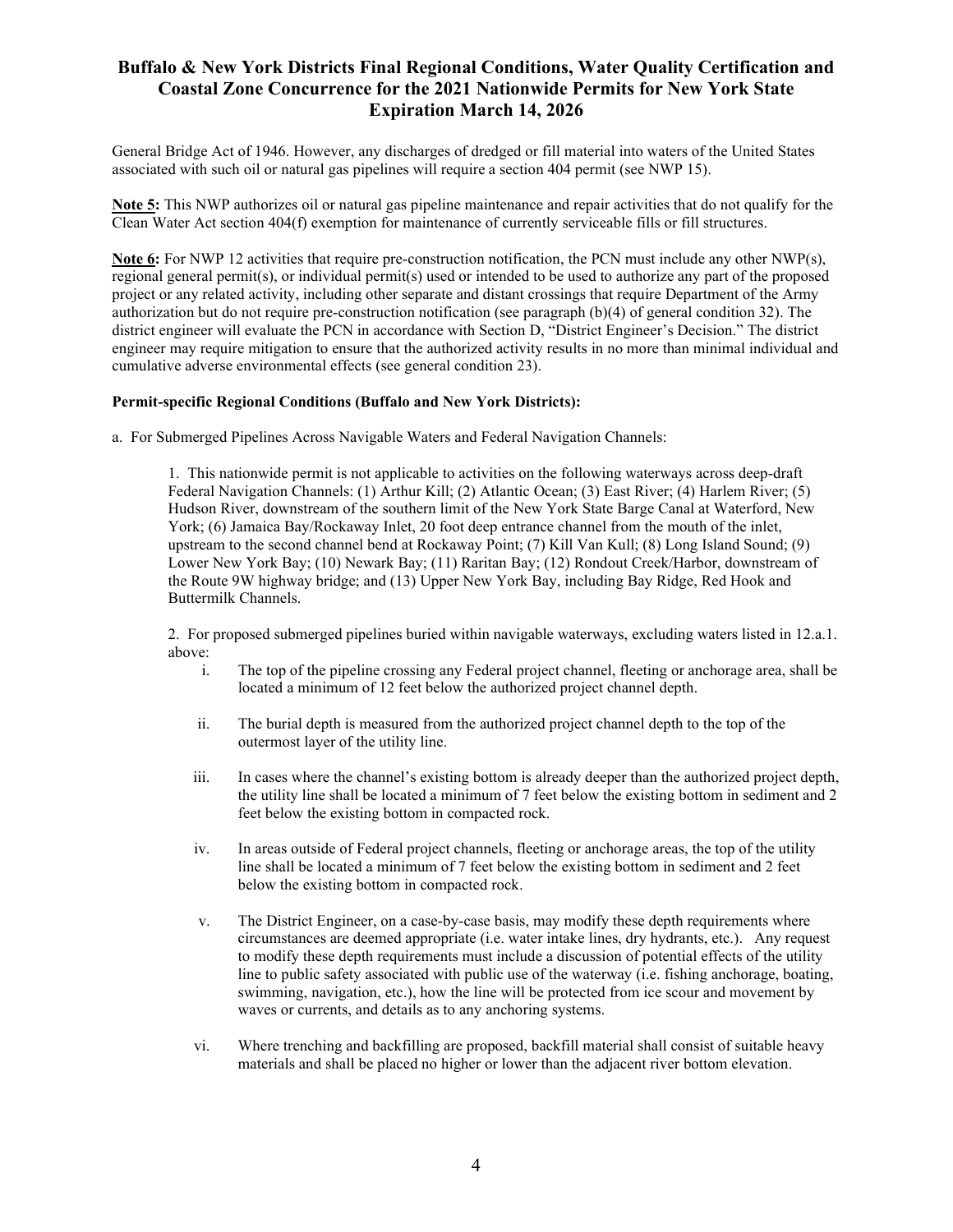General Bridge Act of 1946. However, any discharges of dredged or fill material into waters of the United States associated with such oil or natural gas pipelines will require a section 404 permit (see NWP 15).

**Note 5:** This NWP authorizes oil or natural gas pipeline maintenance and repair activities that do not qualify for the Clean Water Act section 404(f) exemption for maintenance of currently serviceable fills or fill structures.

**Note 6:** For NWP 12 activities that require pre-construction notification, the PCN must include any other NWP(s), regional general permit(s), or individual permit(s) used or intended to be used to authorize any part of the proposed project or any related activity, including other separate and distant crossings that require Department of the Army authorization but do not require pre-construction notification (see paragraph (b)(4) of general condition 32). The district engineer will evaluate the PCN in accordance with Section D, "District Engineer's Decision." The district engineer may require mitigation to ensure that the authorized activity results in no more than minimal individual and cumulative adverse environmental effects (see general condition 23).

**Permit-specific Regional Conditions (Buffalo and New York Districts):**

a. For Submerged Pipelines Across Navigable Waters and Federal Navigation Channels:

1. This nationwide permit is not applicable to activities on the following waterways across deep-draft Federal Navigation Channels: (1) Arthur Kill; (2) Atlantic Ocean; (3) East River; (4) Harlem River; (5) Hudson River, downstream of the southern limit of the New York State Barge Canal at Waterford, New York; (6) Jamaica Bay/Rockaway Inlet, 20 foot deep entrance channel from the mouth of the inlet, upstream to the second channel bend at Rockaway Point; (7) Kill Van Kull; (8) Long Island Sound; (9) Lower New York Bay; (10) Newark Bay; (11) Raritan Bay; (12) Rondout Creek/Harbor, downstream of the Route 9W highway bridge; and (13) Upper New York Bay, including Bay Ridge, Red Hook and Buttermilk Channels.

2. For proposed submerged pipelines buried within navigable waterways, excluding waters listed in 12.a.1. above:

   i. The top of the pipeline crossing any Federal project channel, fleeting or anchorage area, shall be located a minimum of 12 feet below the authorized project channel depth.

   ii. The burial depth is measured from the authorized project channel depth to the top of the outermost layer of the utility line.

   iii. In cases where the channel's existing bottom is already deeper than the authorized project depth, the utility line shall be located a minimum of 7 feet below the existing bottom in sediment and 2 feet below the existing bottom in compacted rock.

   iv. In areas outside of Federal project channels, fleeting or anchorage areas, the top of the utility line shall be located a minimum of 7 feet below the existing bottom in sediment and 2 feet below the existing bottom in compacted rock.

   v. The District Engineer, on a case-by-case basis, may modify these depth requirements where circumstances are deemed appropriate (i.e. water intake lines, dry hydrants, etc.). Any request to modify these depth requirements must include a discussion of potential effects of the utility line to public safety associated with public use of the waterway (i.e. fishing anchorage, boating, swimming, navigation, etc.), how the line will be protected from ice scour and movement by waves or currents, and details as to any anchoring systems.

   vi. Where trenching and backfilling are proposed, backfill material shall consist of suitable heavy materials and shall be placed no higher or lower than the adjacent river bottom elevation.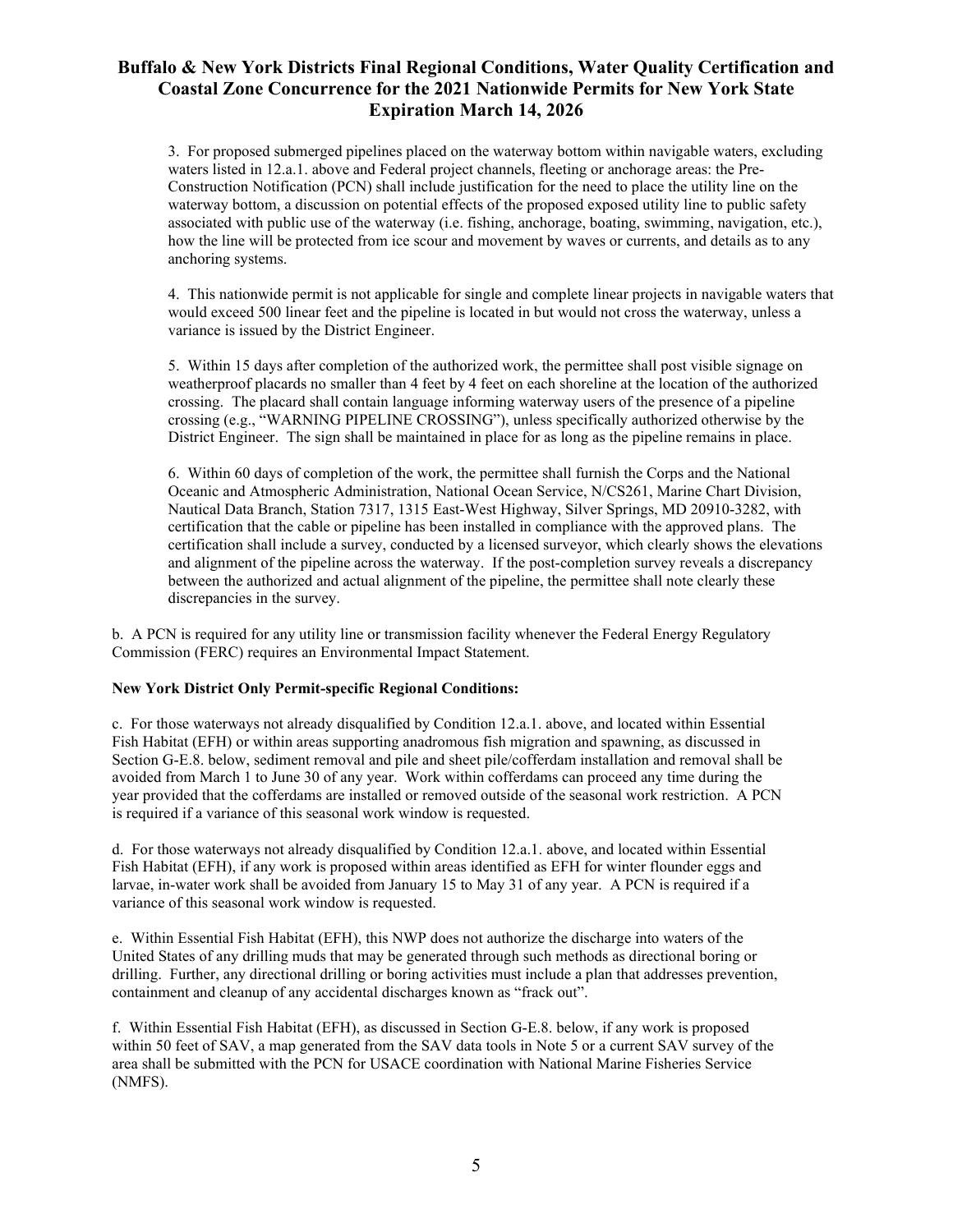3. For proposed submerged pipelines placed on the waterway bottom within navigable waters, excluding waters listed in 12.a.1. above and Federal project channels, fleeting or anchorage areas: the Pre-Construction Notification (PCN) shall include justification for the need to place the utility line on the waterway bottom, a discussion on potential effects of the proposed exposed utility line to public safety associated with public use of the waterway (i.e. fishing, anchorage, boating, swimming, navigation, etc.), how the line will be protected from ice scour and movement by waves or currents, and details as to any anchoring systems.

4. This nationwide permit is not applicable for single and complete linear projects in navigable waters that would exceed 500 linear feet and the pipeline is located in but would not cross the waterway, unless a variance is issued by the District Engineer.

5. Within 15 days after completion of the authorized work, the permittee shall post visible signage on weatherproof placards no smaller than 4 feet by 4 feet on each shoreline at the location of the authorized crossing. The placard shall contain language informing waterway users of the presence of a pipeline crossing (e.g., "WARNING PIPELINE CROSSING"), unless specifically authorized otherwise by the District Engineer. The sign shall be maintained in place for as long as the pipeline remains in place.

6. Within 60 days of completion of the work, the permittee shall furnish the Corps and the National Oceanic and Atmospheric Administration, National Ocean Service, N/CS261, Marine Chart Division, Nautical Data Branch, Station 7317, 1315 East-West Highway, Silver Springs, MD 20910-3282, with certification that the cable or pipeline has been installed in compliance with the approved plans. The certification shall include a survey, conducted by a licensed surveyor, which clearly shows the elevations and alignment of the pipeline across the waterway. If the post-completion survey reveals a discrepancy between the authorized and actual alignment of the pipeline, the permittee shall note clearly these discrepancies in the survey.

b. A PCN is required for any utility line or transmission facility whenever the Federal Energy Regulatory Commission (FERC) requires an Environmental Impact Statement.

**New York District Only Permit-specific Regional Conditions:**

c. For those waterways not already disqualified by Condition 12.a.1. above, and located within Essential Fish Habitat (EFH) or within areas supporting anadromous fish migration and spawning, as discussed in Section G-E.8. below, sediment removal and pile and sheet pile/cofferdam installation and removal shall be avoided from March 1 to June 30 of any year. Work within cofferdams can proceed any time during the year provided that the cofferdams are installed or removed outside of the seasonal work restriction. A PCN is required if a variance of this seasonal work window is requested.

d. For those waterways not already disqualified by Condition 12.a.1. above, and located within Essential Fish Habitat (EFH), if any work is proposed within areas identified as EFH for winter flounder eggs and larvae, in-water work shall be avoided from January 15 to May 31 of any year. A PCN is required if a variance of this seasonal work window is requested.

e. Within Essential Fish Habitat (EFH), this NWP does not authorize the discharge into waters of the United States of any drilling muds that may be generated through such methods as directional boring or drilling. Further, any directional drilling or boring activities must include a plan that addresses prevention, containment and cleanup of any accidental discharges known as "frack out".

f. Within Essential Fish Habitat (EFH), as discussed in Section G-E.8. below, if any work is proposed within 50 feet of SAV, a map generated from the SAV data tools in Note 5 or a current SAV survey of the area shall be submitted with the PCN for USACE coordination with National Marine Fisheries Service (NMFS).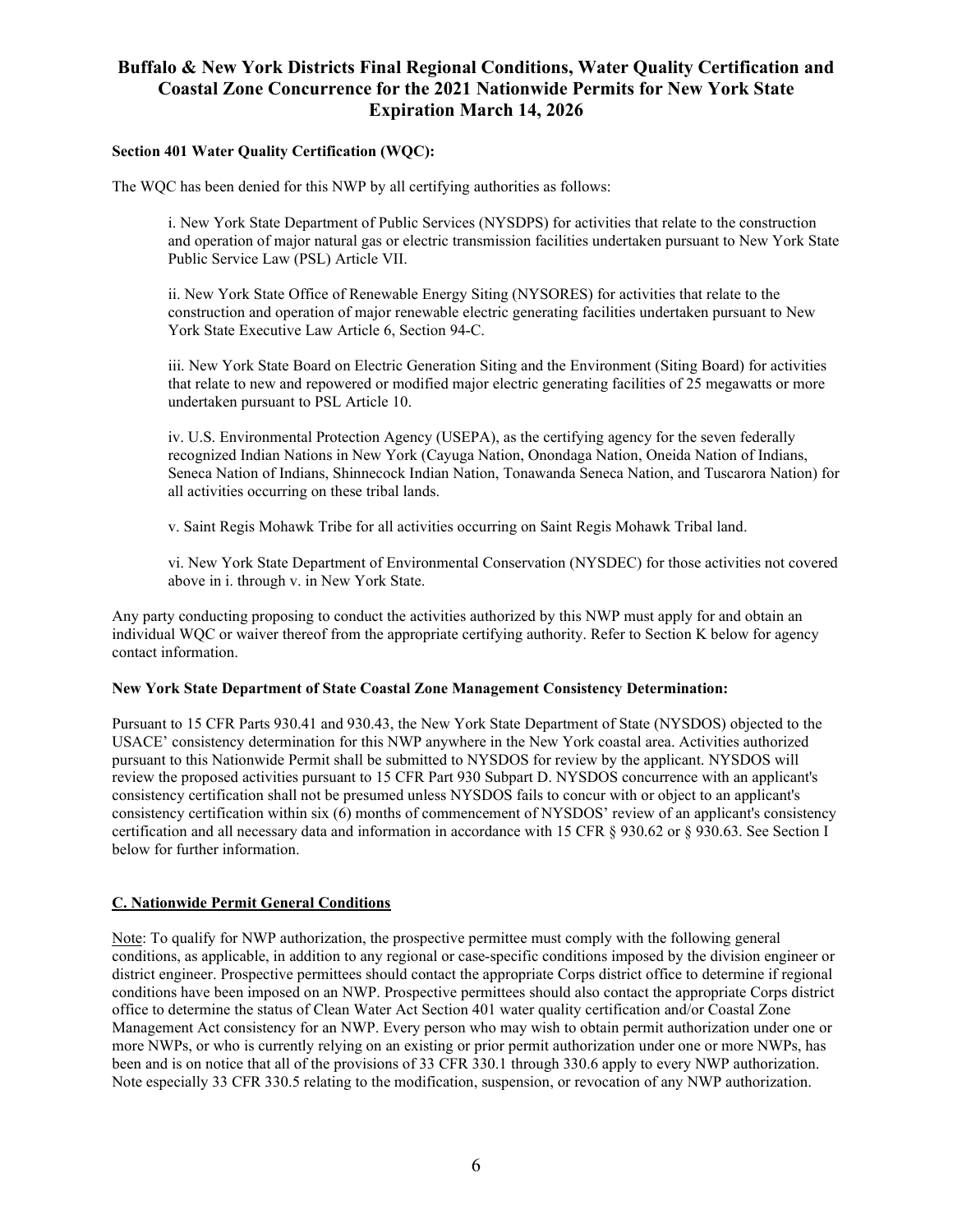**Section 401 Water Quality Certification (WQC):**

The WQC has been denied for this NWP by all certifying authorities as follows:

i. New York State Department of Public Services (NYSDPS) for activities that relate to the construction and operation of major natural gas or electric transmission facilities undertaken pursuant to New York State Public Service Law (PSL) Article VII.

ii. New York State Office of Renewable Energy Siting (NYSORES) for activities that relate to the construction and operation of major renewable electric generating facilities undertaken pursuant to New York State Executive Law Article 6, Section 94-C.

iii. New York State Board on Electric Generation Siting and the Environment (Siting Board) for activities that relate to new and repowered or modified major electric generating facilities of 25 megawatts or more undertaken pursuant to PSL Article 10.

iv. U.S. Environmental Protection Agency (USEPA), as the certifying agency for the seven federally recognized Indian Nations in New York (Cayuga Nation, Onondaga Nation, Oneida Nation of Indians, Seneca Nation of Indians, Shinnecock Indian Nation, Tonawanda Seneca Nation, and Tuscarora Nation) for all activities occurring on these tribal lands.

v. Saint Regis Mohawk Tribe for all activities occurring on Saint Regis Mohawk Tribal land.

vi. New York State Department of Environmental Conservation (NYSDEC) for those activities not covered above in i. through v. in New York State.

Any party conducting proposing to conduct the activities authorized by this NWP must apply for and obtain an individual WQC or waiver thereof from the appropriate certifying authority. Refer to Section K below for agency contact information.

**New York State Department of State Coastal Zone Management Consistency Determination:**

Pursuant to 15 CFR Parts 930.41 and 930.43, the New York State Department of State (NYSDOS) objected to the USACE' consistency determination for this NWP anywhere in the New York coastal area. Activities authorized pursuant to this Nationwide Permit shall be submitted to NYSDOS for review by the applicant. NYSDOS will review the proposed activities pursuant to 15 CFR Part 930 Subpart D. NYSDOS concurrence with an applicant's consistency certification shall not be presumed unless NYSDOS fails to concur with or object to an applicant's consistency certification within six (6) months of commencement of NYSDOS' review of an applicant's consistency certification and all necessary data and information in accordance with 15 CFR § 930.62 or § 930.63. See Section I below for further information.

## C. Nationwide Permit General Conditions

Note: To qualify for NWP authorization, the prospective permittee must comply with the following general conditions, as applicable, in addition to any regional or case-specific conditions imposed by the division engineer or district engineer. Prospective permittees should contact the appropriate Corps district office to determine if regional conditions have been imposed on an NWP. Prospective permittees should also contact the appropriate Corps district office to determine the status of Clean Water Act Section 401 water quality certification and/or Coastal Zone Management Act consistency for an NWP. Every person who may wish to obtain permit authorization under one or more NWPs, or who is currently relying on an existing or prior permit authorization under one or more NWPs, has been and is on notice that all of the provisions of 33 CFR 330.1 through 330.6 apply to every NWP authorization. Note especially 33 CFR 330.5 relating to the modification, suspension, or revocation of any NWP authorization.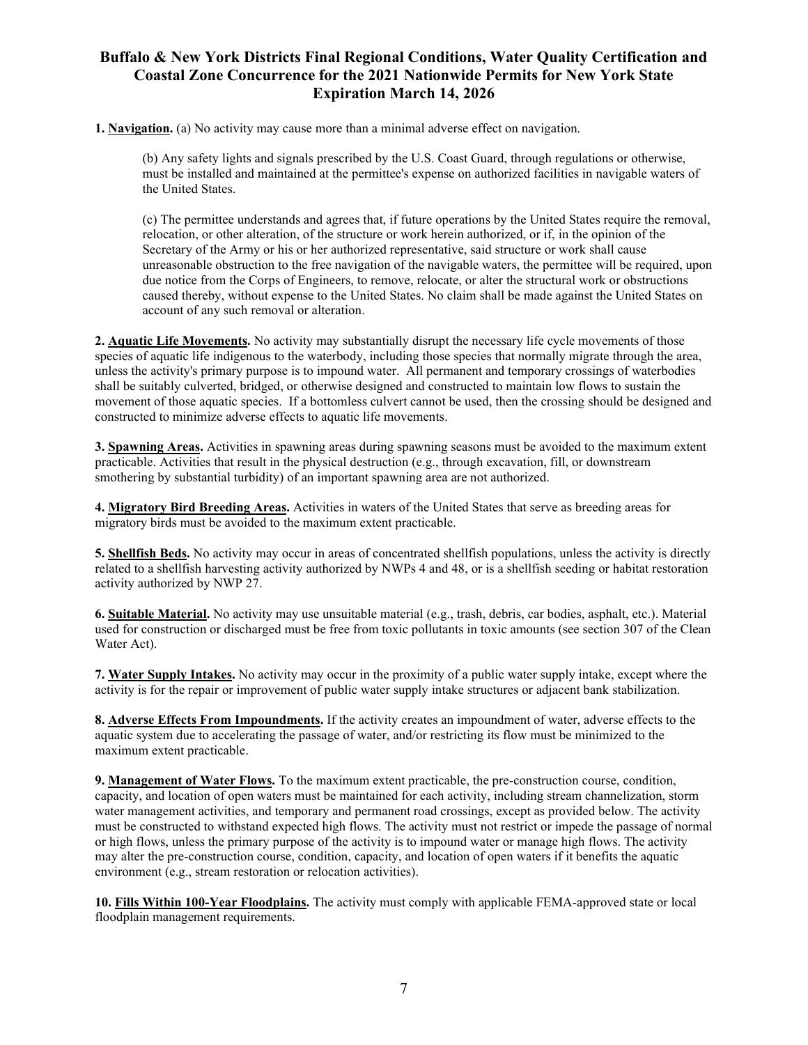**Buffalo & New York Districts Final Regional Conditions, Water Quality Certification and Coastal Zone Concurrence for the 2021 Nationwide Permits for New York State Expiration March 14, 2026**

**1. Navigation.** (a) No activity may cause more than a minimal adverse effect on navigation.

(b) Any safety lights and signals prescribed by the U.S. Coast Guard, through regulations or otherwise, must be installed and maintained at the permittee's expense on authorized facilities in navigable waters of the United States.

(c) The permittee understands and agrees that, if future operations by the United States require the removal, relocation, or other alteration, of the structure or work herein authorized, or if, in the opinion of the Secretary of the Army or his or her authorized representative, said structure or work shall cause unreasonable obstruction to the free navigation of the navigable waters, the permittee will be required, upon due notice from the Corps of Engineers, to remove, relocate, or alter the structural work or obstructions caused thereby, without expense to the United States. No claim shall be made against the United States on account of any such removal or alteration.

**2. Aquatic Life Movements.** No activity may substantially disrupt the necessary life cycle movements of those species of aquatic life indigenous to the waterbody, including those species that normally migrate through the area, unless the activity's primary purpose is to impound water. All permanent and temporary crossings of waterbodies shall be suitably culverted, bridged, or otherwise designed and constructed to maintain low flows to sustain the movement of those aquatic species. If a bottomless culvert cannot be used, then the crossing should be designed and constructed to minimize adverse effects to aquatic life movements.

**3. Spawning Areas.** Activities in spawning areas during spawning seasons must be avoided to the maximum extent practicable. Activities that result in the physical destruction (e.g., through excavation, fill, or downstream smothering by substantial turbidity) of an important spawning area are not authorized.

**4. Migratory Bird Breeding Areas.** Activities in waters of the United States that serve as breeding areas for migratory birds must be avoided to the maximum extent practicable.

**5. Shellfish Beds.** No activity may occur in areas of concentrated shellfish populations, unless the activity is directly related to a shellfish harvesting activity authorized by NWPs 4 and 48, or is a shellfish seeding or habitat restoration activity authorized by NWP 27.

**6. Suitable Material.** No activity may use unsuitable material (e.g., trash, debris, car bodies, asphalt, etc.). Material used for construction or discharged must be free from toxic pollutants in toxic amounts (see section 307 of the Clean Water Act).

**7. Water Supply Intakes.** No activity may occur in the proximity of a public water supply intake, except where the activity is for the repair or improvement of public water supply intake structures or adjacent bank stabilization.

**8. Adverse Effects From Impoundments.** If the activity creates an impoundment of water, adverse effects to the aquatic system due to accelerating the passage of water, and/or restricting its flow must be minimized to the maximum extent practicable.

**9. Management of Water Flows.** To the maximum extent practicable, the pre-construction course, condition, capacity, and location of open waters must be maintained for each activity, including stream channelization, storm water management activities, and temporary and permanent road crossings, except as provided below. The activity must be constructed to withstand expected high flows. The activity must not restrict or impede the passage of normal or high flows, unless the primary purpose of the activity is to impound water or manage high flows. The activity may alter the pre-construction course, condition, capacity, and location of open waters if it benefits the aquatic environment (e.g., stream restoration or relocation activities).

**10. Fills Within 100-Year Floodplains.** The activity must comply with applicable FEMA-approved state or local floodplain management requirements.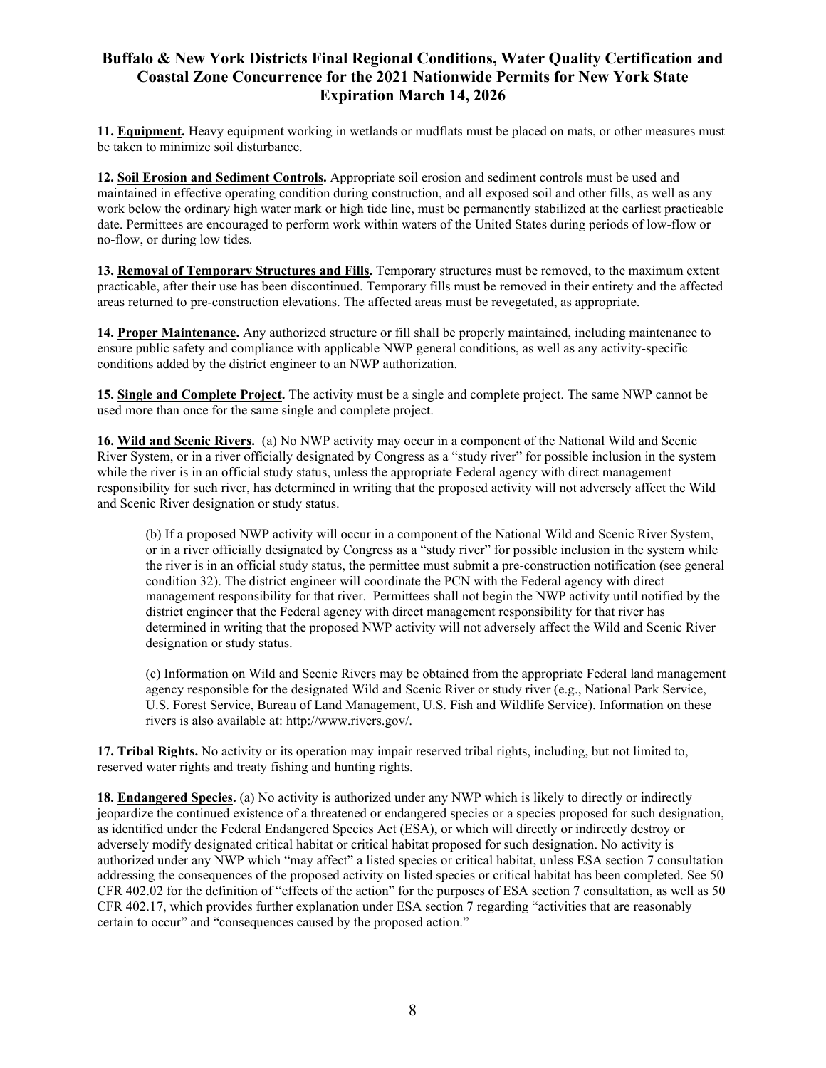**11. Equipment.** Heavy equipment working in wetlands or mudflats must be placed on mats, or other measures must be taken to minimize soil disturbance.

**12. Soil Erosion and Sediment Controls.** Appropriate soil erosion and sediment controls must be used and maintained in effective operating condition during construction, and all exposed soil and other fills, as well as any work below the ordinary high water mark or high tide line, must be permanently stabilized at the earliest practicable date. Permittees are encouraged to perform work within waters of the United States during periods of low-flow or no-flow, or during low tides.

**13. Removal of Temporary Structures and Fills.** Temporary structures must be removed, to the maximum extent practicable, after their use has been discontinued. Temporary fills must be removed in their entirety and the affected areas returned to pre-construction elevations. The affected areas must be revegetated, as appropriate.

**14. Proper Maintenance.** Any authorized structure or fill shall be properly maintained, including maintenance to ensure public safety and compliance with applicable NWP general conditions, as well as any activity-specific conditions added by the district engineer to an NWP authorization.

**15. Single and Complete Project.** The activity must be a single and complete project. The same NWP cannot be used more than once for the same single and complete project.

**16. Wild and Scenic Rivers.** (a) No NWP activity may occur in a component of the National Wild and Scenic River System, or in a river officially designated by Congress as a "study river" for possible inclusion in the system while the river is in an official study status, unless the appropriate Federal agency with direct management responsibility for such river, has determined in writing that the proposed activity will not adversely affect the Wild and Scenic River designation or study status.

(b) If a proposed NWP activity will occur in a component of the National Wild and Scenic River System, or in a river officially designated by Congress as a "study river" for possible inclusion in the system while the river is in an official study status, the permittee must submit a pre-construction notification (see general condition 32). The district engineer will coordinate the PCN with the Federal agency with direct management responsibility for that river. Permittees shall not begin the NWP activity until notified by the district engineer that the Federal agency with direct management responsibility for that river has determined in writing that the proposed NWP activity will not adversely affect the Wild and Scenic River designation or study status.

(c) Information on Wild and Scenic Rivers may be obtained from the appropriate Federal land management agency responsible for the designated Wild and Scenic River or study river (e.g., National Park Service, U.S. Forest Service, Bureau of Land Management, U.S. Fish and Wildlife Service). Information on these rivers is also available at: http://www.rivers.gov/.

**17. Tribal Rights.** No activity or its operation may impair reserved tribal rights, including, but not limited to, reserved water rights and treaty fishing and hunting rights.

**18. Endangered Species.** (a) No activity is authorized under any NWP which is likely to directly or indirectly jeopardize the continued existence of a threatened or endangered species or a species proposed for such designation, as identified under the Federal Endangered Species Act (ESA), or which will directly or indirectly destroy or adversely modify designated critical habitat or critical habitat proposed for such designation. No activity is authorized under any NWP which "may affect" a listed species or critical habitat, unless ESA section 7 consultation addressing the consequences of the proposed activity on listed species or critical habitat has been completed. See 50 CFR 402.02 for the definition of "effects of the action" for the purposes of ESA section 7 consultation, as well as 50 CFR 402.17, which provides further explanation under ESA section 7 regarding "activities that are reasonably certain to occur" and "consequences caused by the proposed action."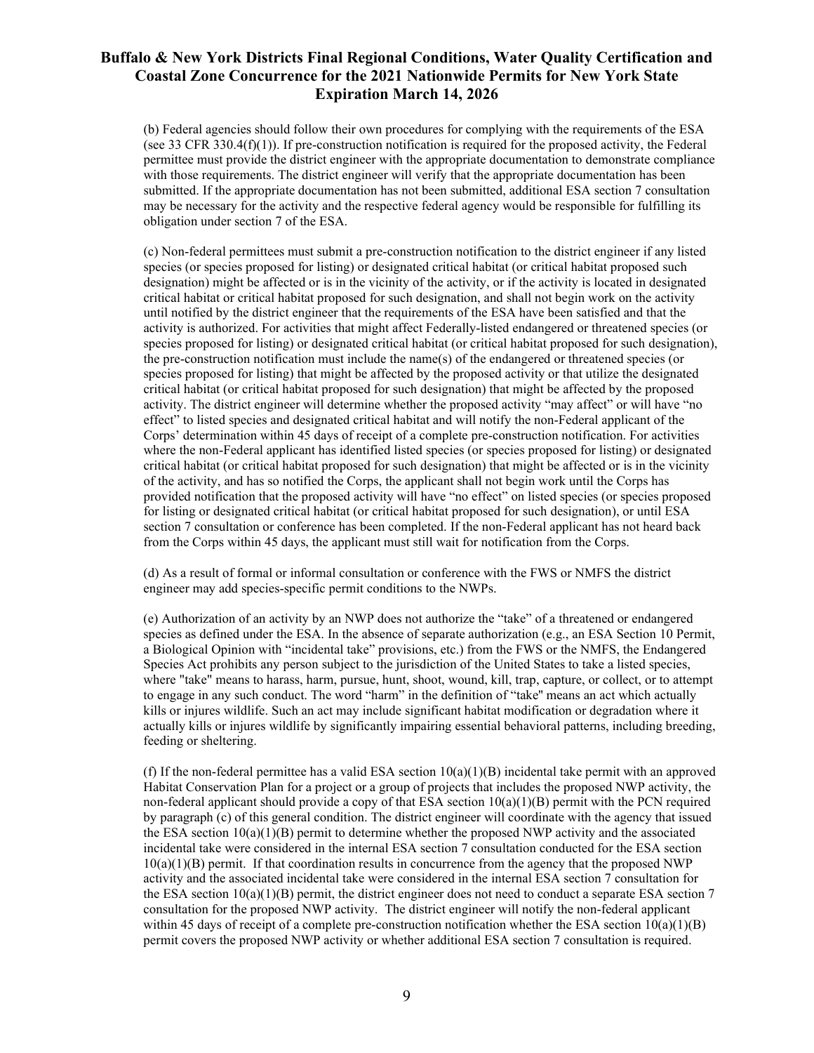(b) Federal agencies should follow their own procedures for complying with the requirements of the ESA (see 33 CFR 330.4(f)(1)). If pre-construction notification is required for the proposed activity, the Federal permittee must provide the district engineer with the appropriate documentation to demonstrate compliance with those requirements. The district engineer will verify that the appropriate documentation has been submitted. If the appropriate documentation has not been submitted, additional ESA section 7 consultation may be necessary for the activity and the respective federal agency would be responsible for fulfilling its obligation under section 7 of the ESA.

(c) Non-federal permittees must submit a pre-construction notification to the district engineer if any listed species (or species proposed for listing) or designated critical habitat (or critical habitat proposed such designation) might be affected or is in the vicinity of the activity, or if the activity is located in designated critical habitat or critical habitat proposed for such designation, and shall not begin work on the activity until notified by the district engineer that the requirements of the ESA have been satisfied and that the activity is authorized. For activities that might affect Federally-listed endangered or threatened species (or species proposed for listing) or designated critical habitat (or critical habitat proposed for such designation), the pre-construction notification must include the name(s) of the endangered or threatened species (or species proposed for listing) that might be affected by the proposed activity or that utilize the designated critical habitat (or critical habitat proposed for such designation) that might be affected by the proposed activity. The district engineer will determine whether the proposed activity "may affect" or will have "no effect" to listed species and designated critical habitat and will notify the non-Federal applicant of the Corps' determination within 45 days of receipt of a complete pre-construction notification. For activities where the non-Federal applicant has identified listed species (or species proposed for listing) or designated critical habitat (or critical habitat proposed for such designation) that might be affected or is in the vicinity of the activity, and has so notified the Corps, the applicant shall not begin work until the Corps has provided notification that the proposed activity will have "no effect" on listed species (or species proposed for listing or designated critical habitat (or critical habitat proposed for such designation), or until ESA section 7 consultation or conference has been completed. If the non-Federal applicant has not heard back from the Corps within 45 days, the applicant must still wait for notification from the Corps.

(d) As a result of formal or informal consultation or conference with the FWS or NMFS the district engineer may add species-specific permit conditions to the NWPs.

(e) Authorization of an activity by an NWP does not authorize the "take" of a threatened or endangered species as defined under the ESA. In the absence of separate authorization (e.g., an ESA Section 10 Permit, a Biological Opinion with "incidental take" provisions, etc.) from the FWS or the NMFS, the Endangered Species Act prohibits any person subject to the jurisdiction of the United States to take a listed species, where "take" means to harass, harm, pursue, hunt, shoot, wound, kill, trap, capture, or collect, or to attempt to engage in any such conduct. The word "harm" in the definition of "take" means an act which actually kills or injures wildlife. Such an act may include significant habitat modification or degradation where it actually kills or injures wildlife by significantly impairing essential behavioral patterns, including breeding, feeding or sheltering.

(f) If the non-federal permittee has a valid ESA section 10(a)(1)(B) incidental take permit with an approved Habitat Conservation Plan for a project or a group of projects that includes the proposed NWP activity, the non-federal applicant should provide a copy of that ESA section 10(a)(1)(B) permit with the PCN required by paragraph (c) of this general condition. The district engineer will coordinate with the agency that issued the ESA section 10(a)(1)(B) permit to determine whether the proposed NWP activity and the associated incidental take were considered in the internal ESA section 7 consultation conducted for the ESA section 10(a)(1)(B) permit. If that coordination results in concurrence from the agency that the proposed NWP activity and the associated incidental take were considered in the internal ESA section 7 consultation for the ESA section 10(a)(1)(B) permit, the district engineer does not need to conduct a separate ESA section 7 consultation for the proposed NWP activity. The district engineer will notify the non-federal applicant within 45 days of receipt of a complete pre-construction notification whether the ESA section 10(a)(1)(B) permit covers the proposed NWP activity or whether additional ESA section 7 consultation is required.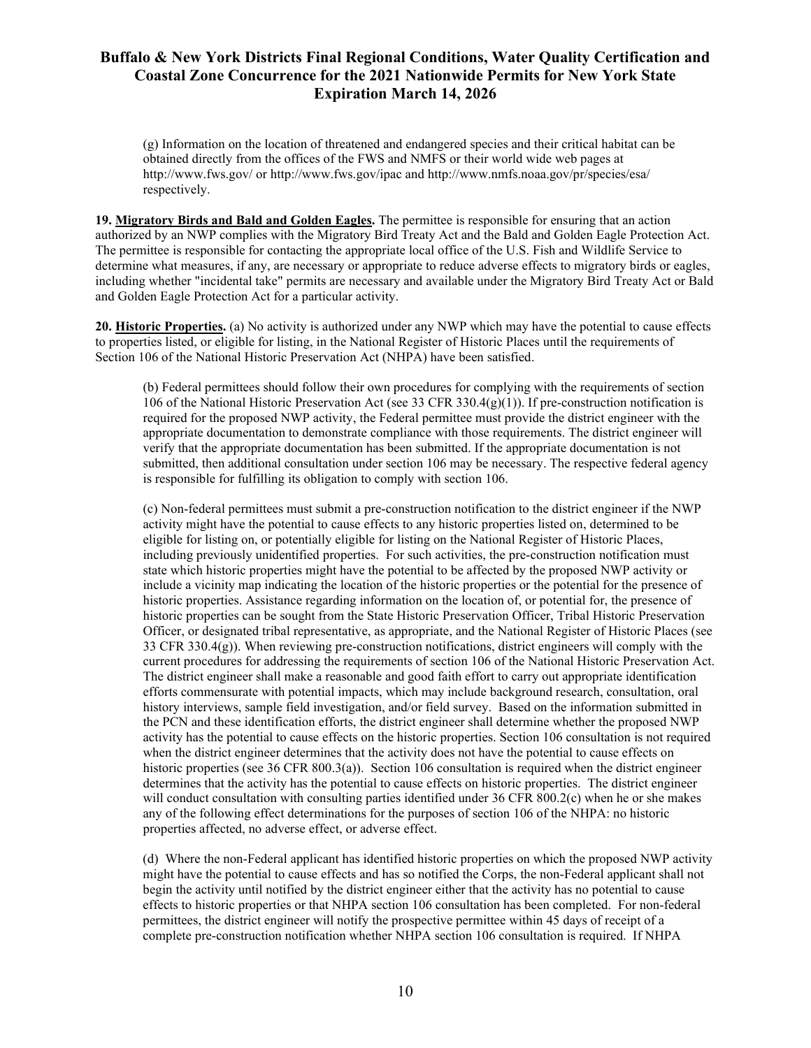(g) Information on the location of threatened and endangered species and their critical habitat can be obtained directly from the offices of the FWS and NMFS or their world wide web pages at http://www.fws.gov/ or http://www.fws.gov/ipac and http://www.nmfs.noaa.gov/pr/species/esa/ respectively.

**19. Migratory Birds and Bald and Golden Eagles.** The permittee is responsible for ensuring that an action authorized by an NWP complies with the Migratory Bird Treaty Act and the Bald and Golden Eagle Protection Act. The permittee is responsible for contacting the appropriate local office of the U.S. Fish and Wildlife Service to determine what measures, if any, are necessary or appropriate to reduce adverse effects to migratory birds or eagles, including whether "incidental take" permits are necessary and available under the Migratory Bird Treaty Act or Bald and Golden Eagle Protection Act for a particular activity.

**20. Historic Properties.** (a) No activity is authorized under any NWP which may have the potential to cause effects to properties listed, or eligible for listing, in the National Register of Historic Places until the requirements of Section 106 of the National Historic Preservation Act (NHPA) have been satisfied.

(b) Federal permittees should follow their own procedures for complying with the requirements of section 106 of the National Historic Preservation Act (see 33 CFR 330.4(g)(1)). If pre-construction notification is required for the proposed NWP activity, the Federal permittee must provide the district engineer with the appropriate documentation to demonstrate compliance with those requirements. The district engineer will verify that the appropriate documentation has been submitted. If the appropriate documentation is not submitted, then additional consultation under section 106 may be necessary. The respective federal agency is responsible for fulfilling its obligation to comply with section 106.

(c) Non-federal permittees must submit a pre-construction notification to the district engineer if the NWP activity might have the potential to cause effects to any historic properties listed on, determined to be eligible for listing on, or potentially eligible for listing on the National Register of Historic Places, including previously unidentified properties. For such activities, the pre-construction notification must state which historic properties might have the potential to be affected by the proposed NWP activity or include a vicinity map indicating the location of the historic properties or the potential for the presence of historic properties. Assistance regarding information on the location of, or potential for, the presence of historic properties can be sought from the State Historic Preservation Officer, Tribal Historic Preservation Officer, or designated tribal representative, as appropriate, and the National Register of Historic Places (see 33 CFR 330.4(g)). When reviewing pre-construction notifications, district engineers will comply with the current procedures for addressing the requirements of section 106 of the National Historic Preservation Act. The district engineer shall make a reasonable and good faith effort to carry out appropriate identification efforts commensurate with potential impacts, which may include background research, consultation, oral history interviews, sample field investigation, and/or field survey. Based on the information submitted in the PCN and these identification efforts, the district engineer shall determine whether the proposed NWP activity has the potential to cause effects on the historic properties. Section 106 consultation is not required when the district engineer determines that the activity does not have the potential to cause effects on historic properties (see 36 CFR 800.3(a)). Section 106 consultation is required when the district engineer determines that the activity has the potential to cause effects on historic properties. The district engineer will conduct consultation with consulting parties identified under 36 CFR 800.2(c) when he or she makes any of the following effect determinations for the purposes of section 106 of the NHPA: no historic properties affected, no adverse effect, or adverse effect.

(d) Where the non-Federal applicant has identified historic properties on which the proposed NWP activity might have the potential to cause effects and has so notified the Corps, the non-Federal applicant shall not begin the activity until notified by the district engineer either that the activity has no potential to cause effects to historic properties or that NHPA section 106 consultation has been completed. For non-federal permittees, the district engineer will notify the prospective permittee within 45 days of receipt of a complete pre-construction notification whether NHPA section 106 consultation is required. If NHPA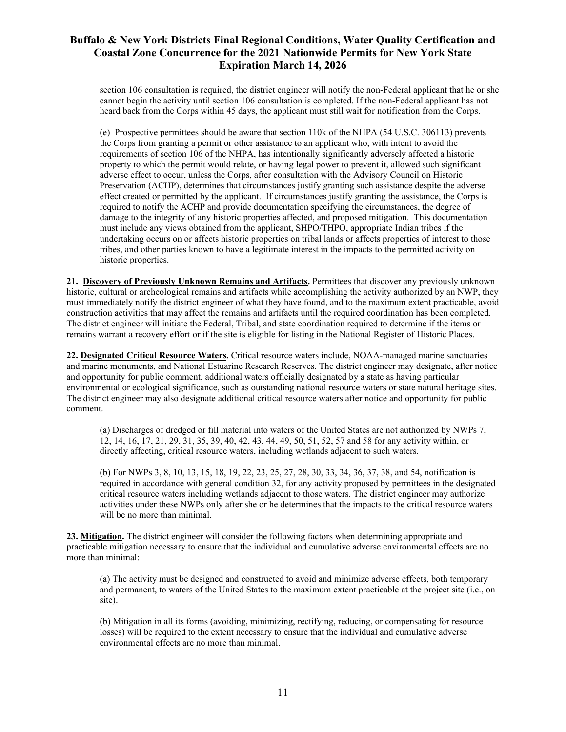section 106 consultation is required, the district engineer will notify the non-Federal applicant that he or she cannot begin the activity until section 106 consultation is completed. If the non-Federal applicant has not heard back from the Corps within 45 days, the applicant must still wait for notification from the Corps.

(e) Prospective permittees should be aware that section 110k of the NHPA (54 U.S.C. 306113) prevents the Corps from granting a permit or other assistance to an applicant who, with intent to avoid the requirements of section 106 of the NHPA, has intentionally significantly adversely affected a historic property to which the permit would relate, or having legal power to prevent it, allowed such significant adverse effect to occur, unless the Corps, after consultation with the Advisory Council on Historic Preservation (ACHP), determines that circumstances justify granting such assistance despite the adverse effect created or permitted by the applicant. If circumstances justify granting the assistance, the Corps is required to notify the ACHP and provide documentation specifying the circumstances, the degree of damage to the integrity of any historic properties affected, and proposed mitigation. This documentation must include any views obtained from the applicant, SHPO/THPO, appropriate Indian tribes if the undertaking occurs on or affects historic properties on tribal lands or affects properties of interest to those tribes, and other parties known to have a legitimate interest in the impacts to the permitted activity on historic properties.

**21. Discovery of Previously Unknown Remains and Artifacts.** Permittees that discover any previously unknown historic, cultural or archeological remains and artifacts while accomplishing the activity authorized by an NWP, they must immediately notify the district engineer of what they have found, and to the maximum extent practicable, avoid construction activities that may affect the remains and artifacts until the required coordination has been completed. The district engineer will initiate the Federal, Tribal, and state coordination required to determine if the items or remains warrant a recovery effort or if the site is eligible for listing in the National Register of Historic Places.

**22. Designated Critical Resource Waters.** Critical resource waters include, NOAA-managed marine sanctuaries and marine monuments, and National Estuarine Research Reserves. The district engineer may designate, after notice and opportunity for public comment, additional waters officially designated by a state as having particular environmental or ecological significance, such as outstanding national resource waters or state natural heritage sites. The district engineer may also designate additional critical resource waters after notice and opportunity for public comment.

(a) Discharges of dredged or fill material into waters of the United States are not authorized by NWPs 7, 12, 14, 16, 17, 21, 29, 31, 35, 39, 40, 42, 43, 44, 49, 50, 51, 52, 57 and 58 for any activity within, or directly affecting, critical resource waters, including wetlands adjacent to such waters.

(b) For NWPs 3, 8, 10, 13, 15, 18, 19, 22, 23, 25, 27, 28, 30, 33, 34, 36, 37, 38, and 54, notification is required in accordance with general condition 32, for any activity proposed by permittees in the designated critical resource waters including wetlands adjacent to those waters. The district engineer may authorize activities under these NWPs only after she or he determines that the impacts to the critical resource waters will be no more than minimal.

**23. Mitigation.** The district engineer will consider the following factors when determining appropriate and practicable mitigation necessary to ensure that the individual and cumulative adverse environmental effects are no more than minimal:

(a) The activity must be designed and constructed to avoid and minimize adverse effects, both temporary and permanent, to waters of the United States to the maximum extent practicable at the project site (i.e., on site).

(b) Mitigation in all its forms (avoiding, minimizing, rectifying, reducing, or compensating for resource losses) will be required to the extent necessary to ensure that the individual and cumulative adverse environmental effects are no more than minimal.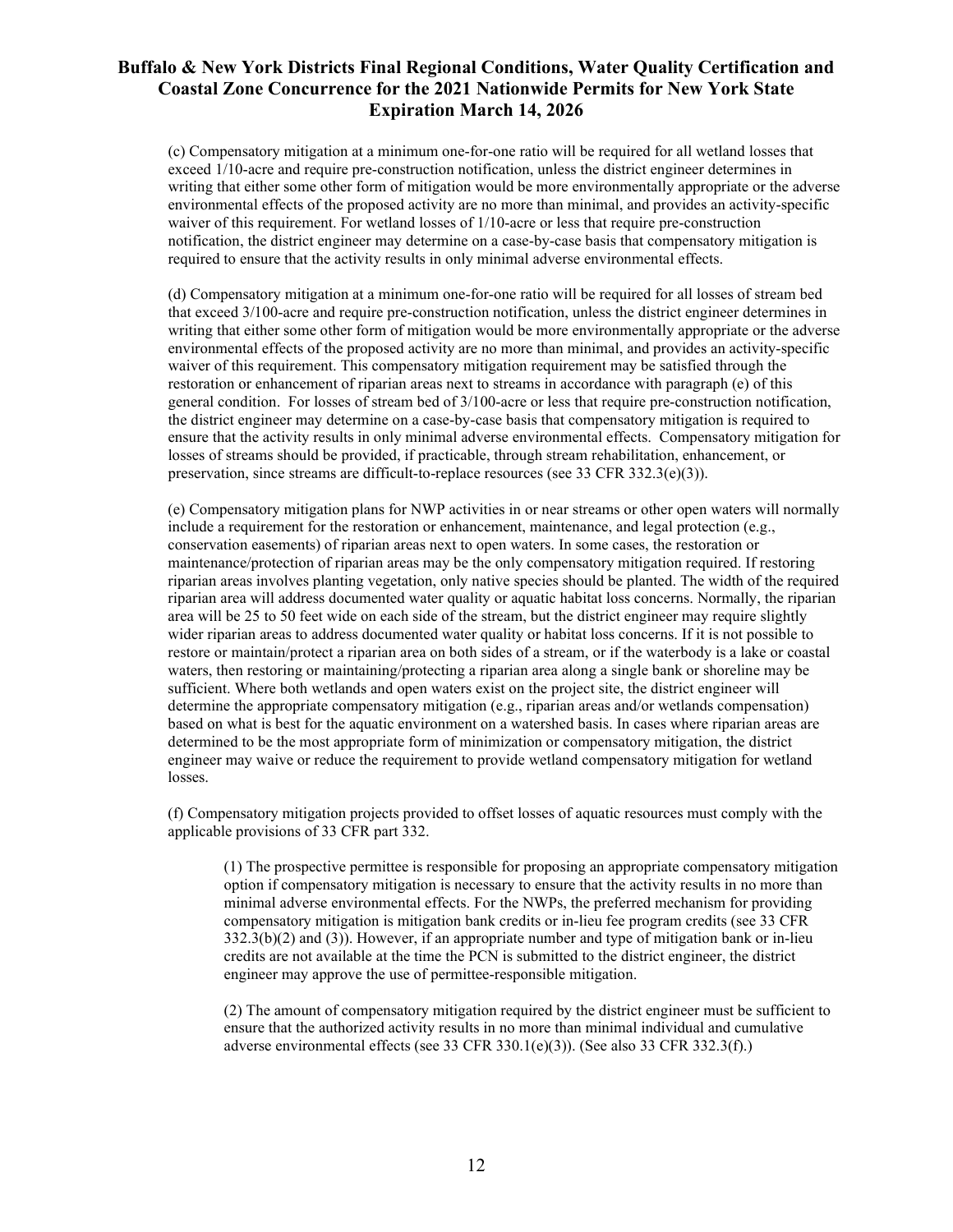(c) Compensatory mitigation at a minimum one-for-one ratio will be required for all wetland losses that exceed 1/10-acre and require pre-construction notification, unless the district engineer determines in writing that either some other form of mitigation would be more environmentally appropriate or the adverse environmental effects of the proposed activity are no more than minimal, and provides an activity-specific waiver of this requirement. For wetland losses of 1/10-acre or less that require pre-construction notification, the district engineer may determine on a case-by-case basis that compensatory mitigation is required to ensure that the activity results in only minimal adverse environmental effects.

(d) Compensatory mitigation at a minimum one-for-one ratio will be required for all losses of stream bed that exceed 3/100-acre and require pre-construction notification, unless the district engineer determines in writing that either some other form of mitigation would be more environmentally appropriate or the adverse environmental effects of the proposed activity are no more than minimal, and provides an activity-specific waiver of this requirement. This compensatory mitigation requirement may be satisfied through the restoration or enhancement of riparian areas next to streams in accordance with paragraph (e) of this general condition. For losses of stream bed of 3/100-acre or less that require pre-construction notification, the district engineer may determine on a case-by-case basis that compensatory mitigation is required to ensure that the activity results in only minimal adverse environmental effects. Compensatory mitigation for losses of streams should be provided, if practicable, through stream rehabilitation, enhancement, or preservation, since streams are difficult-to-replace resources (see 33 CFR 332.3(e)(3)).

(e) Compensatory mitigation plans for NWP activities in or near streams or other open waters will normally include a requirement for the restoration or enhancement, maintenance, and legal protection (e.g., conservation easements) of riparian areas next to open waters. In some cases, the restoration or maintenance/protection of riparian areas may be the only compensatory mitigation required. If restoring riparian areas involves planting vegetation, only native species should be planted. The width of the required riparian area will address documented water quality or aquatic habitat loss concerns. Normally, the riparian area will be 25 to 50 feet wide on each side of the stream, but the district engineer may require slightly wider riparian areas to address documented water quality or habitat loss concerns. If it is not possible to restore or maintain/protect a riparian area on both sides of a stream, or if the waterbody is a lake or coastal waters, then restoring or maintaining/protecting a riparian area along a single bank or shoreline may be sufficient. Where both wetlands and open waters exist on the project site, the district engineer will determine the appropriate compensatory mitigation (e.g., riparian areas and/or wetlands compensation) based on what is best for the aquatic environment on a watershed basis. In cases where riparian areas are determined to be the most appropriate form of minimization or compensatory mitigation, the district engineer may waive or reduce the requirement to provide wetland compensatory mitigation for wetland losses.

(f) Compensatory mitigation projects provided to offset losses of aquatic resources must comply with the applicable provisions of 33 CFR part 332.

> (1) The prospective permittee is responsible for proposing an appropriate compensatory mitigation option if compensatory mitigation is necessary to ensure that the activity results in no more than minimal adverse environmental effects. For the NWPs, the preferred mechanism for providing compensatory mitigation is mitigation bank credits or in-lieu fee program credits (see 33 CFR 332.3(b)(2) and (3)). However, if an appropriate number and type of mitigation bank or in-lieu credits are not available at the time the PCN is submitted to the district engineer, the district engineer may approve the use of permittee-responsible mitigation.
>
> (2) The amount of compensatory mitigation required by the district engineer must be sufficient to ensure that the authorized activity results in no more than minimal individual and cumulative adverse environmental effects (see 33 CFR 330.1(e)(3)). (See also 33 CFR 332.3(f).)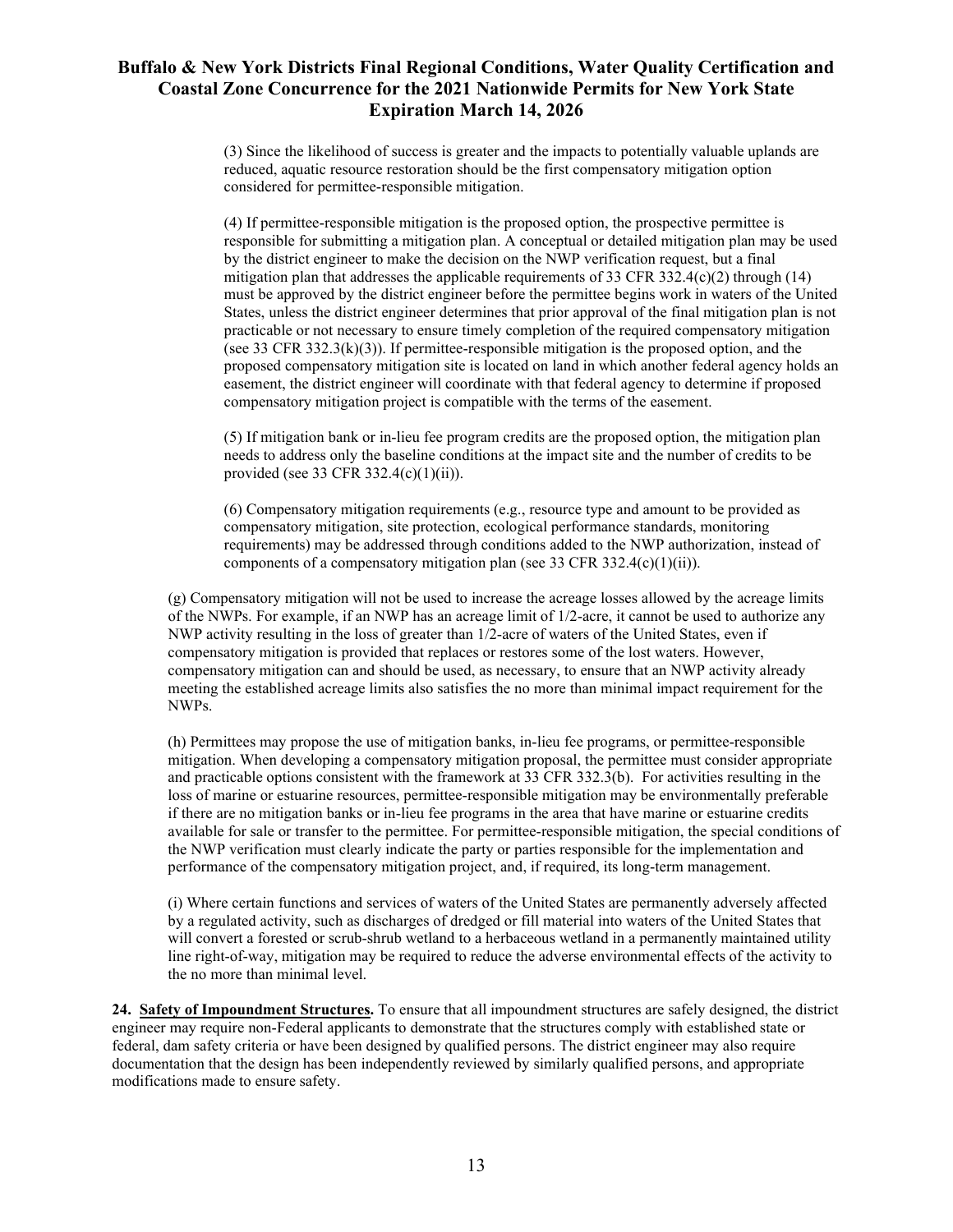(3) Since the likelihood of success is greater and the impacts to potentially valuable uplands are reduced, aquatic resource restoration should be the first compensatory mitigation option considered for permittee-responsible mitigation.

(4) If permittee-responsible mitigation is the proposed option, the prospective permittee is responsible for submitting a mitigation plan. A conceptual or detailed mitigation plan may be used by the district engineer to make the decision on the NWP verification request, but a final mitigation plan that addresses the applicable requirements of 33 CFR 332.4(c)(2) through (14) must be approved by the district engineer before the permittee begins work in waters of the United States, unless the district engineer determines that prior approval of the final mitigation plan is not practicable or not necessary to ensure timely completion of the required compensatory mitigation (see 33 CFR 332.3(k)(3)). If permittee-responsible mitigation is the proposed option, and the proposed compensatory mitigation site is located on land in which another federal agency holds an easement, the district engineer will coordinate with that federal agency to determine if proposed compensatory mitigation project is compatible with the terms of the easement.

(5) If mitigation bank or in-lieu fee program credits are the proposed option, the mitigation plan needs to address only the baseline conditions at the impact site and the number of credits to be provided (see 33 CFR 332.4(c)(1)(ii)).

(6) Compensatory mitigation requirements (e.g., resource type and amount to be provided as compensatory mitigation, site protection, ecological performance standards, monitoring requirements) may be addressed through conditions added to the NWP authorization, instead of components of a compensatory mitigation plan (see 33 CFR 332.4(c)(1)(ii)).

(g) Compensatory mitigation will not be used to increase the acreage losses allowed by the acreage limits of the NWPs. For example, if an NWP has an acreage limit of 1/2-acre, it cannot be used to authorize any NWP activity resulting in the loss of greater than 1/2-acre of waters of the United States, even if compensatory mitigation is provided that replaces or restores some of the lost waters. However, compensatory mitigation can and should be used, as necessary, to ensure that an NWP activity already meeting the established acreage limits also satisfies the no more than minimal impact requirement for the NWPs.

(h) Permittees may propose the use of mitigation banks, in-lieu fee programs, or permittee-responsible mitigation. When developing a compensatory mitigation proposal, the permittee must consider appropriate and practicable options consistent with the framework at 33 CFR 332.3(b). For activities resulting in the loss of marine or estuarine resources, permittee-responsible mitigation may be environmentally preferable if there are no mitigation banks or in-lieu fee programs in the area that have marine or estuarine credits available for sale or transfer to the permittee. For permittee-responsible mitigation, the special conditions of the NWP verification must clearly indicate the party or parties responsible for the implementation and performance of the compensatory mitigation project, and, if required, its long-term management.

(i) Where certain functions and services of waters of the United States are permanently adversely affected by a regulated activity, such as discharges of dredged or fill material into waters of the United States that will convert a forested or scrub-shrub wetland to a herbaceous wetland in a permanently maintained utility line right-of-way, mitigation may be required to reduce the adverse environmental effects of the activity to the no more than minimal level.

**24. Safety of Impoundment Structures.** To ensure that all impoundment structures are safely designed, the district engineer may require non-Federal applicants to demonstrate that the structures comply with established state or federal, dam safety criteria or have been designed by qualified persons. The district engineer may also require documentation that the design has been independently reviewed by similarly qualified persons, and appropriate modifications made to ensure safety.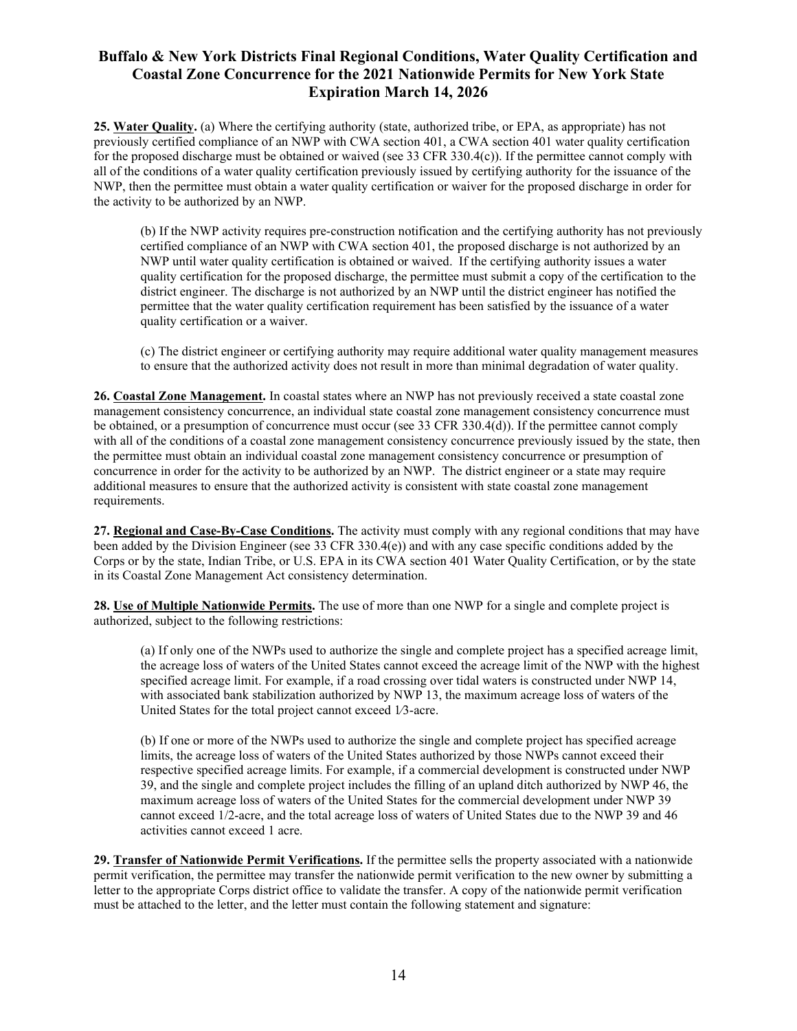**25. Water Quality.** (a) Where the certifying authority (state, authorized tribe, or EPA, as appropriate) has not previously certified compliance of an NWP with CWA section 401, a CWA section 401 water quality certification for the proposed discharge must be obtained or waived (see 33 CFR 330.4(c)). If the permittee cannot comply with all of the conditions of a water quality certification previously issued by certifying authority for the issuance of the NWP, then the permittee must obtain a water quality certification or waiver for the proposed discharge in order for the activity to be authorized by an NWP.

(b) If the NWP activity requires pre-construction notification and the certifying authority has not previously certified compliance of an NWP with CWA section 401, the proposed discharge is not authorized by an NWP until water quality certification is obtained or waived. If the certifying authority issues a water quality certification for the proposed discharge, the permittee must submit a copy of the certification to the district engineer. The discharge is not authorized by an NWP until the district engineer has notified the permittee that the water quality certification requirement has been satisfied by the issuance of a water quality certification or a waiver.

(c) The district engineer or certifying authority may require additional water quality management measures to ensure that the authorized activity does not result in more than minimal degradation of water quality.

**26. Coastal Zone Management.** In coastal states where an NWP has not previously received a state coastal zone management consistency concurrence, an individual state coastal zone management consistency concurrence must be obtained, or a presumption of concurrence must occur (see 33 CFR 330.4(d)). If the permittee cannot comply with all of the conditions of a coastal zone management consistency concurrence previously issued by the state, then the permittee must obtain an individual coastal zone management consistency concurrence or presumption of concurrence in order for the activity to be authorized by an NWP. The district engineer or a state may require additional measures to ensure that the authorized activity is consistent with state coastal zone management requirements.

**27. Regional and Case-By-Case Conditions.** The activity must comply with any regional conditions that may have been added by the Division Engineer (see 33 CFR 330.4(e)) and with any case specific conditions added by the Corps or by the state, Indian Tribe, or U.S. EPA in its CWA section 401 Water Quality Certification, or by the state in its Coastal Zone Management Act consistency determination.

**28. Use of Multiple Nationwide Permits.** The use of more than one NWP for a single and complete project is authorized, subject to the following restrictions:

(a) If only one of the NWPs used to authorize the single and complete project has a specified acreage limit, the acreage loss of waters of the United States cannot exceed the acreage limit of the NWP with the highest specified acreage limit. For example, if a road crossing over tidal waters is constructed under NWP 14, with associated bank stabilization authorized by NWP 13, the maximum acreage loss of waters of the United States for the total project cannot exceed 1⁄3-acre.

(b) If one or more of the NWPs used to authorize the single and complete project has specified acreage limits, the acreage loss of waters of the United States authorized by those NWPs cannot exceed their respective specified acreage limits. For example, if a commercial development is constructed under NWP 39, and the single and complete project includes the filling of an upland ditch authorized by NWP 46, the maximum acreage loss of waters of the United States for the commercial development under NWP 39 cannot exceed 1/2-acre, and the total acreage loss of waters of United States due to the NWP 39 and 46 activities cannot exceed 1 acre.

**29. Transfer of Nationwide Permit Verifications.** If the permittee sells the property associated with a nationwide permit verification, the permittee may transfer the nationwide permit verification to the new owner by submitting a letter to the appropriate Corps district office to validate the transfer. A copy of the nationwide permit verification must be attached to the letter, and the letter must contain the following statement and signature: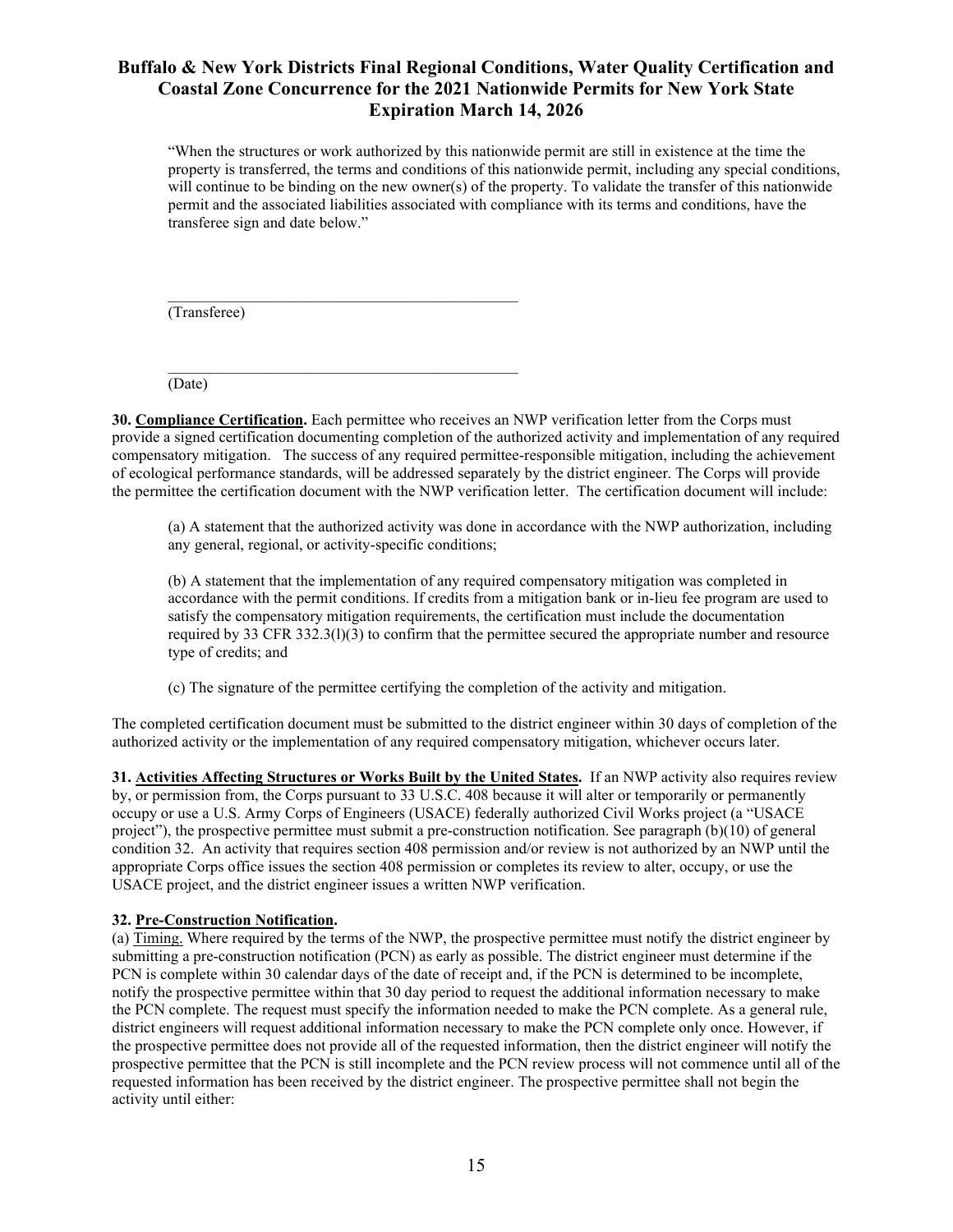"When the structures or work authorized by this nationwide permit are still in existence at the time the property is transferred, the terms and conditions of this nationwide permit, including any special conditions, will continue to be binding on the new owner(s) of the property. To validate the transfer of this nationwide permit and the associated liabilities associated with compliance with its terms and conditions, have the transferee sign and date below."

_______________________________________________
(Transferee)

_______________________________________________
(Date)

**30. Compliance Certification.** Each permittee who receives an NWP verification letter from the Corps must provide a signed certification documenting completion of the authorized activity and implementation of any required compensatory mitigation. The success of any required permittee-responsible mitigation, including the achievement of ecological performance standards, will be addressed separately by the district engineer. The Corps will provide the permittee the certification document with the NWP verification letter. The certification document will include:

(a) A statement that the authorized activity was done in accordance with the NWP authorization, including any general, regional, or activity-specific conditions;

(b) A statement that the implementation of any required compensatory mitigation was completed in accordance with the permit conditions. If credits from a mitigation bank or in-lieu fee program are used to satisfy the compensatory mitigation requirements, the certification must include the documentation required by 33 CFR 332.3(l)(3) to confirm that the permittee secured the appropriate number and resource type of credits; and

(c) The signature of the permittee certifying the completion of the activity and mitigation.

The completed certification document must be submitted to the district engineer within 30 days of completion of the authorized activity or the implementation of any required compensatory mitigation, whichever occurs later.

**31. Activities Affecting Structures or Works Built by the United States.** If an NWP activity also requires review by, or permission from, the Corps pursuant to 33 U.S.C. 408 because it will alter or temporarily or permanently occupy or use a U.S. Army Corps of Engineers (USACE) federally authorized Civil Works project (a "USACE project"), the prospective permittee must submit a pre-construction notification. See paragraph (b)(10) of general condition 32. An activity that requires section 408 permission and/or review is not authorized by an NWP until the appropriate Corps office issues the section 408 permission or completes its review to alter, occupy, or use the USACE project, and the district engineer issues a written NWP verification.

**32. Pre-Construction Notification.**

(a) Timing. Where required by the terms of the NWP, the prospective permittee must notify the district engineer by submitting a pre-construction notification (PCN) as early as possible. The district engineer must determine if the PCN is complete within 30 calendar days of the date of receipt and, if the PCN is determined to be incomplete, notify the prospective permittee within that 30 day period to request the additional information necessary to make the PCN complete. The request must specify the information needed to make the PCN complete. As a general rule, district engineers will request additional information necessary to make the PCN complete only once. However, if the prospective permittee does not provide all of the requested information, then the district engineer will notify the prospective permittee that the PCN is still incomplete and the PCN review process will not commence until all of the requested information has been received by the district engineer. The prospective permittee shall not begin the activity until either: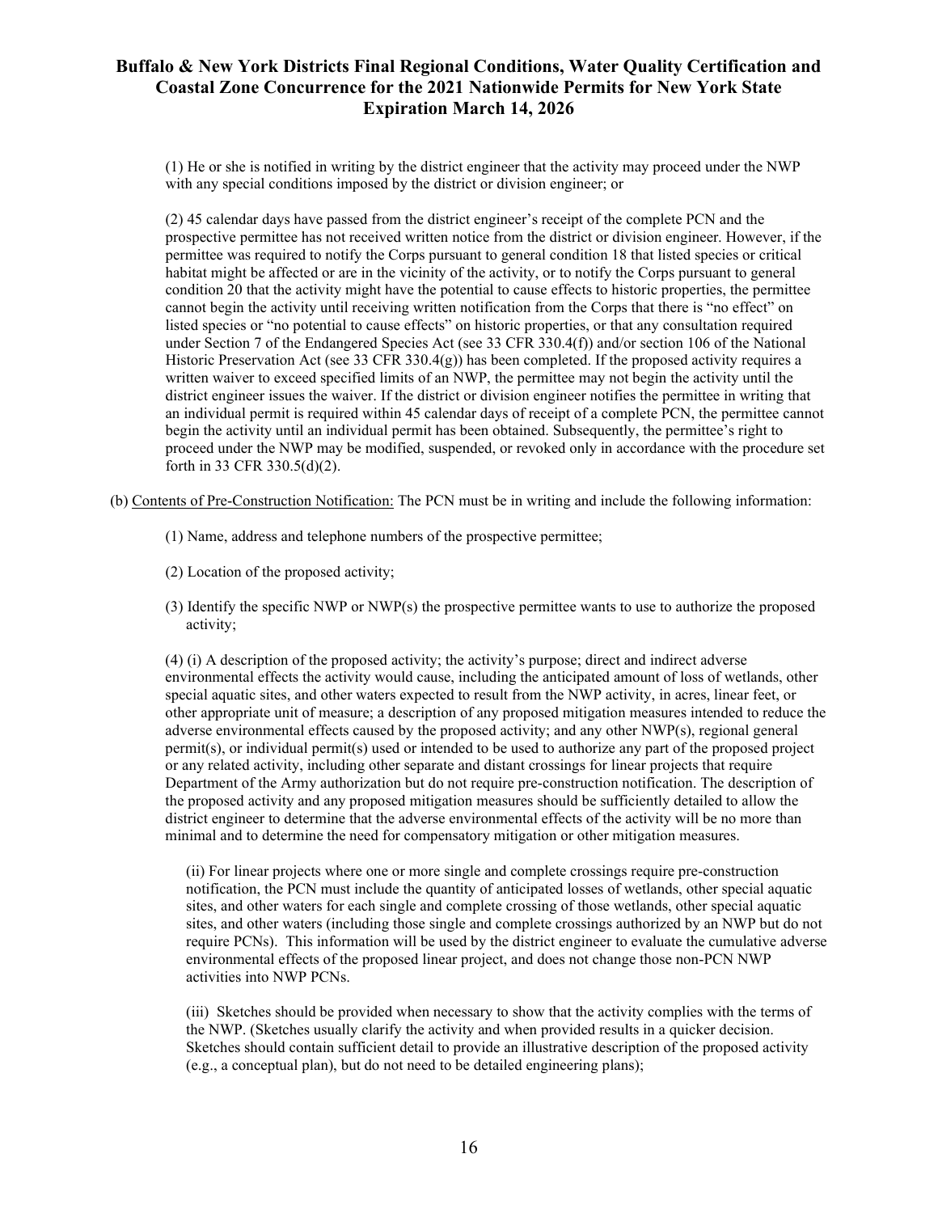(1) He or she is notified in writing by the district engineer that the activity may proceed under the NWP with any special conditions imposed by the district or division engineer; or

(2) 45 calendar days have passed from the district engineer's receipt of the complete PCN and the prospective permittee has not received written notice from the district or division engineer. However, if the permittee was required to notify the Corps pursuant to general condition 18 that listed species or critical habitat might be affected or are in the vicinity of the activity, or to notify the Corps pursuant to general condition 20 that the activity might have the potential to cause effects to historic properties, the permittee cannot begin the activity until receiving written notification from the Corps that there is "no effect" on listed species or "no potential to cause effects" on historic properties, or that any consultation required under Section 7 of the Endangered Species Act (see 33 CFR 330.4(f)) and/or section 106 of the National Historic Preservation Act (see 33 CFR 330.4(g)) has been completed. If the proposed activity requires a written waiver to exceed specified limits of an NWP, the permittee may not begin the activity until the district engineer issues the waiver. If the district or division engineer notifies the permittee in writing that an individual permit is required within 45 calendar days of receipt of a complete PCN, the permittee cannot begin the activity until an individual permit has been obtained. Subsequently, the permittee's right to proceed under the NWP may be modified, suspended, or revoked only in accordance with the procedure set forth in 33 CFR 330.5(d)(2).

(b) Contents of Pre-Construction Notification: The PCN must be in writing and include the following information:

(1) Name, address and telephone numbers of the prospective permittee;

(2) Location of the proposed activity;

(3) Identify the specific NWP or NWP(s) the prospective permittee wants to use to authorize the proposed activity;

(4) (i) A description of the proposed activity; the activity's purpose; direct and indirect adverse environmental effects the activity would cause, including the anticipated amount of loss of wetlands, other special aquatic sites, and other waters expected to result from the NWP activity, in acres, linear feet, or other appropriate unit of measure; a description of any proposed mitigation measures intended to reduce the adverse environmental effects caused by the proposed activity; and any other NWP(s), regional general permit(s), or individual permit(s) used or intended to be used to authorize any part of the proposed project or any related activity, including other separate and distant crossings for linear projects that require Department of the Army authorization but do not require pre-construction notification. The description of the proposed activity and any proposed mitigation measures should be sufficiently detailed to allow the district engineer to determine that the adverse environmental effects of the activity will be no more than minimal and to determine the need for compensatory mitigation or other mitigation measures.

(ii) For linear projects where one or more single and complete crossings require pre-construction notification, the PCN must include the quantity of anticipated losses of wetlands, other special aquatic sites, and other waters for each single and complete crossing of those wetlands, other special aquatic sites, and other waters (including those single and complete crossings authorized by an NWP but do not require PCNs). This information will be used by the district engineer to evaluate the cumulative adverse environmental effects of the proposed linear project, and does not change those non-PCN NWP activities into NWP PCNs.

(iii) Sketches should be provided when necessary to show that the activity complies with the terms of the NWP. (Sketches usually clarify the activity and when provided results in a quicker decision. Sketches should contain sufficient detail to provide an illustrative description of the proposed activity (e.g., a conceptual plan), but do not need to be detailed engineering plans);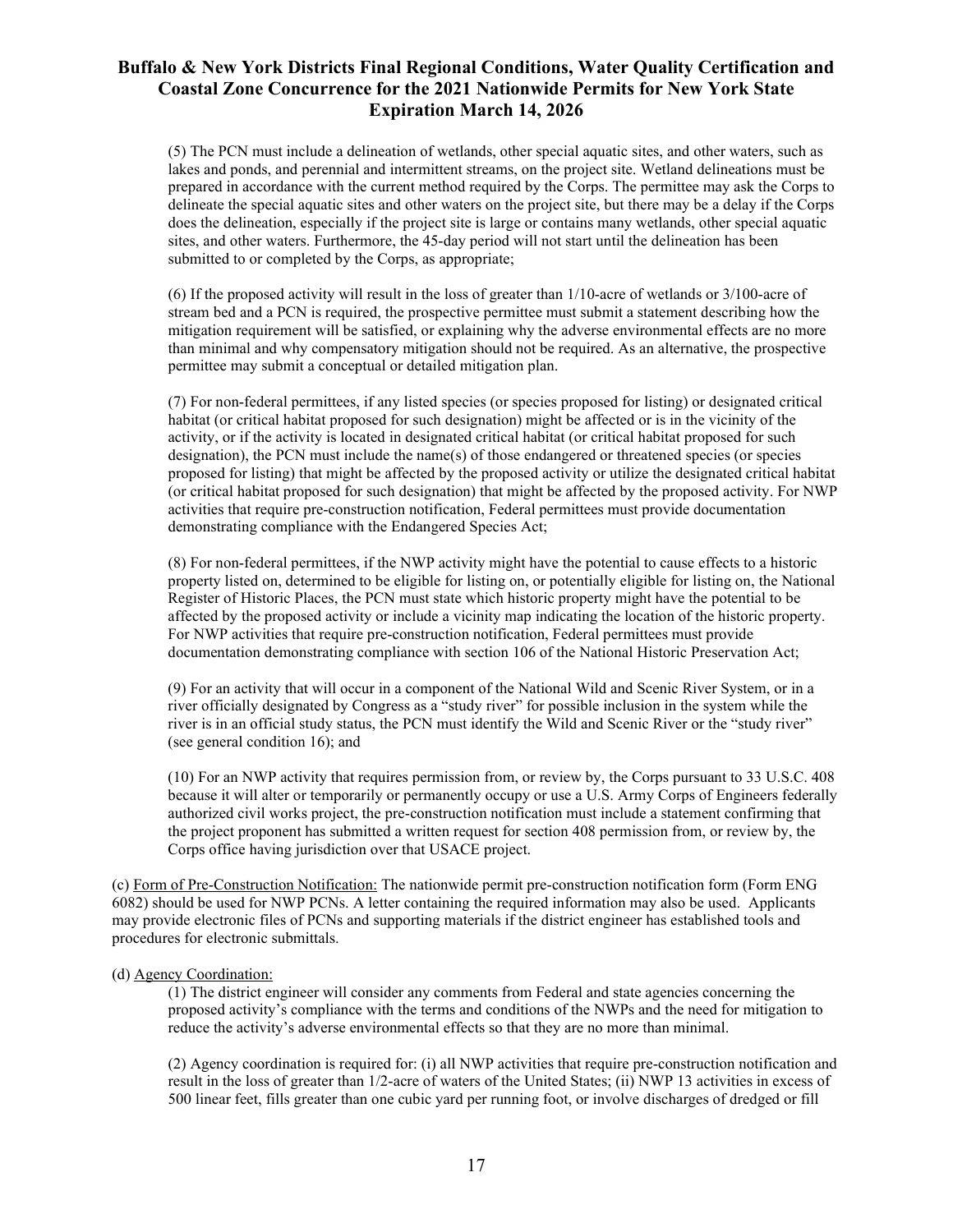(5) The PCN must include a delineation of wetlands, other special aquatic sites, and other waters, such as lakes and ponds, and perennial and intermittent streams, on the project site. Wetland delineations must be prepared in accordance with the current method required by the Corps. The permittee may ask the Corps to delineate the special aquatic sites and other waters on the project site, but there may be a delay if the Corps does the delineation, especially if the project site is large or contains many wetlands, other special aquatic sites, and other waters. Furthermore, the 45-day period will not start until the delineation has been submitted to or completed by the Corps, as appropriate;

(6) If the proposed activity will result in the loss of greater than 1/10-acre of wetlands or 3/100-acre of stream bed and a PCN is required, the prospective permittee must submit a statement describing how the mitigation requirement will be satisfied, or explaining why the adverse environmental effects are no more than minimal and why compensatory mitigation should not be required. As an alternative, the prospective permittee may submit a conceptual or detailed mitigation plan.

(7) For non-federal permittees, if any listed species (or species proposed for listing) or designated critical habitat (or critical habitat proposed for such designation) might be affected or is in the vicinity of the activity, or if the activity is located in designated critical habitat (or critical habitat proposed for such designation), the PCN must include the name(s) of those endangered or threatened species (or species proposed for listing) that might be affected by the proposed activity or utilize the designated critical habitat (or critical habitat proposed for such designation) that might be affected by the proposed activity. For NWP activities that require pre-construction notification, Federal permittees must provide documentation demonstrating compliance with the Endangered Species Act;

(8) For non-federal permittees, if the NWP activity might have the potential to cause effects to a historic property listed on, determined to be eligible for listing on, or potentially eligible for listing on, the National Register of Historic Places, the PCN must state which historic property might have the potential to be affected by the proposed activity or include a vicinity map indicating the location of the historic property. For NWP activities that require pre-construction notification, Federal permittees must provide documentation demonstrating compliance with section 106 of the National Historic Preservation Act;

(9) For an activity that will occur in a component of the National Wild and Scenic River System, or in a river officially designated by Congress as a "study river" for possible inclusion in the system while the river is in an official study status, the PCN must identify the Wild and Scenic River or the "study river" (see general condition 16); and

(10) For an NWP activity that requires permission from, or review by, the Corps pursuant to 33 U.S.C. 408 because it will alter or temporarily or permanently occupy or use a U.S. Army Corps of Engineers federally authorized civil works project, the pre-construction notification must include a statement confirming that the project proponent has submitted a written request for section 408 permission from, or review by, the Corps office having jurisdiction over that USACE project.

(c) Form of Pre-Construction Notification: The nationwide permit pre-construction notification form (Form ENG 6082) should be used for NWP PCNs. A letter containing the required information may also be used. Applicants may provide electronic files of PCNs and supporting materials if the district engineer has established tools and procedures for electronic submittals.

(d) Agency Coordination:

(1) The district engineer will consider any comments from Federal and state agencies concerning the proposed activity's compliance with the terms and conditions of the NWPs and the need for mitigation to reduce the activity's adverse environmental effects so that they are no more than minimal.

(2) Agency coordination is required for: (i) all NWP activities that require pre-construction notification and result in the loss of greater than 1/2-acre of waters of the United States; (ii) NWP 13 activities in excess of 500 linear feet, fills greater than one cubic yard per running foot, or involve discharges of dredged or fill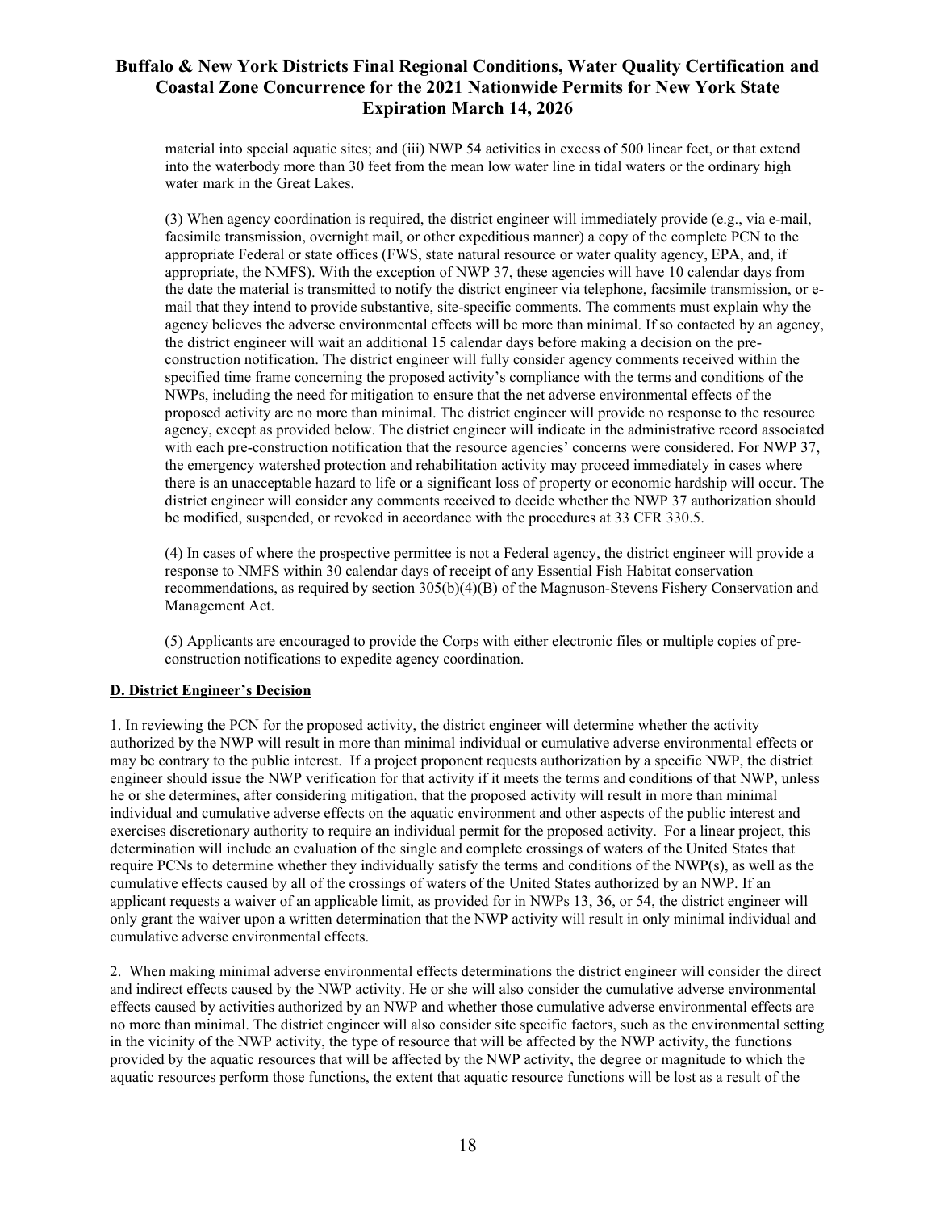material into special aquatic sites; and (iii) NWP 54 activities in excess of 500 linear feet, or that extend into the waterbody more than 30 feet from the mean low water line in tidal waters or the ordinary high water mark in the Great Lakes.

(3) When agency coordination is required, the district engineer will immediately provide (e.g., via e-mail, facsimile transmission, overnight mail, or other expeditious manner) a copy of the complete PCN to the appropriate Federal or state offices (FWS, state natural resource or water quality agency, EPA, and, if appropriate, the NMFS). With the exception of NWP 37, these agencies will have 10 calendar days from the date the material is transmitted to notify the district engineer via telephone, facsimile transmission, or e-mail that they intend to provide substantive, site-specific comments. The comments must explain why the agency believes the adverse environmental effects will be more than minimal. If so contacted by an agency, the district engineer will wait an additional 15 calendar days before making a decision on the pre-construction notification. The district engineer will fully consider agency comments received within the specified time frame concerning the proposed activity's compliance with the terms and conditions of the NWPs, including the need for mitigation to ensure that the net adverse environmental effects of the proposed activity are no more than minimal. The district engineer will provide no response to the resource agency, except as provided below. The district engineer will indicate in the administrative record associated with each pre-construction notification that the resource agencies' concerns were considered. For NWP 37, the emergency watershed protection and rehabilitation activity may proceed immediately in cases where there is an unacceptable hazard to life or a significant loss of property or economic hardship will occur. The district engineer will consider any comments received to decide whether the NWP 37 authorization should be modified, suspended, or revoked in accordance with the procedures at 33 CFR 330.5.

(4) In cases of where the prospective permittee is not a Federal agency, the district engineer will provide a response to NMFS within 30 calendar days of receipt of any Essential Fish Habitat conservation recommendations, as required by section 305(b)(4)(B) of the Magnuson-Stevens Fishery Conservation and Management Act.

(5) Applicants are encouraged to provide the Corps with either electronic files or multiple copies of pre-construction notifications to expedite agency coordination.

**D. District Engineer's Decision**

1. In reviewing the PCN for the proposed activity, the district engineer will determine whether the activity authorized by the NWP will result in more than minimal individual or cumulative adverse environmental effects or may be contrary to the public interest. If a project proponent requests authorization by a specific NWP, the district engineer should issue the NWP verification for that activity if it meets the terms and conditions of that NWP, unless he or she determines, after considering mitigation, that the proposed activity will result in more than minimal individual and cumulative adverse effects on the aquatic environment and other aspects of the public interest and exercises discretionary authority to require an individual permit for the proposed activity. For a linear project, this determination will include an evaluation of the single and complete crossings of waters of the United States that require PCNs to determine whether they individually satisfy the terms and conditions of the NWP(s), as well as the cumulative effects caused by all of the crossings of waters of the United States authorized by an NWP. If an applicant requests a waiver of an applicable limit, as provided for in NWPs 13, 36, or 54, the district engineer will only grant the waiver upon a written determination that the NWP activity will result in only minimal individual and cumulative adverse environmental effects.

2. When making minimal adverse environmental effects determinations the district engineer will consider the direct and indirect effects caused by the NWP activity. He or she will also consider the cumulative adverse environmental effects caused by activities authorized by an NWP and whether those cumulative adverse environmental effects are no more than minimal. The district engineer will also consider site specific factors, such as the environmental setting in the vicinity of the NWP activity, the type of resource that will be affected by the NWP activity, the functions provided by the aquatic resources that will be affected by the NWP activity, the degree or magnitude to which the aquatic resources perform those functions, the extent that aquatic resource functions will be lost as a result of the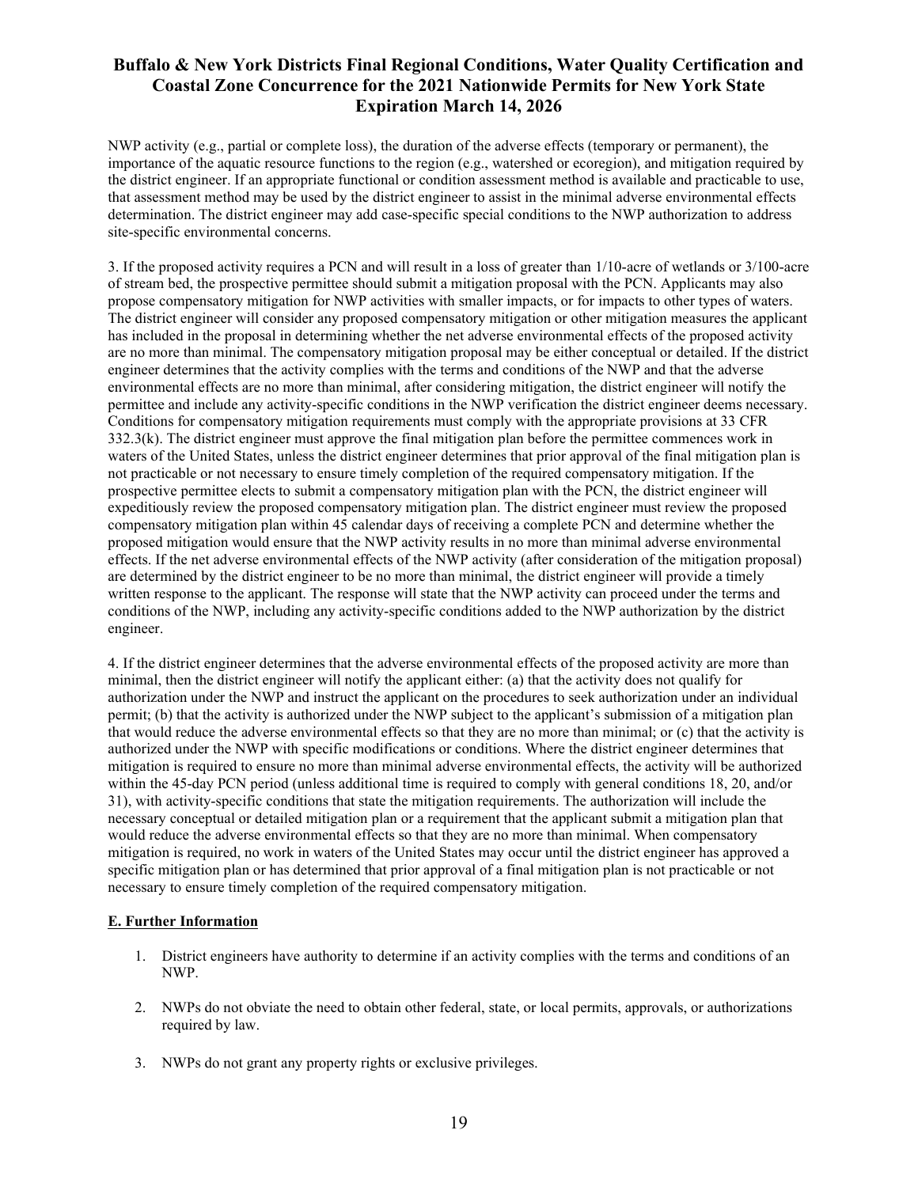NWP activity (e.g., partial or complete loss), the duration of the adverse effects (temporary or permanent), the importance of the aquatic resource functions to the region (e.g., watershed or ecoregion), and mitigation required by the district engineer. If an appropriate functional or condition assessment method is available and practicable to use, that assessment method may be used by the district engineer to assist in the minimal adverse environmental effects determination. The district engineer may add case-specific special conditions to the NWP authorization to address site-specific environmental concerns.

3. If the proposed activity requires a PCN and will result in a loss of greater than 1/10-acre of wetlands or 3/100-acre of stream bed, the prospective permittee should submit a mitigation proposal with the PCN. Applicants may also propose compensatory mitigation for NWP activities with smaller impacts, or for impacts to other types of waters. The district engineer will consider any proposed compensatory mitigation or other mitigation measures the applicant has included in the proposal in determining whether the net adverse environmental effects of the proposed activity are no more than minimal. The compensatory mitigation proposal may be either conceptual or detailed. If the district engineer determines that the activity complies with the terms and conditions of the NWP and that the adverse environmental effects are no more than minimal, after considering mitigation, the district engineer will notify the permittee and include any activity-specific conditions in the NWP verification the district engineer deems necessary. Conditions for compensatory mitigation requirements must comply with the appropriate provisions at 33 CFR 332.3(k). The district engineer must approve the final mitigation plan before the permittee commences work in waters of the United States, unless the district engineer determines that prior approval of the final mitigation plan is not practicable or not necessary to ensure timely completion of the required compensatory mitigation. If the prospective permittee elects to submit a compensatory mitigation plan with the PCN, the district engineer will expeditiously review the proposed compensatory mitigation plan. The district engineer must review the proposed compensatory mitigation plan within 45 calendar days of receiving a complete PCN and determine whether the proposed mitigation would ensure that the NWP activity results in no more than minimal adverse environmental effects. If the net adverse environmental effects of the NWP activity (after consideration of the mitigation proposal) are determined by the district engineer to be no more than minimal, the district engineer will provide a timely written response to the applicant. The response will state that the NWP activity can proceed under the terms and conditions of the NWP, including any activity-specific conditions added to the NWP authorization by the district engineer.

4. If the district engineer determines that the adverse environmental effects of the proposed activity are more than minimal, then the district engineer will notify the applicant either: (a) that the activity does not qualify for authorization under the NWP and instruct the applicant on the procedures to seek authorization under an individual permit; (b) that the activity is authorized under the NWP subject to the applicant's submission of a mitigation plan that would reduce the adverse environmental effects so that they are no more than minimal; or (c) that the activity is authorized under the NWP with specific modifications or conditions. Where the district engineer determines that mitigation is required to ensure no more than minimal adverse environmental effects, the activity will be authorized within the 45-day PCN period (unless additional time is required to comply with general conditions 18, 20, and/or 31), with activity-specific conditions that state the mitigation requirements. The authorization will include the necessary conceptual or detailed mitigation plan or a requirement that the applicant submit a mitigation plan that would reduce the adverse environmental effects so that they are no more than minimal. When compensatory mitigation is required, no work in waters of the United States may occur until the district engineer has approved a specific mitigation plan or has determined that prior approval of a final mitigation plan is not practicable or not necessary to ensure timely completion of the required compensatory mitigation.

**E. Further Information**

1. District engineers have authority to determine if an activity complies with the terms and conditions of an NWP.

2. NWPs do not obviate the need to obtain other federal, state, or local permits, approvals, or authorizations required by law.

3. NWPs do not grant any property rights or exclusive privileges.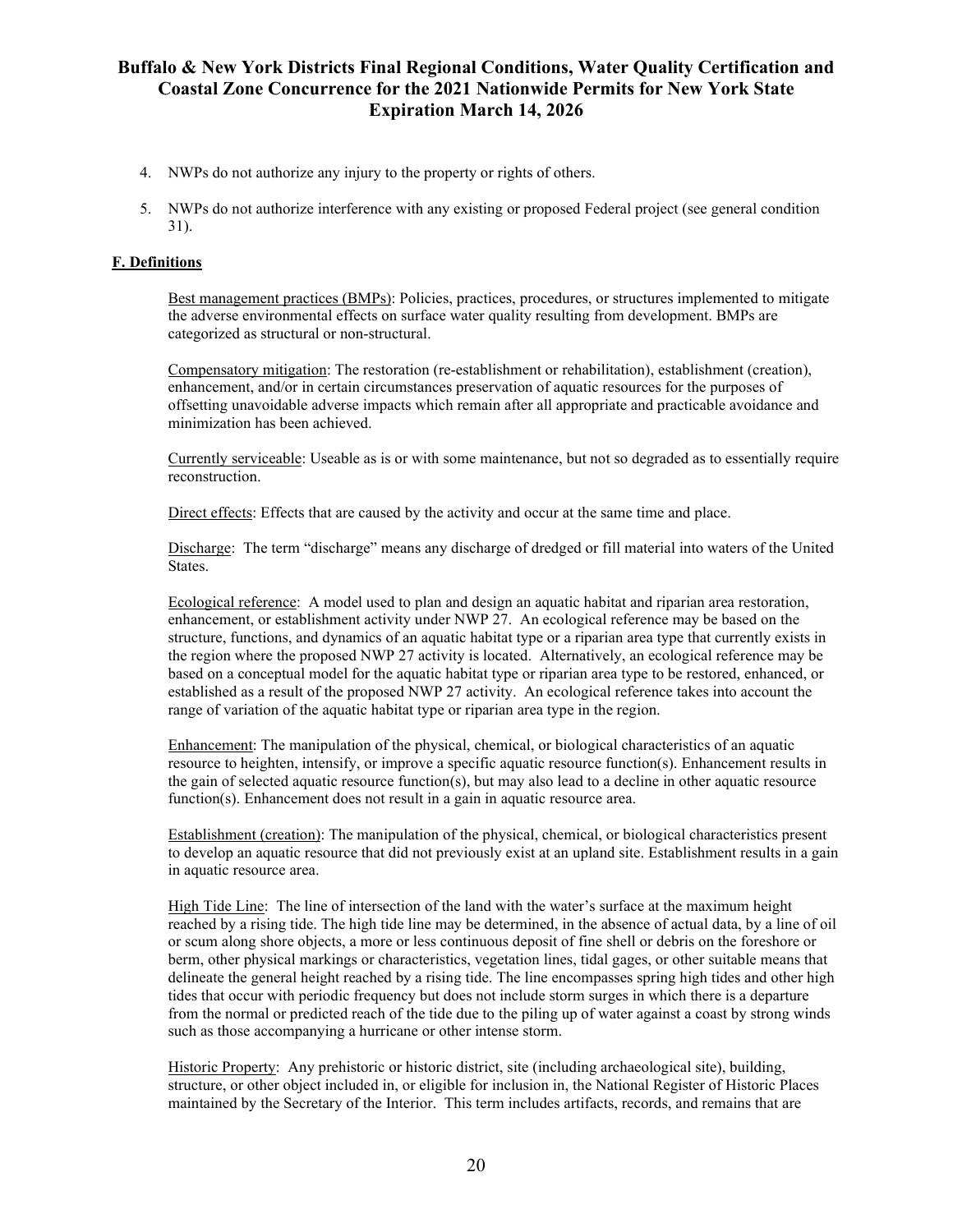4. NWPs do not authorize any injury to the property or rights of others.

5. NWPs do not authorize interference with any existing or proposed Federal project (see general condition 31).

**F. Definitions**

Best management practices (BMPs): Policies, practices, procedures, or structures implemented to mitigate the adverse environmental effects on surface water quality resulting from development. BMPs are categorized as structural or non-structural.

Compensatory mitigation: The restoration (re-establishment or rehabilitation), establishment (creation), enhancement, and/or in certain circumstances preservation of aquatic resources for the purposes of offsetting unavoidable adverse impacts which remain after all appropriate and practicable avoidance and minimization has been achieved.

Currently serviceable: Useable as is or with some maintenance, but not so degraded as to essentially require reconstruction.

Direct effects: Effects that are caused by the activity and occur at the same time and place.

Discharge: The term "discharge" means any discharge of dredged or fill material into waters of the United States.

Ecological reference: A model used to plan and design an aquatic habitat and riparian area restoration, enhancement, or establishment activity under NWP 27. An ecological reference may be based on the structure, functions, and dynamics of an aquatic habitat type or a riparian area type that currently exists in the region where the proposed NWP 27 activity is located. Alternatively, an ecological reference may be based on a conceptual model for the aquatic habitat type or riparian area type to be restored, enhanced, or established as a result of the proposed NWP 27 activity. An ecological reference takes into account the range of variation of the aquatic habitat type or riparian area type in the region.

Enhancement: The manipulation of the physical, chemical, or biological characteristics of an aquatic resource to heighten, intensify, or improve a specific aquatic resource function(s). Enhancement results in the gain of selected aquatic resource function(s), but may also lead to a decline in other aquatic resource function(s). Enhancement does not result in a gain in aquatic resource area.

Establishment (creation): The manipulation of the physical, chemical, or biological characteristics present to develop an aquatic resource that did not previously exist at an upland site. Establishment results in a gain in aquatic resource area.

High Tide Line: The line of intersection of the land with the water's surface at the maximum height reached by a rising tide. The high tide line may be determined, in the absence of actual data, by a line of oil or scum along shore objects, a more or less continuous deposit of fine shell or debris on the foreshore or berm, other physical markings or characteristics, vegetation lines, tidal gages, or other suitable means that delineate the general height reached by a rising tide. The line encompasses spring high tides and other high tides that occur with periodic frequency but does not include storm surges in which there is a departure from the normal or predicted reach of the tide due to the piling up of water against a coast by strong winds such as those accompanying a hurricane or other intense storm.

Historic Property: Any prehistoric or historic district, site (including archaeological site), building, structure, or other object included in, or eligible for inclusion in, the National Register of Historic Places maintained by the Secretary of the Interior. This term includes artifacts, records, and remains that are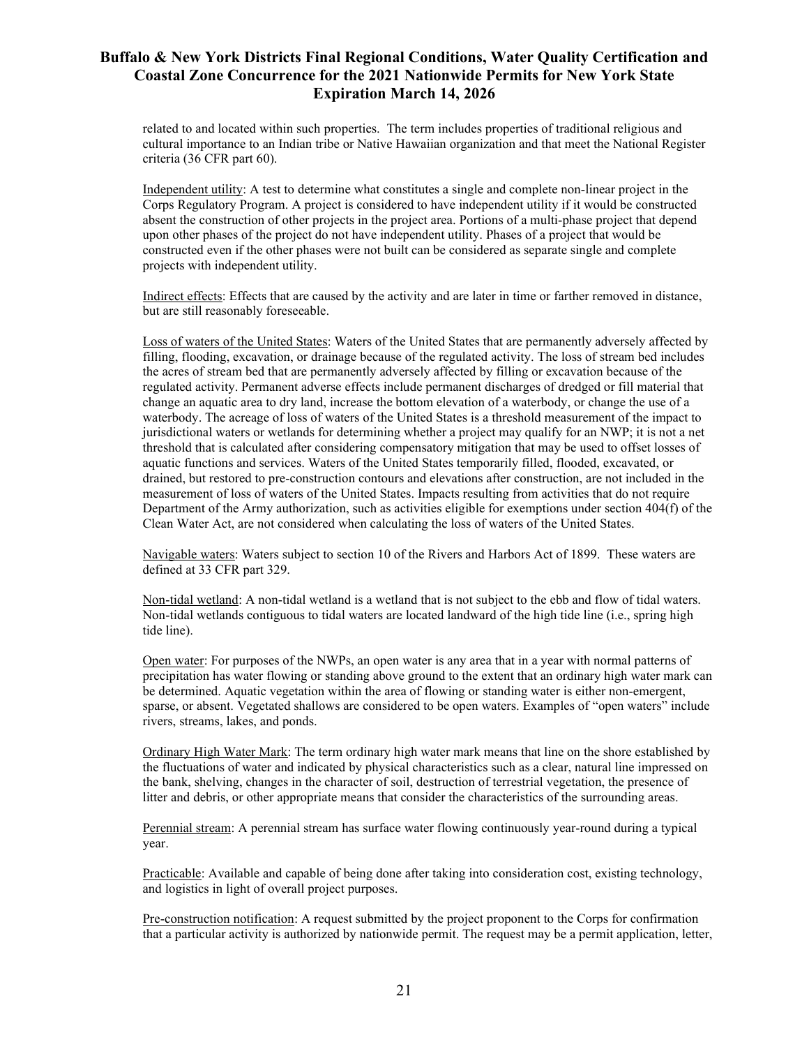related to and located within such properties. The term includes properties of traditional religious and cultural importance to an Indian tribe or Native Hawaiian organization and that meet the National Register criteria (36 CFR part 60).

Independent utility: A test to determine what constitutes a single and complete non-linear project in the Corps Regulatory Program. A project is considered to have independent utility if it would be constructed absent the construction of other projects in the project area. Portions of a multi-phase project that depend upon other phases of the project do not have independent utility. Phases of a project that would be constructed even if the other phases were not built can be considered as separate single and complete projects with independent utility.

Indirect effects: Effects that are caused by the activity and are later in time or farther removed in distance, but are still reasonably foreseeable.

Loss of waters of the United States: Waters of the United States that are permanently adversely affected by filling, flooding, excavation, or drainage because of the regulated activity. The loss of stream bed includes the acres of stream bed that are permanently adversely affected by filling or excavation because of the regulated activity. Permanent adverse effects include permanent discharges of dredged or fill material that change an aquatic area to dry land, increase the bottom elevation of a waterbody, or change the use of a waterbody. The acreage of loss of waters of the United States is a threshold measurement of the impact to jurisdictional waters or wetlands for determining whether a project may qualify for an NWP; it is not a net threshold that is calculated after considering compensatory mitigation that may be used to offset losses of aquatic functions and services. Waters of the United States temporarily filled, flooded, excavated, or drained, but restored to pre-construction contours and elevations after construction, are not included in the measurement of loss of waters of the United States. Impacts resulting from activities that do not require Department of the Army authorization, such as activities eligible for exemptions under section 404(f) of the Clean Water Act, are not considered when calculating the loss of waters of the United States.

Navigable waters: Waters subject to section 10 of the Rivers and Harbors Act of 1899. These waters are defined at 33 CFR part 329.

Non-tidal wetland: A non-tidal wetland is a wetland that is not subject to the ebb and flow of tidal waters. Non-tidal wetlands contiguous to tidal waters are located landward of the high tide line (i.e., spring high tide line).

Open water: For purposes of the NWPs, an open water is any area that in a year with normal patterns of precipitation has water flowing or standing above ground to the extent that an ordinary high water mark can be determined. Aquatic vegetation within the area of flowing or standing water is either non-emergent, sparse, or absent. Vegetated shallows are considered to be open waters. Examples of "open waters" include rivers, streams, lakes, and ponds.

Ordinary High Water Mark: The term ordinary high water mark means that line on the shore established by the fluctuations of water and indicated by physical characteristics such as a clear, natural line impressed on the bank, shelving, changes in the character of soil, destruction of terrestrial vegetation, the presence of litter and debris, or other appropriate means that consider the characteristics of the surrounding areas.

Perennial stream: A perennial stream has surface water flowing continuously year-round during a typical year.

Practicable: Available and capable of being done after taking into consideration cost, existing technology, and logistics in light of overall project purposes.

Pre-construction notification: A request submitted by the project proponent to the Corps for confirmation that a particular activity is authorized by nationwide permit. The request may be a permit application, letter,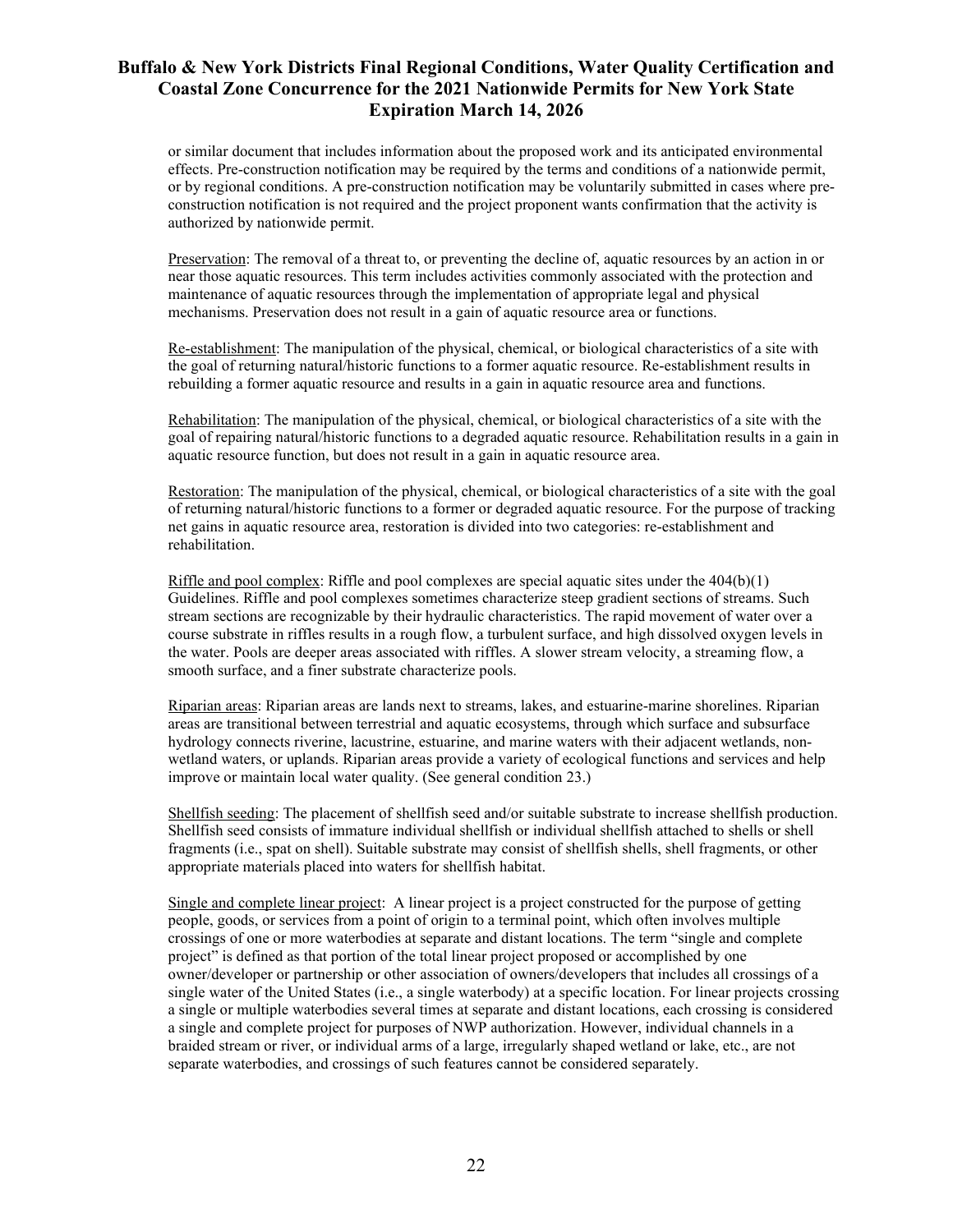or similar document that includes information about the proposed work and its anticipated environmental effects. Pre-construction notification may be required by the terms and conditions of a nationwide permit, or by regional conditions. A pre-construction notification may be voluntarily submitted in cases where pre-construction notification is not required and the project proponent wants confirmation that the activity is authorized by nationwide permit.

Preservation: The removal of a threat to, or preventing the decline of, aquatic resources by an action in or near those aquatic resources. This term includes activities commonly associated with the protection and maintenance of aquatic resources through the implementation of appropriate legal and physical mechanisms. Preservation does not result in a gain of aquatic resource area or functions.

Re-establishment: The manipulation of the physical, chemical, or biological characteristics of a site with the goal of returning natural/historic functions to a former aquatic resource. Re-establishment results in rebuilding a former aquatic resource and results in a gain in aquatic resource area and functions.

Rehabilitation: The manipulation of the physical, chemical, or biological characteristics of a site with the goal of repairing natural/historic functions to a degraded aquatic resource. Rehabilitation results in a gain in aquatic resource function, but does not result in a gain in aquatic resource area.

Restoration: The manipulation of the physical, chemical, or biological characteristics of a site with the goal of returning natural/historic functions to a former or degraded aquatic resource. For the purpose of tracking net gains in aquatic resource area, restoration is divided into two categories: re-establishment and rehabilitation.

Riffle and pool complex: Riffle and pool complexes are special aquatic sites under the 404(b)(1) Guidelines. Riffle and pool complexes sometimes characterize steep gradient sections of streams. Such stream sections are recognizable by their hydraulic characteristics. The rapid movement of water over a course substrate in riffles results in a rough flow, a turbulent surface, and high dissolved oxygen levels in the water. Pools are deeper areas associated with riffles. A slower stream velocity, a streaming flow, a smooth surface, and a finer substrate characterize pools.

Riparian areas: Riparian areas are lands next to streams, lakes, and estuarine-marine shorelines. Riparian areas are transitional between terrestrial and aquatic ecosystems, through which surface and subsurface hydrology connects riverine, lacustrine, estuarine, and marine waters with their adjacent wetlands, non-wetland waters, or uplands. Riparian areas provide a variety of ecological functions and services and help improve or maintain local water quality. (See general condition 23.)

Shellfish seeding: The placement of shellfish seed and/or suitable substrate to increase shellfish production. Shellfish seed consists of immature individual shellfish or individual shellfish attached to shells or shell fragments (i.e., spat on shell). Suitable substrate may consist of shellfish shells, shell fragments, or other appropriate materials placed into waters for shellfish habitat.

Single and complete linear project: A linear project is a project constructed for the purpose of getting people, goods, or services from a point of origin to a terminal point, which often involves multiple crossings of one or more waterbodies at separate and distant locations. The term "single and complete project" is defined as that portion of the total linear project proposed or accomplished by one owner/developer or partnership or other association of owners/developers that includes all crossings of a single water of the United States (i.e., a single waterbody) at a specific location. For linear projects crossing a single or multiple waterbodies several times at separate and distant locations, each crossing is considered a single and complete project for purposes of NWP authorization. However, individual channels in a braided stream or river, or individual arms of a large, irregularly shaped wetland or lake, etc., are not separate waterbodies, and crossings of such features cannot be considered separately.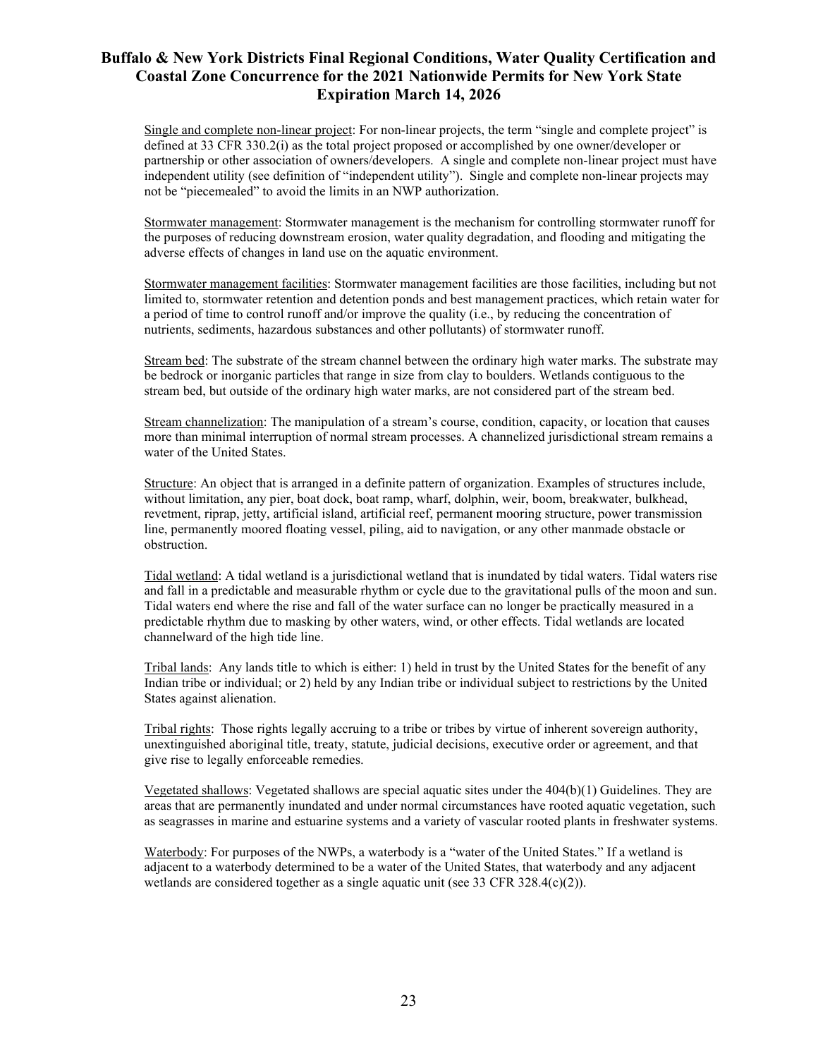<u>Single and complete non-linear project</u>: For non-linear projects, the term "single and complete project" is defined at 33 CFR 330.2(i) as the total project proposed or accomplished by one owner/developer or partnership or other association of owners/developers. A single and complete non-linear project must have independent utility (see definition of "independent utility"). Single and complete non-linear projects may not be "piecemealed" to avoid the limits in an NWP authorization.

<u>Stormwater management</u>: Stormwater management is the mechanism for controlling stormwater runoff for the purposes of reducing downstream erosion, water quality degradation, and flooding and mitigating the adverse effects of changes in land use on the aquatic environment.

<u>Stormwater management facilities</u>: Stormwater management facilities are those facilities, including but not limited to, stormwater retention and detention ponds and best management practices, which retain water for a period of time to control runoff and/or improve the quality (i.e., by reducing the concentration of nutrients, sediments, hazardous substances and other pollutants) of stormwater runoff.

<u>Stream bed</u>: The substrate of the stream channel between the ordinary high water marks. The substrate may be bedrock or inorganic particles that range in size from clay to boulders. Wetlands contiguous to the stream bed, but outside of the ordinary high water marks, are not considered part of the stream bed.

<u>Stream channelization</u>: The manipulation of a stream's course, condition, capacity, or location that causes more than minimal interruption of normal stream processes. A channelized jurisdictional stream remains a water of the United States.

<u>Structure</u>: An object that is arranged in a definite pattern of organization. Examples of structures include, without limitation, any pier, boat dock, boat ramp, wharf, dolphin, weir, boom, breakwater, bulkhead, revetment, riprap, jetty, artificial island, artificial reef, permanent mooring structure, power transmission line, permanently moored floating vessel, piling, aid to navigation, or any other manmade obstacle or obstruction.

<u>Tidal wetland</u>: A tidal wetland is a jurisdictional wetland that is inundated by tidal waters. Tidal waters rise and fall in a predictable and measurable rhythm or cycle due to the gravitational pulls of the moon and sun. Tidal waters end where the rise and fall of the water surface can no longer be practically measured in a predictable rhythm due to masking by other waters, wind, or other effects. Tidal wetlands are located channelward of the high tide line.

<u>Tribal lands</u>: Any lands title to which is either: 1) held in trust by the United States for the benefit of any Indian tribe or individual; or 2) held by any Indian tribe or individual subject to restrictions by the United States against alienation.

<u>Tribal rights</u>: Those rights legally accruing to a tribe or tribes by virtue of inherent sovereign authority, unextinguished aboriginal title, treaty, statute, judicial decisions, executive order or agreement, and that give rise to legally enforceable remedies.

<u>Vegetated shallows</u>: Vegetated shallows are special aquatic sites under the 404(b)(1) Guidelines. They are areas that are permanently inundated and under normal circumstances have rooted aquatic vegetation, such as seagrasses in marine and estuarine systems and a variety of vascular rooted plants in freshwater systems.

<u>Waterbody</u>: For purposes of the NWPs, a waterbody is a "water of the United States." If a wetland is adjacent to a waterbody determined to be a water of the United States, that waterbody and any adjacent wetlands are considered together as a single aquatic unit (see 33 CFR 328.4(c)(2)).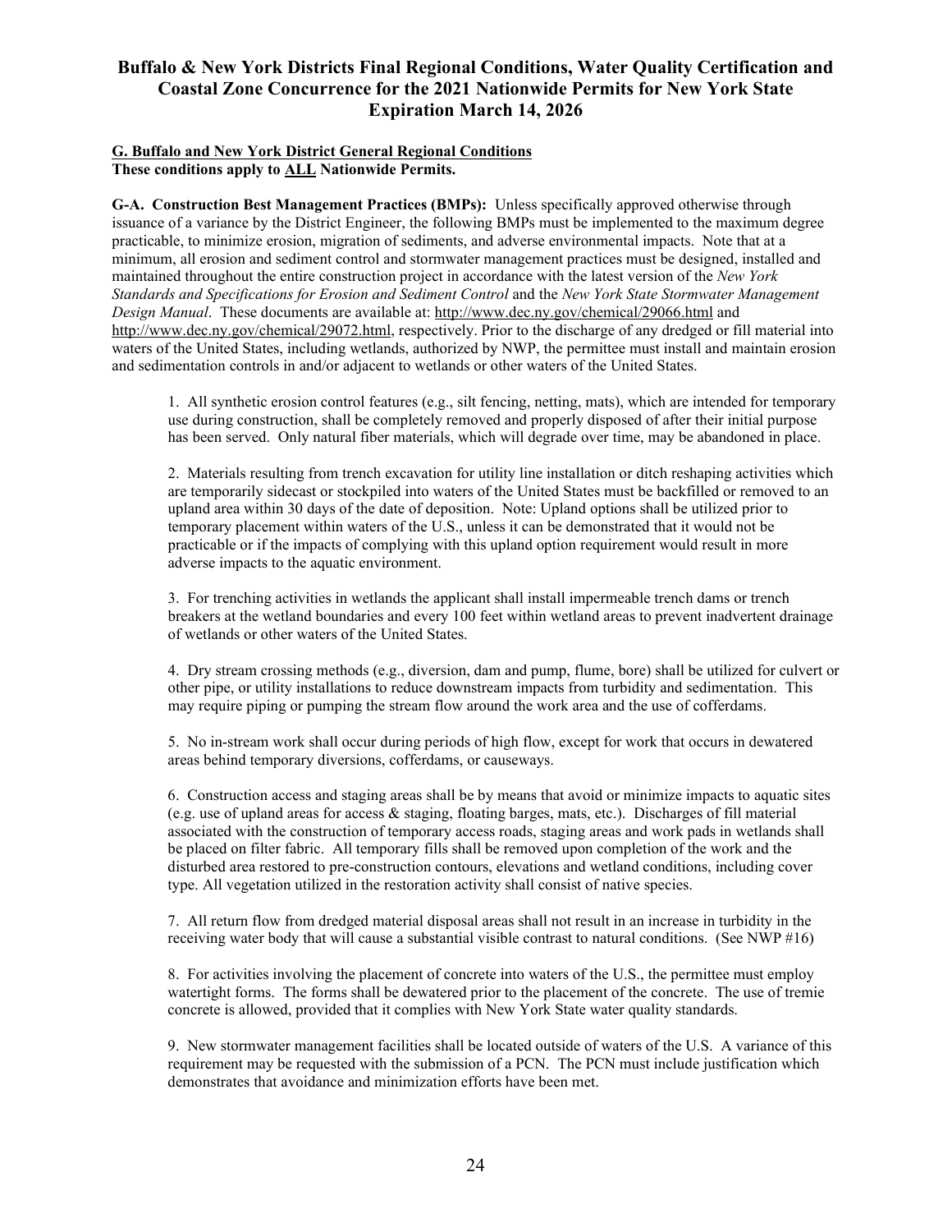**G. Buffalo and New York District General Regional Conditions**
**These conditions apply to ALL Nationwide Permits.**

**G-A. Construction Best Management Practices (BMPs):** Unless specifically approved otherwise through issuance of a variance by the District Engineer, the following BMPs must be implemented to the maximum degree practicable, to minimize erosion, migration of sediments, and adverse environmental impacts. Note that at a minimum, all erosion and sediment control and stormwater management practices must be designed, installed and maintained throughout the entire construction project in accordance with the latest version of the *New York Standards and Specifications for Erosion and Sediment Control* and the *New York State Stormwater Management Design Manual*. These documents are available at: http://www.dec.ny.gov/chemical/29066.html and http://www.dec.ny.gov/chemical/29072.html, respectively. Prior to the discharge of any dredged or fill material into waters of the United States, including wetlands, authorized by NWP, the permittee must install and maintain erosion and sedimentation controls in and/or adjacent to wetlands or other waters of the United States.

1. All synthetic erosion control features (e.g., silt fencing, netting, mats), which are intended for temporary use during construction, shall be completely removed and properly disposed of after their initial purpose has been served. Only natural fiber materials, which will degrade over time, may be abandoned in place.

2. Materials resulting from trench excavation for utility line installation or ditch reshaping activities which are temporarily sidecast or stockpiled into waters of the United States must be backfilled or removed to an upland area within 30 days of the date of deposition. Note: Upland options shall be utilized prior to temporary placement within waters of the U.S., unless it can be demonstrated that it would not be practicable or if the impacts of complying with this upland option requirement would result in more adverse impacts to the aquatic environment.

3. For trenching activities in wetlands the applicant shall install impermeable trench dams or trench breakers at the wetland boundaries and every 100 feet within wetland areas to prevent inadvertent drainage of wetlands or other waters of the United States.

4. Dry stream crossing methods (e.g., diversion, dam and pump, flume, bore) shall be utilized for culvert or other pipe, or utility installations to reduce downstream impacts from turbidity and sedimentation. This may require piping or pumping the stream flow around the work area and the use of cofferdams.

5. No in-stream work shall occur during periods of high flow, except for work that occurs in dewatered areas behind temporary diversions, cofferdams, or causeways.

6. Construction access and staging areas shall be by means that avoid or minimize impacts to aquatic sites (e.g. use of upland areas for access & staging, floating barges, mats, etc.). Discharges of fill material associated with the construction of temporary access roads, staging areas and work pads in wetlands shall be placed on filter fabric. All temporary fills shall be removed upon completion of the work and the disturbed area restored to pre-construction contours, elevations and wetland conditions, including cover type. All vegetation utilized in the restoration activity shall consist of native species.

7. All return flow from dredged material disposal areas shall not result in an increase in turbidity in the receiving water body that will cause a substantial visible contrast to natural conditions. (See NWP #16)

8. For activities involving the placement of concrete into waters of the U.S., the permittee must employ watertight forms. The forms shall be dewatered prior to the placement of the concrete. The use of tremie concrete is allowed, provided that it complies with New York State water quality standards.

9. New stormwater management facilities shall be located outside of waters of the U.S. A variance of this requirement may be requested with the submission of a PCN. The PCN must include justification which demonstrates that avoidance and minimization efforts have been met.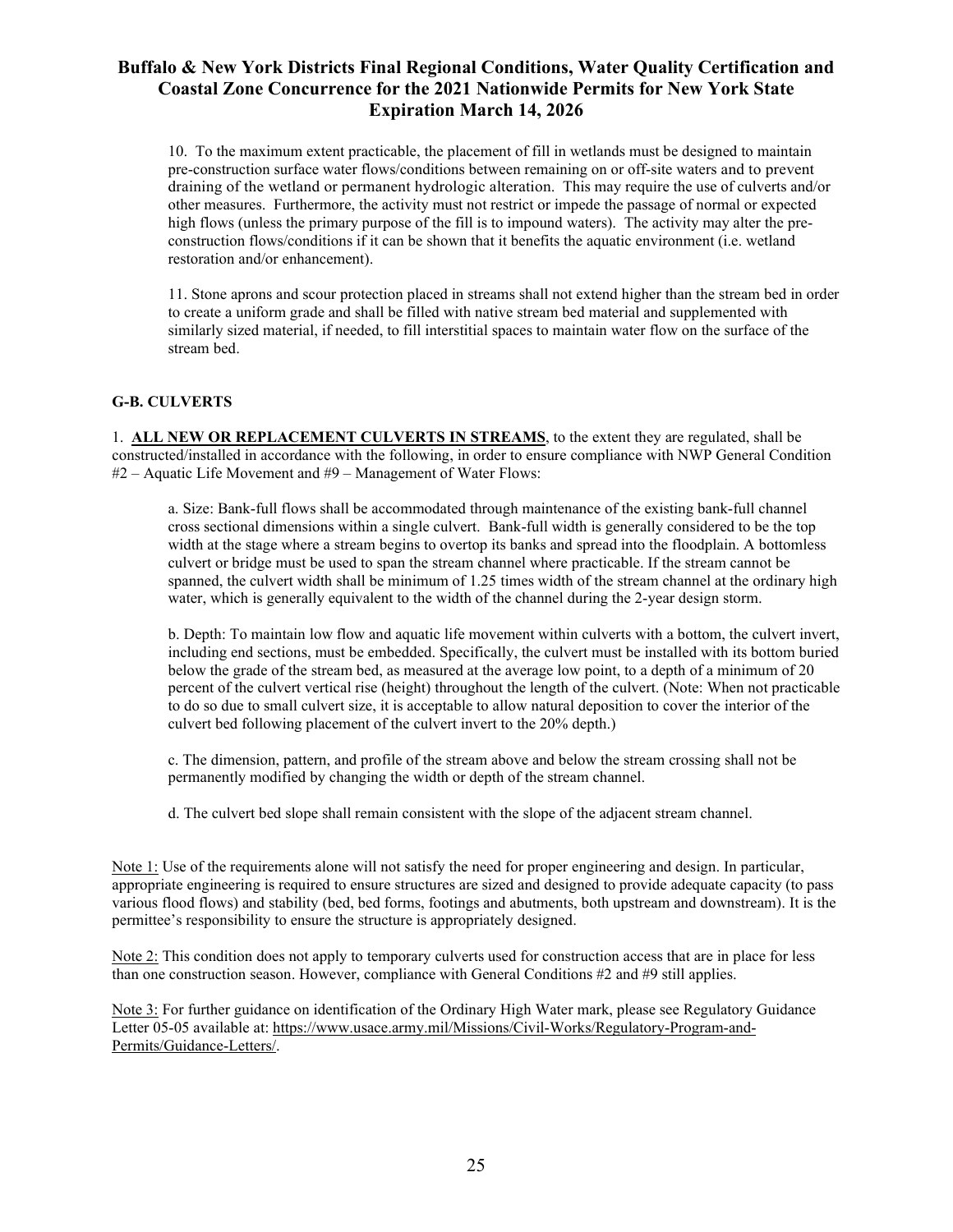10. To the maximum extent practicable, the placement of fill in wetlands must be designed to maintain pre-construction surface water flows/conditions between remaining on or off-site waters and to prevent draining of the wetland or permanent hydrologic alteration. This may require the use of culverts and/or other measures. Furthermore, the activity must not restrict or impede the passage of normal or expected high flows (unless the primary purpose of the fill is to impound waters). The activity may alter the pre-construction flows/conditions if it can be shown that it benefits the aquatic environment (i.e. wetland restoration and/or enhancement).

11. Stone aprons and scour protection placed in streams shall not extend higher than the stream bed in order to create a uniform grade and shall be filled with native stream bed material and supplemented with similarly sized material, if needed, to fill interstitial spaces to maintain water flow on the surface of the stream bed.

### G-B. CULVERTS

1. **ALL NEW OR REPLACEMENT CULVERTS IN STREAMS**, to the extent they are regulated, shall be constructed/installed in accordance with the following, in order to ensure compliance with NWP General Condition #2 – Aquatic Life Movement and #9 – Management of Water Flows:

   a. Size: Bank-full flows shall be accommodated through maintenance of the existing bank-full channel cross sectional dimensions within a single culvert. Bank-full width is generally considered to be the top width at the stage where a stream begins to overtop its banks and spread into the floodplain. A bottomless culvert or bridge must be used to span the stream channel where practicable. If the stream cannot be spanned, the culvert width shall be minimum of 1.25 times width of the stream channel at the ordinary high water, which is generally equivalent to the width of the channel during the 2-year design storm.

   b. Depth: To maintain low flow and aquatic life movement within culverts with a bottom, the culvert invert, including end sections, must be embedded. Specifically, the culvert must be installed with its bottom buried below the grade of the stream bed, as measured at the average low point, to a depth of a minimum of 20 percent of the culvert vertical rise (height) throughout the length of the culvert. (Note: When not practicable to do so due to small culvert size, it is acceptable to allow natural deposition to cover the interior of the culvert bed following placement of the culvert invert to the 20% depth.)

   c. The dimension, pattern, and profile of the stream above and below the stream crossing shall not be permanently modified by changing the width or depth of the stream channel.

   d. The culvert bed slope shall remain consistent with the slope of the adjacent stream channel.

Note 1: Use of the requirements alone will not satisfy the need for proper engineering and design. In particular, appropriate engineering is required to ensure structures are sized and designed to provide adequate capacity (to pass various flood flows) and stability (bed, bed forms, footings and abutments, both upstream and downstream). It is the permittee's responsibility to ensure the structure is appropriately designed.

Note 2: This condition does not apply to temporary culverts used for construction access that are in place for less than one construction season. However, compliance with General Conditions #2 and #9 still applies.

Note 3: For further guidance on identification of the Ordinary High Water mark, please see Regulatory Guidance Letter 05-05 available at: https://www.usace.army.mil/Missions/Civil-Works/Regulatory-Program-and-Permits/Guidance-Letters/.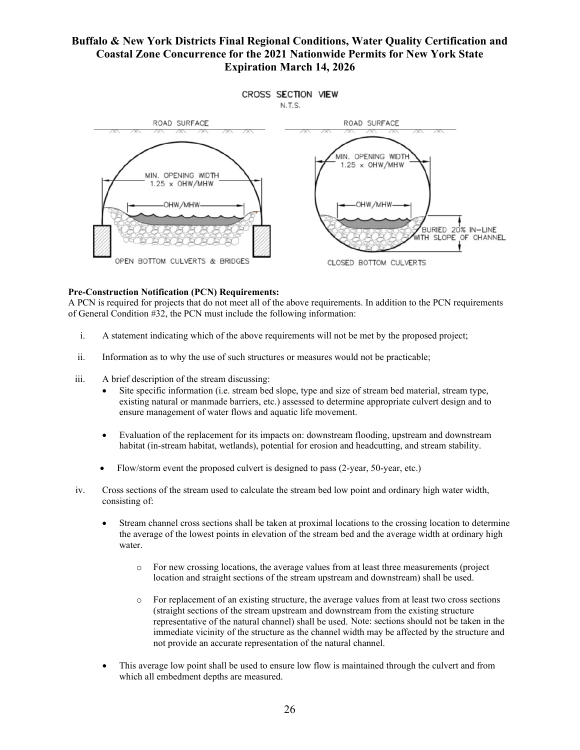**Pre-Construction Notification (PCN) Requirements:**
A PCN is required for projects that do not meet all of the above requirements. In addition to the PCN requirements of General Condition #32, the PCN must include the following information:

i. A statement indicating which of the above requirements will not be met by the proposed project;

ii. Information as to why the use of such structures or measures would not be practicable;

iii. A brief description of the stream discussing:
   - Site specific information (i.e. stream bed slope, type and size of stream bed material, stream type, existing natural or manmade barriers, etc.) assessed to determine appropriate culvert design and to ensure management of water flows and aquatic life movement.
   - Evaluation of the replacement for its impacts on: downstream flooding, upstream and downstream habitat (in-stream habitat, wetlands), potential for erosion and headcutting, and stream stability.
   - Flow/storm event the proposed culvert is designed to pass (2-year, 50-year, etc.)

iv. Cross sections of the stream used to calculate the stream bed low point and ordinary high water width, consisting of:
   - Stream channel cross sections shall be taken at proximal locations to the crossing location to determine the average of the lowest points in elevation of the stream bed and the average width at ordinary high water.
     - For new crossing locations, the average values from at least three measurements (project location and straight sections of the stream upstream and downstream) shall be used.
     - For replacement of an existing structure, the average values from at least two cross sections (straight sections of the stream upstream and downstream from the existing structure representative of the natural channel) shall be used. Note: sections should not be taken in the immediate vicinity of the structure as the channel width may be affected by the structure and not provide an accurate representation of the natural channel.
   - This average low point shall be used to ensure low flow is maintained through the culvert and from which all embedment depths are measured.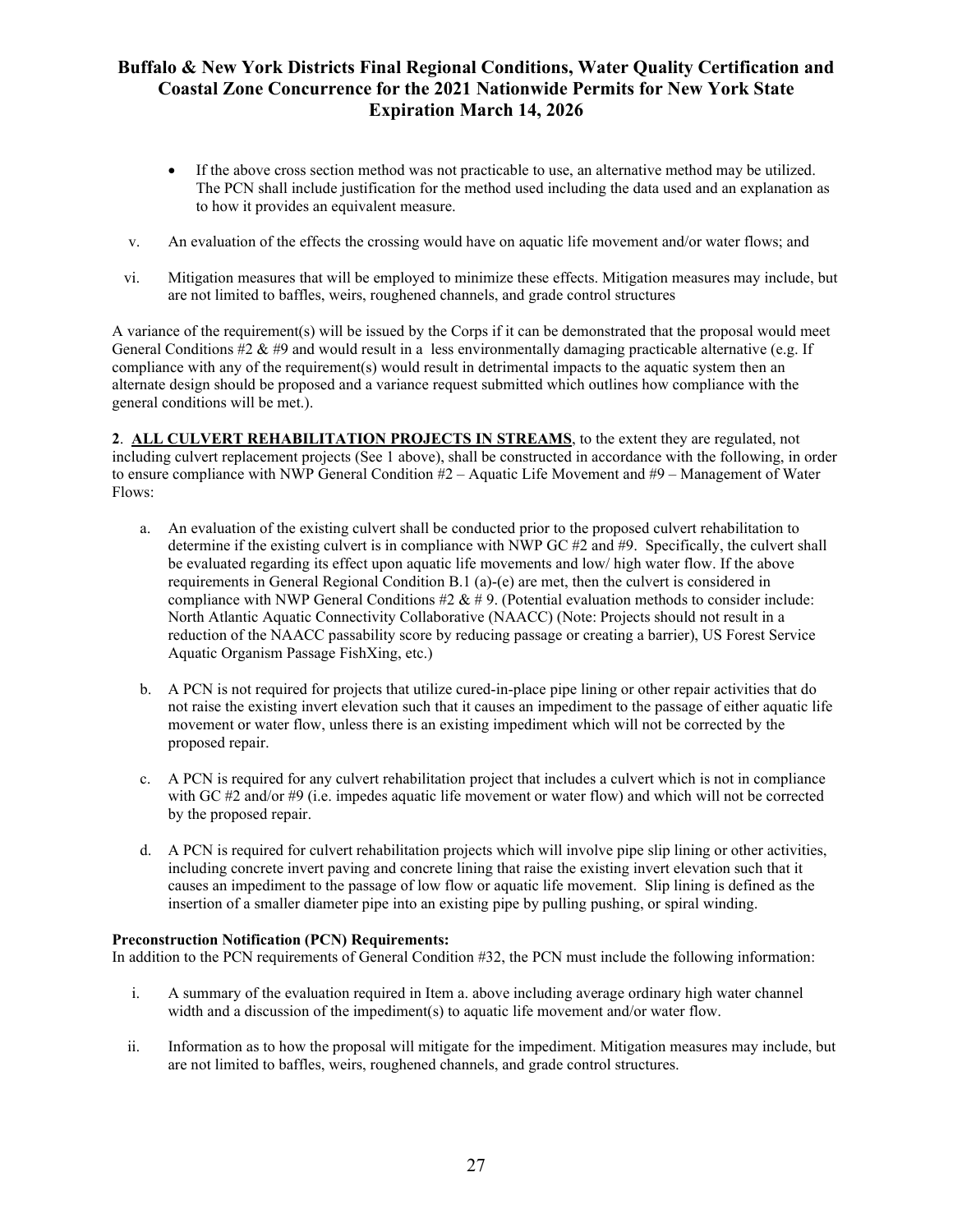- If the above cross section method was not practicable to use, an alternative method may be utilized. The PCN shall include justification for the method used including the data used and an explanation as to how it provides an equivalent measure.

v. An evaluation of the effects the crossing would have on aquatic life movement and/or water flows; and

vi. Mitigation measures that will be employed to minimize these effects. Mitigation measures may include, but are not limited to baffles, weirs, roughened channels, and grade control structures

A variance of the requirement(s) will be issued by the Corps if it can be demonstrated that the proposal would meet General Conditions #2 & #9 and would result in a less environmentally damaging practicable alternative (e.g. If compliance with any of the requirement(s) would result in detrimental impacts to the aquatic system then an alternate design should be proposed and a variance request submitted which outlines how compliance with the general conditions will be met.).

**2**. **ALL CULVERT REHABILITATION PROJECTS IN STREAMS**, to the extent they are regulated, not including culvert replacement projects (See 1 above), shall be constructed in accordance with the following, in order to ensure compliance with NWP General Condition #2 – Aquatic Life Movement and #9 – Management of Water Flows:

a. An evaluation of the existing culvert shall be conducted prior to the proposed culvert rehabilitation to determine if the existing culvert is in compliance with NWP GC #2 and #9. Specifically, the culvert shall be evaluated regarding its effect upon aquatic life movements and low/ high water flow. If the above requirements in General Regional Condition B.1 (a)-(e) are met, then the culvert is considered in compliance with NWP General Conditions #2 & # 9. (Potential evaluation methods to consider include: North Atlantic Aquatic Connectivity Collaborative (NAACC) (Note: Projects should not result in a reduction of the NAACC passability score by reducing passage or creating a barrier), US Forest Service Aquatic Organism Passage FishXing, etc.)

b. A PCN is not required for projects that utilize cured-in-place pipe lining or other repair activities that do not raise the existing invert elevation such that it causes an impediment to the passage of either aquatic life movement or water flow, unless there is an existing impediment which will not be corrected by the proposed repair.

c. A PCN is required for any culvert rehabilitation project that includes a culvert which is not in compliance with GC #2 and/or #9 (i.e. impedes aquatic life movement or water flow) and which will not be corrected by the proposed repair.

d. A PCN is required for culvert rehabilitation projects which will involve pipe slip lining or other activities, including concrete invert paving and concrete lining that raise the existing invert elevation such that it causes an impediment to the passage of low flow or aquatic life movement. Slip lining is defined as the insertion of a smaller diameter pipe into an existing pipe by pulling pushing, or spiral winding.

**Preconstruction Notification (PCN) Requirements:**
In addition to the PCN requirements of General Condition #32, the PCN must include the following information:

i. A summary of the evaluation required in Item a. above including average ordinary high water channel width and a discussion of the impediment(s) to aquatic life movement and/or water flow.

ii. Information as to how the proposal will mitigate for the impediment. Mitigation measures may include, but are not limited to baffles, weirs, roughened channels, and grade control structures.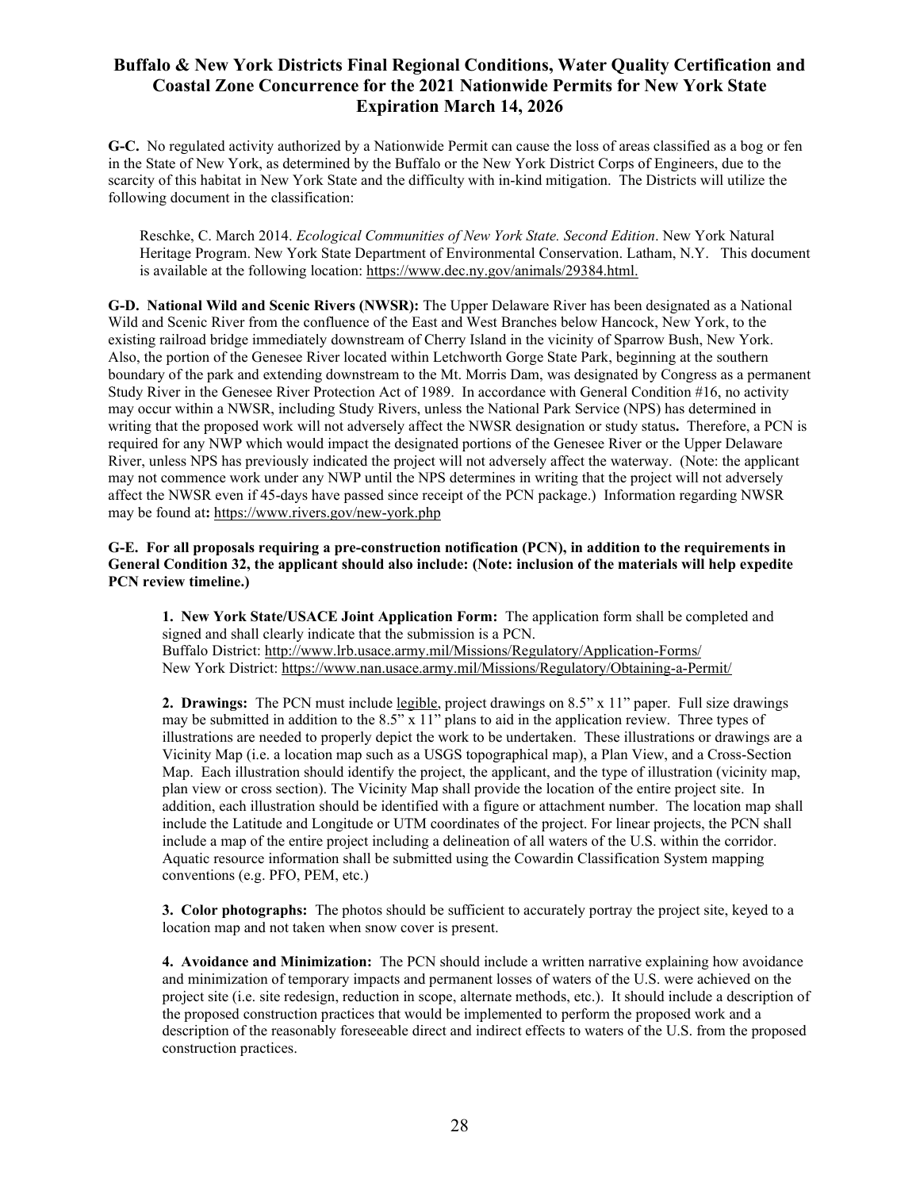**G-C.** No regulated activity authorized by a Nationwide Permit can cause the loss of areas classified as a bog or fen in the State of New York, as determined by the Buffalo or the New York District Corps of Engineers, due to the scarcity of this habitat in New York State and the difficulty with in-kind mitigation. The Districts will utilize the following document in the classification:

> Reschke, C. March 2014. *Ecological Communities of New York State. Second Edition*. New York Natural Heritage Program. New York State Department of Environmental Conservation. Latham, N.Y. This document is available at the following location: https://www.dec.ny.gov/animals/29384.html.

**G-D. National Wild and Scenic Rivers (NWSR):** The Upper Delaware River has been designated as a National Wild and Scenic River from the confluence of the East and West Branches below Hancock, New York, to the existing railroad bridge immediately downstream of Cherry Island in the vicinity of Sparrow Bush, New York. Also, the portion of the Genesee River located within Letchworth Gorge State Park, beginning at the southern boundary of the park and extending downstream to the Mt. Morris Dam, was designated by Congress as a permanent Study River in the Genesee River Protection Act of 1989. In accordance with General Condition #16, no activity may occur within a NWSR, including Study Rivers, unless the National Park Service (NPS) has determined in writing that the proposed work will not adversely affect the NWSR designation or study status**.** Therefore, a PCN is required for any NWP which would impact the designated portions of the Genesee River or the Upper Delaware River, unless NPS has previously indicated the project will not adversely affect the waterway. (Note: the applicant may not commence work under any NWP until the NPS determines in writing that the project will not adversely affect the NWSR even if 45-days have passed since receipt of the PCN package.) Information regarding NWSR may be found at**:** https://www.rivers.gov/new-york.php

**G-E. For all proposals requiring a pre-construction notification (PCN), in addition to the requirements in General Condition 32, the applicant should also include: (Note: inclusion of the materials will help expedite PCN review timeline.)**

**1. New York State/USACE Joint Application Form:** The application form shall be completed and signed and shall clearly indicate that the submission is a PCN.
Buffalo District: http://www.lrb.usace.army.mil/Missions/Regulatory/Application-Forms/
New York District: https://www.nan.usace.army.mil/Missions/Regulatory/Obtaining-a-Permit/

**2. Drawings:** The PCN must include legible, project drawings on 8.5" x 11" paper. Full size drawings may be submitted in addition to the 8.5" x 11" plans to aid in the application review. Three types of illustrations are needed to properly depict the work to be undertaken. These illustrations or drawings are a Vicinity Map (i.e. a location map such as a USGS topographical map), a Plan View, and a Cross-Section Map. Each illustration should identify the project, the applicant, and the type of illustration (vicinity map, plan view or cross section). The Vicinity Map shall provide the location of the entire project site. In addition, each illustration should be identified with a figure or attachment number. The location map shall include the Latitude and Longitude or UTM coordinates of the project. For linear projects, the PCN shall include a map of the entire project including a delineation of all waters of the U.S. within the corridor. Aquatic resource information shall be submitted using the Cowardin Classification System mapping conventions (e.g. PFO, PEM, etc.)

**3. Color photographs:** The photos should be sufficient to accurately portray the project site, keyed to a location map and not taken when snow cover is present.

**4. Avoidance and Minimization:** The PCN should include a written narrative explaining how avoidance and minimization of temporary impacts and permanent losses of waters of the U.S. were achieved on the project site (i.e. site redesign, reduction in scope, alternate methods, etc.). It should include a description of the proposed construction practices that would be implemented to perform the proposed work and a description of the reasonably foreseeable direct and indirect effects to waters of the U.S. from the proposed construction practices.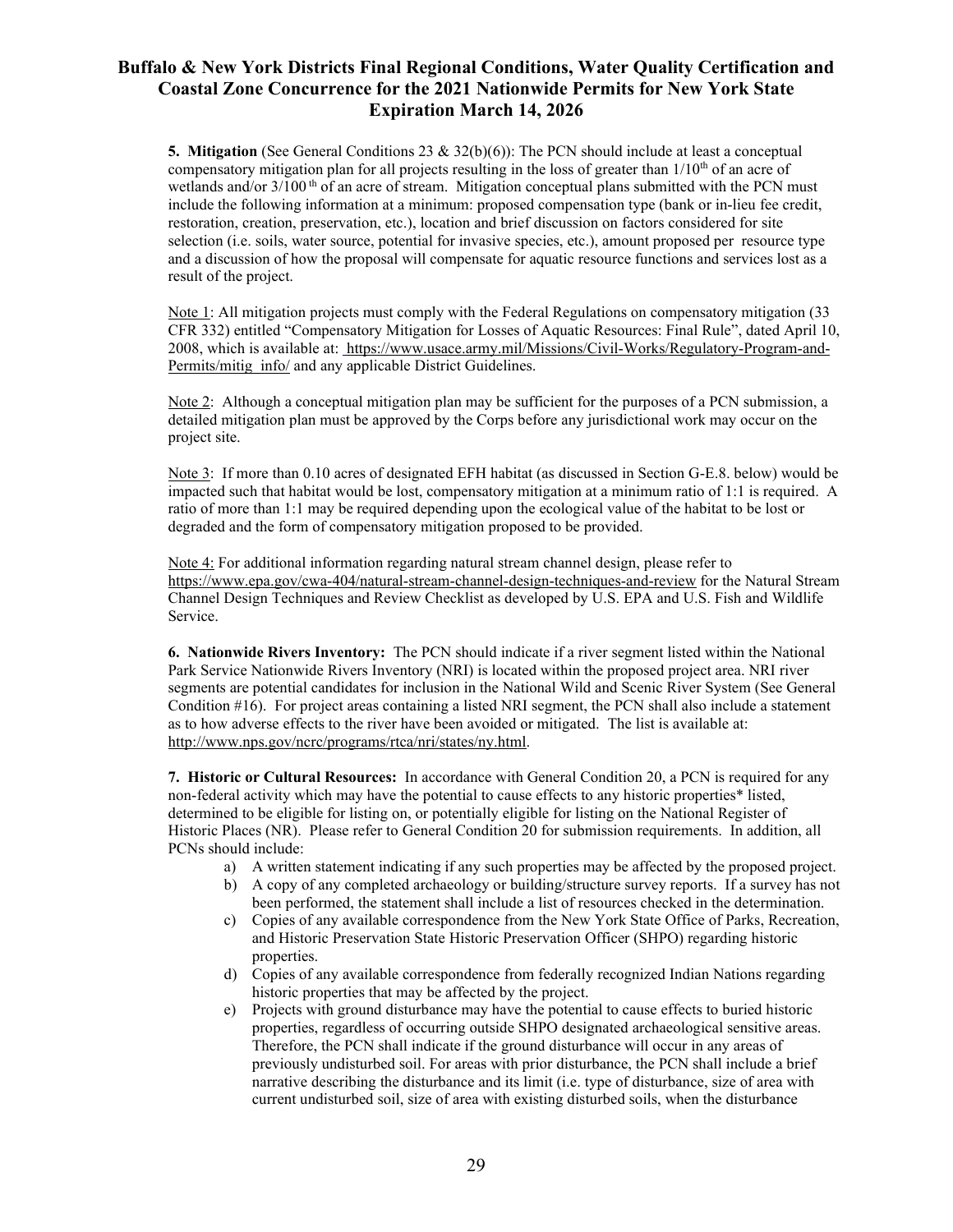**5. Mitigation** (See General Conditions 23 & 32(b)(6)): The PCN should include at least a conceptual compensatory mitigation plan for all projects resulting in the loss of greater than 1/10[th] of an acre of wetlands and/or 3/100[th] of an acre of stream. Mitigation conceptual plans submitted with the PCN must include the following information at a minimum: proposed compensation type (bank or in-lieu fee credit, restoration, creation, preservation, etc.), location and brief discussion on factors considered for site selection (i.e. soils, water source, potential for invasive species, etc.), amount proposed per resource type and a discussion of how the proposal will compensate for aquatic resource functions and services lost as a result of the project.

Note 1: All mitigation projects must comply with the Federal Regulations on compensatory mitigation (33 CFR 332) entitled "Compensatory Mitigation for Losses of Aquatic Resources: Final Rule", dated April 10, 2008, which is available at: https://www.usace.army.mil/Missions/Civil-Works/Regulatory-Program-and-Permits/mitig_info/ and any applicable District Guidelines.

Note 2: Although a conceptual mitigation plan may be sufficient for the purposes of a PCN submission, a detailed mitigation plan must be approved by the Corps before any jurisdictional work may occur on the project site.

Note 3: If more than 0.10 acres of designated EFH habitat (as discussed in Section G-E.8. below) would be impacted such that habitat would be lost, compensatory mitigation at a minimum ratio of 1:1 is required. A ratio of more than 1:1 may be required depending upon the ecological value of the habitat to be lost or degraded and the form of compensatory mitigation proposed to be provided.

Note 4: For additional information regarding natural stream channel design, please refer to https://www.epa.gov/cwa-404/natural-stream-channel-design-techniques-and-review for the Natural Stream Channel Design Techniques and Review Checklist as developed by U.S. EPA and U.S. Fish and Wildlife Service.

**6. Nationwide Rivers Inventory:** The PCN should indicate if a river segment listed within the National Park Service Nationwide Rivers Inventory (NRI) is located within the proposed project area. NRI river segments are potential candidates for inclusion in the National Wild and Scenic River System (See General Condition #16). For project areas containing a listed NRI segment, the PCN shall also include a statement as to how adverse effects to the river have been avoided or mitigated. The list is available at: http://www.nps.gov/ncrc/programs/rtca/nri/states/ny.html.

**7. Historic or Cultural Resources:** In accordance with General Condition 20, a PCN is required for any non-federal activity which may have the potential to cause effects to any historic properties* listed, determined to be eligible for listing on, or potentially eligible for listing on the National Register of Historic Places (NR). Please refer to General Condition 20 for submission requirements. In addition, all PCNs should include:

a) A written statement indicating if any such properties may be affected by the proposed project.
b) A copy of any completed archaeology or building/structure survey reports. If a survey has not been performed, the statement shall include a list of resources checked in the determination.
c) Copies of any available correspondence from the New York State Office of Parks, Recreation, and Historic Preservation State Historic Preservation Officer (SHPO) regarding historic properties.
d) Copies of any available correspondence from federally recognized Indian Nations regarding historic properties that may be affected by the project.
e) Projects with ground disturbance may have the potential to cause effects to buried historic properties, regardless of occurring outside SHPO designated archaeological sensitive areas. Therefore, the PCN shall indicate if the ground disturbance will occur in any areas of previously undisturbed soil. For areas with prior disturbance, the PCN shall include a brief narrative describing the disturbance and its limit (i.e. type of disturbance, size of area with current undisturbed soil, size of area with existing disturbed soils, when the disturbance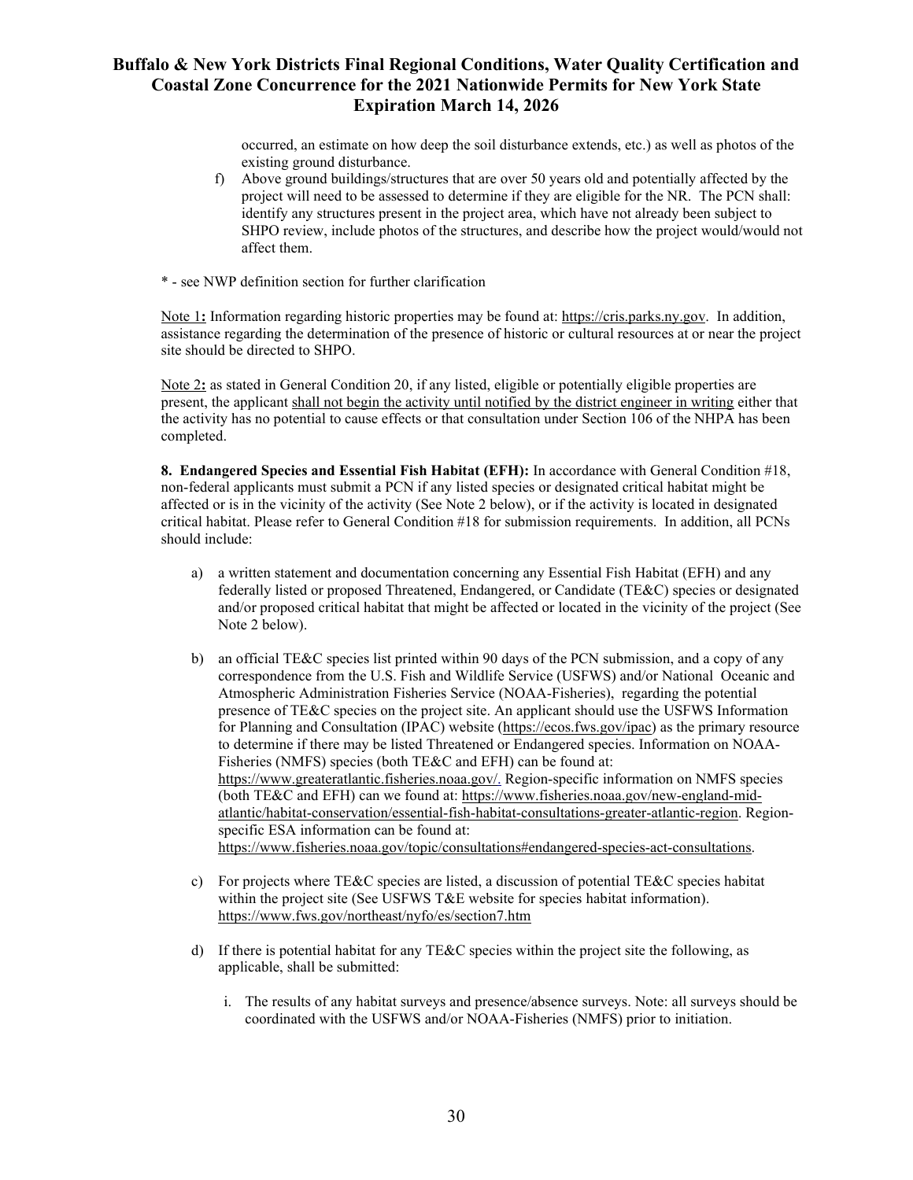occurred, an estimate on how deep the soil disturbance extends, etc.) as well as photos of the existing ground disturbance.

f) Above ground buildings/structures that are over 50 years old and potentially affected by the project will need to be assessed to determine if they are eligible for the NR. The PCN shall: identify any structures present in the project area, which have not already been subject to SHPO review, include photos of the structures, and describe how the project would/would not affect them.

* - see NWP definition section for further clarification

Note 1**:** Information regarding historic properties may be found at: https://cris.parks.ny.gov. In addition, assistance regarding the determination of the presence of historic or cultural resources at or near the project site should be directed to SHPO.

Note 2**:** as stated in General Condition 20, if any listed, eligible or potentially eligible properties are present, the applicant shall not begin the activity until notified by the district engineer in writing either that the activity has no potential to cause effects or that consultation under Section 106 of the NHPA has been completed.

**8. Endangered Species and Essential Fish Habitat (EFH):** In accordance with General Condition #18, non-federal applicants must submit a PCN if any listed species or designated critical habitat might be affected or is in the vicinity of the activity (See Note 2 below), or if the activity is located in designated critical habitat. Please refer to General Condition #18 for submission requirements. In addition, all PCNs should include:

a) a written statement and documentation concerning any Essential Fish Habitat (EFH) and any federally listed or proposed Threatened, Endangered, or Candidate (TE&C) species or designated and/or proposed critical habitat that might be affected or located in the vicinity of the project (See Note 2 below).

b) an official TE&C species list printed within 90 days of the PCN submission, and a copy of any correspondence from the U.S. Fish and Wildlife Service (USFWS) and/or National Oceanic and Atmospheric Administration Fisheries Service (NOAA-Fisheries), regarding the potential presence of TE&C species on the project site. An applicant should use the USFWS Information for Planning and Consultation (IPAC) website (https://ecos.fws.gov/ipac) as the primary resource to determine if there may be listed Threatened or Endangered species. Information on NOAA-Fisheries (NMFS) species (both TE&C and EFH) can be found at: https://www.greateratlantic.fisheries.noaa.gov/. Region-specific information on NMFS species (both TE&C and EFH) can we found at: https://www.fisheries.noaa.gov/new-england-mid-atlantic/habitat-conservation/essential-fish-habitat-consultations-greater-atlantic-region. Region-specific ESA information can be found at: https://www.fisheries.noaa.gov/topic/consultations#endangered-species-act-consultations.

c) For projects where TE&C species are listed, a discussion of potential TE&C species habitat within the project site (See USFWS T&E website for species habitat information). https://www.fws.gov/northeast/nyfo/es/section7.htm

d) If there is potential habitat for any TE&C species within the project site the following, as applicable, shall be submitted:

   i. The results of any habitat surveys and presence/absence surveys. Note: all surveys should be coordinated with the USFWS and/or NOAA-Fisheries (NMFS) prior to initiation.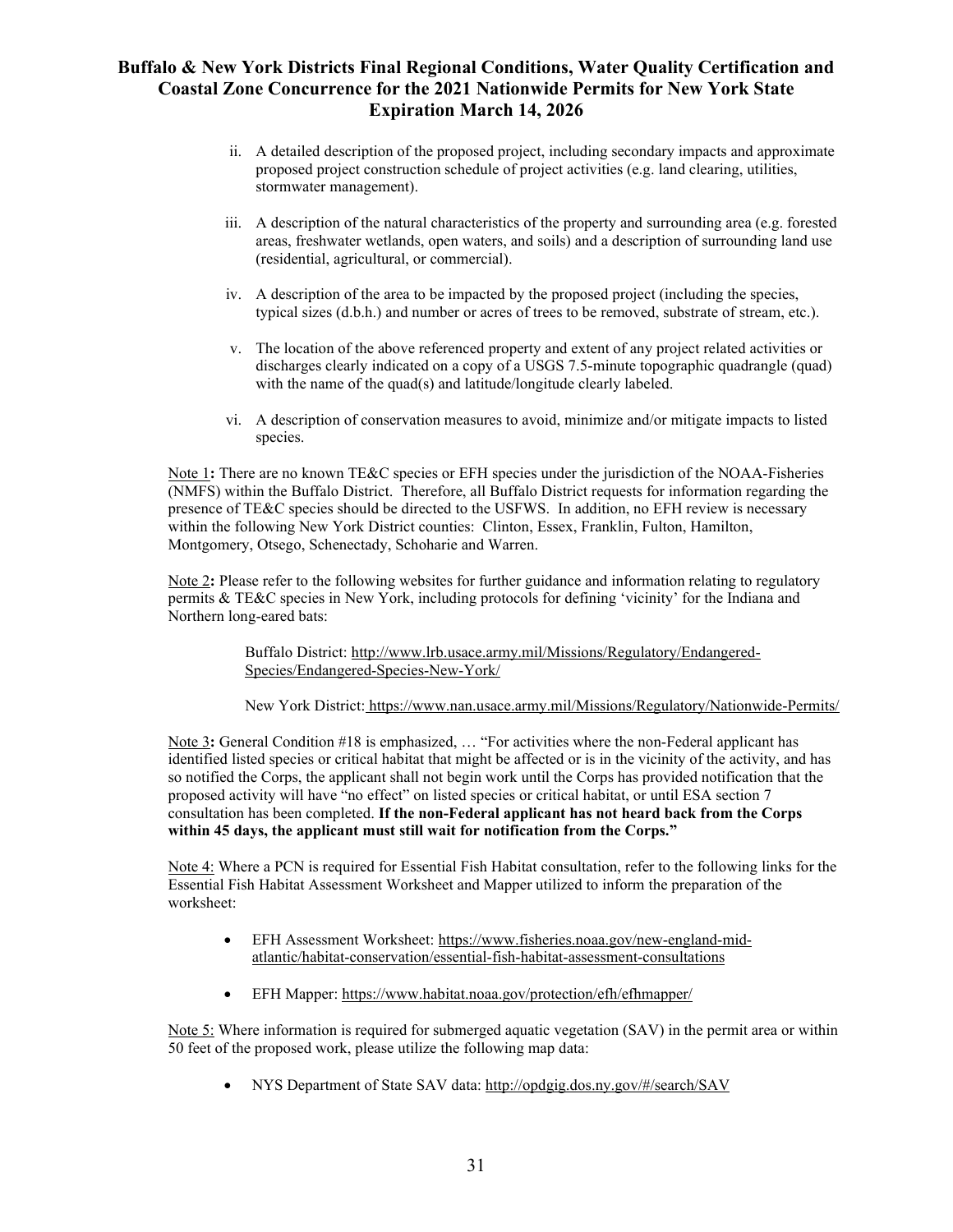ii. A detailed description of the proposed project, including secondary impacts and approximate proposed project construction schedule of project activities (e.g. land clearing, utilities, stormwater management).

iii. A description of the natural characteristics of the property and surrounding area (e.g. forested areas, freshwater wetlands, open waters, and soils) and a description of surrounding land use (residential, agricultural, or commercial).

iv. A description of the area to be impacted by the proposed project (including the species, typical sizes (d.b.h.) and number or acres of trees to be removed, substrate of stream, etc.).

v. The location of the above referenced property and extent of any project related activities or discharges clearly indicated on a copy of a USGS 7.5-minute topographic quadrangle (quad) with the name of the quad(s) and latitude/longitude clearly labeled.

vi. A description of conservation measures to avoid, minimize and/or mitigate impacts to listed species.

Note 1**:** There are no known TE&C species or EFH species under the jurisdiction of the NOAA-Fisheries (NMFS) within the Buffalo District. Therefore, all Buffalo District requests for information regarding the presence of TE&C species should be directed to the USFWS. In addition, no EFH review is necessary within the following New York District counties: Clinton, Essex, Franklin, Fulton, Hamilton, Montgomery, Otsego, Schenectady, Schoharie and Warren.

Note 2**:** Please refer to the following websites for further guidance and information relating to regulatory permits & TE&C species in New York, including protocols for defining 'vicinity' for the Indiana and Northern long-eared bats:

> Buffalo District: http://www.lrb.usace.army.mil/Missions/Regulatory/Endangered-Species/Endangered-Species-New-York/
>
> New York District: https://www.nan.usace.army.mil/Missions/Regulatory/Nationwide-Permits/

Note 3**:** General Condition #18 is emphasized, … "For activities where the non-Federal applicant has identified listed species or critical habitat that might be affected or is in the vicinity of the activity, and has so notified the Corps, the applicant shall not begin work until the Corps has provided notification that the proposed activity will have "no effect" on listed species or critical habitat, or until ESA section 7 consultation has been completed. **If the non-Federal applicant has not heard back from the Corps within 45 days, the applicant must still wait for notification from the Corps."**

Note 4: Where a PCN is required for Essential Fish Habitat consultation, refer to the following links for the Essential Fish Habitat Assessment Worksheet and Mapper utilized to inform the preparation of the worksheet:

- EFH Assessment Worksheet: https://www.fisheries.noaa.gov/new-england-mid-atlantic/habitat-conservation/essential-fish-habitat-assessment-consultations
- EFH Mapper: https://www.habitat.noaa.gov/protection/efh/efhmapper/

Note 5: Where information is required for submerged aquatic vegetation (SAV) in the permit area or within 50 feet of the proposed work, please utilize the following map data:

- NYS Department of State SAV data: http://opdgig.dos.ny.gov/#/search/SAV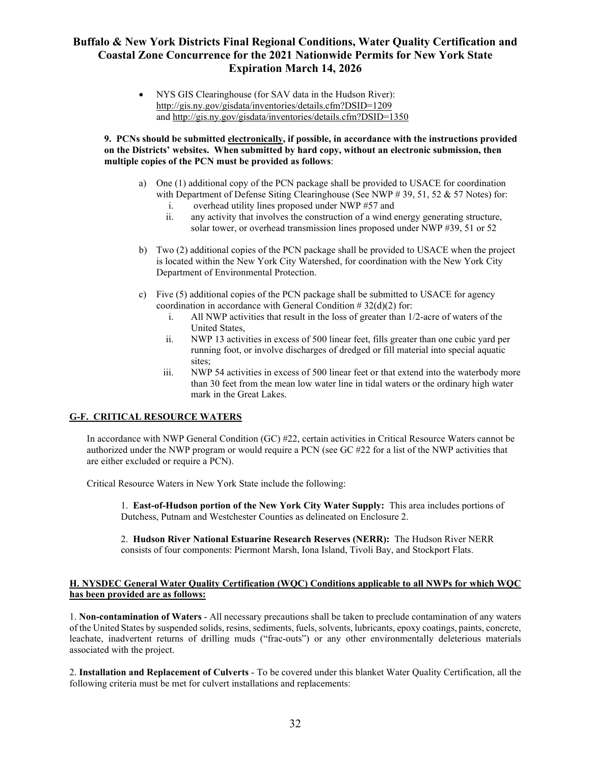- NYS GIS Clearinghouse (for SAV data in the Hudson River): http://gis.ny.gov/gisdata/inventories/details.cfm?DSID=1209 and http://gis.ny.gov/gisdata/inventories/details.cfm?DSID=1350

**9. PCNs should be submitted electronically, if possible, in accordance with the instructions provided on the Districts' websites. When submitted by hard copy, without an electronic submission, then multiple copies of the PCN must be provided as follows**:

a) One (1) additional copy of the PCN package shall be provided to USACE for coordination with Department of Defense Siting Clearinghouse (See NWP # 39, 51, 52 & 57 Notes) for:
   i. overhead utility lines proposed under NWP #57 and
   ii. any activity that involves the construction of a wind energy generating structure, solar tower, or overhead transmission lines proposed under NWP #39, 51 or 52

b) Two (2) additional copies of the PCN package shall be provided to USACE when the project is located within the New York City Watershed, for coordination with the New York City Department of Environmental Protection.

c) Five (5) additional copies of the PCN package shall be submitted to USACE for agency coordination in accordance with General Condition # 32(d)(2) for:
   i. All NWP activities that result in the loss of greater than 1/2-acre of waters of the United States,
   ii. NWP 13 activities in excess of 500 linear feet, fills greater than one cubic yard per running foot, or involve discharges of dredged or fill material into special aquatic sites;
   iii. NWP 54 activities in excess of 500 linear feet or that extend into the waterbody more than 30 feet from the mean low water line in tidal waters or the ordinary high water mark in the Great Lakes.

## G-F. CRITICAL RESOURCE WATERS

In accordance with NWP General Condition (GC) #22, certain activities in Critical Resource Waters cannot be authorized under the NWP program or would require a PCN (see GC #22 for a list of the NWP activities that are either excluded or require a PCN).

Critical Resource Waters in New York State include the following:

1. **East-of-Hudson portion of the New York City Water Supply:** This area includes portions of Dutchess, Putnam and Westchester Counties as delineated on Enclosure 2.

2. **Hudson River National Estuarine Research Reserves (NERR):** The Hudson River NERR consists of four components: Piermont Marsh, Iona Island, Tivoli Bay, and Stockport Flats.

## H. NYSDEC General Water Quality Certification (WQC) Conditions applicable to all NWPs for which WQC has been provided are as follows:

1. **Non-contamination of Waters** - All necessary precautions shall be taken to preclude contamination of any waters of the United States by suspended solids, resins, sediments, fuels, solvents, lubricants, epoxy coatings, paints, concrete, leachate, inadvertent returns of drilling muds ("frac-outs") or any other environmentally deleterious materials associated with the project.

2. **Installation and Replacement of Culverts** - To be covered under this blanket Water Quality Certification, all the following criteria must be met for culvert installations and replacements: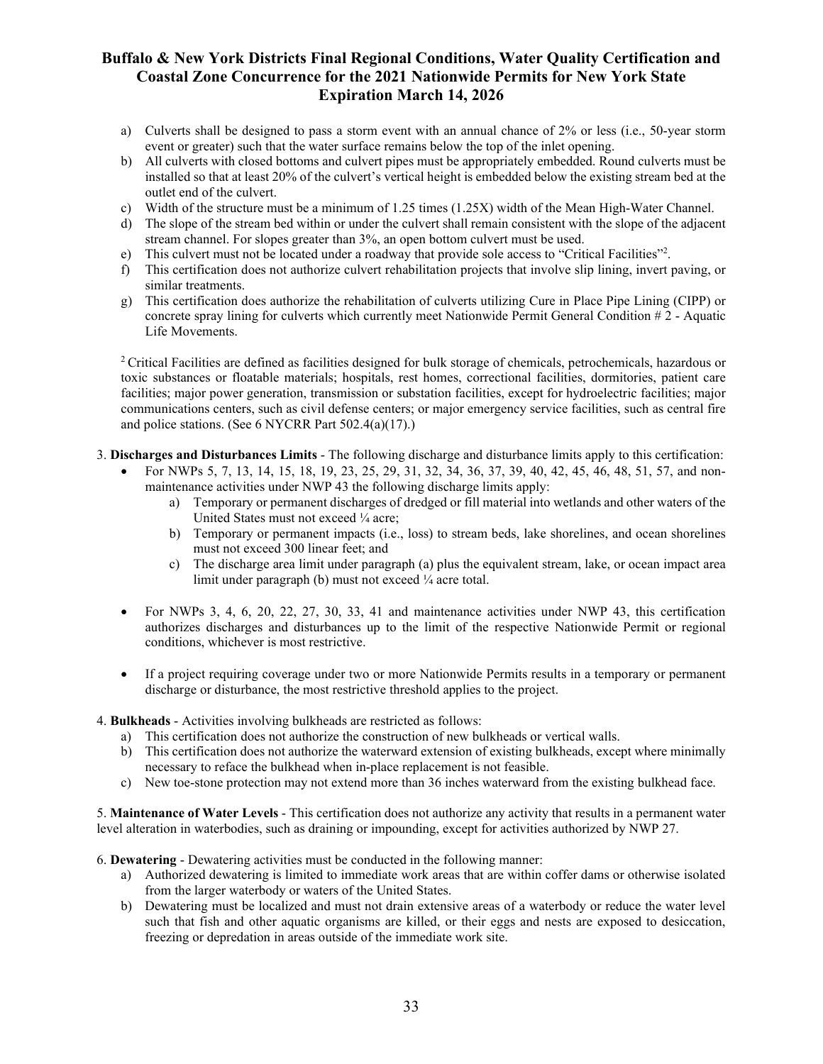a) Culverts shall be designed to pass a storm event with an annual chance of 2% or less (i.e., 50-year storm event or greater) such that the water surface remains below the top of the inlet opening.
b) All culverts with closed bottoms and culvert pipes must be appropriately embedded. Round culverts must be installed so that at least 20% of the culvert's vertical height is embedded below the existing stream bed at the outlet end of the culvert.
c) Width of the structure must be a minimum of 1.25 times (1.25X) width of the Mean High-Water Channel.
d) The slope of the stream bed within or under the culvert shall remain consistent with the slope of the adjacent stream channel. For slopes greater than 3%, an open bottom culvert must be used.
e) This culvert must not be located under a roadway that provide sole access to "Critical Facilities"[2].
f) This certification does not authorize culvert rehabilitation projects that involve slip lining, invert paving, or similar treatments.
g) This certification does authorize the rehabilitation of culverts utilizing Cure in Place Pipe Lining (CIPP) or concrete spray lining for culverts which currently meet Nationwide Permit General Condition # 2 - Aquatic Life Movements.

[2] Critical Facilities are defined as facilities designed for bulk storage of chemicals, petrochemicals, hazardous or toxic substances or floatable materials; hospitals, rest homes, correctional facilities, dormitories, patient care facilities; major power generation, transmission or substation facilities, except for hydroelectric facilities; major communications centers, such as civil defense centers; or major emergency service facilities, such as central fire and police stations. (See 6 NYCRR Part 502.4(a)(17).)

3. **Discharges and Disturbances Limits** - The following discharge and disturbance limits apply to this certification:
   - For NWPs 5, 7, 13, 14, 15, 18, 19, 23, 25, 29, 31, 32, 34, 36, 37, 39, 40, 42, 45, 46, 48, 51, 57, and non-maintenance activities under NWP 43 the following discharge limits apply:
     a) Temporary or permanent discharges of dredged or fill material into wetlands and other waters of the United States must not exceed ¼ acre;
     b) Temporary or permanent impacts (i.e., loss) to stream beds, lake shorelines, and ocean shorelines must not exceed 300 linear feet; and
     c) The discharge area limit under paragraph (a) plus the equivalent stream, lake, or ocean impact area limit under paragraph (b) must not exceed ¼ acre total.
   - For NWPs 3, 4, 6, 20, 22, 27, 30, 33, 41 and maintenance activities under NWP 43, this certification authorizes discharges and disturbances up to the limit of the respective Nationwide Permit or regional conditions, whichever is most restrictive.
   - If a project requiring coverage under two or more Nationwide Permits results in a temporary or permanent discharge or disturbance, the most restrictive threshold applies to the project.

4. **Bulkheads** - Activities involving bulkheads are restricted as follows:
   a) This certification does not authorize the construction of new bulkheads or vertical walls.
   b) This certification does not authorize the waterward extension of existing bulkheads, except where minimally necessary to reface the bulkhead when in-place replacement is not feasible.
   c) New toe-stone protection may not extend more than 36 inches waterward from the existing bulkhead face.

5. **Maintenance of Water Levels** - This certification does not authorize any activity that results in a permanent water level alteration in waterbodies, such as draining or impounding, except for activities authorized by NWP 27.

6. **Dewatering** - Dewatering activities must be conducted in the following manner:
   a) Authorized dewatering is limited to immediate work areas that are within coffer dams or otherwise isolated from the larger waterbody or waters of the United States.
   b) Dewatering must be localized and must not drain extensive areas of a waterbody or reduce the water level such that fish and other aquatic organisms are killed, or their eggs and nests are exposed to desiccation, freezing or depredation in areas outside of the immediate work site.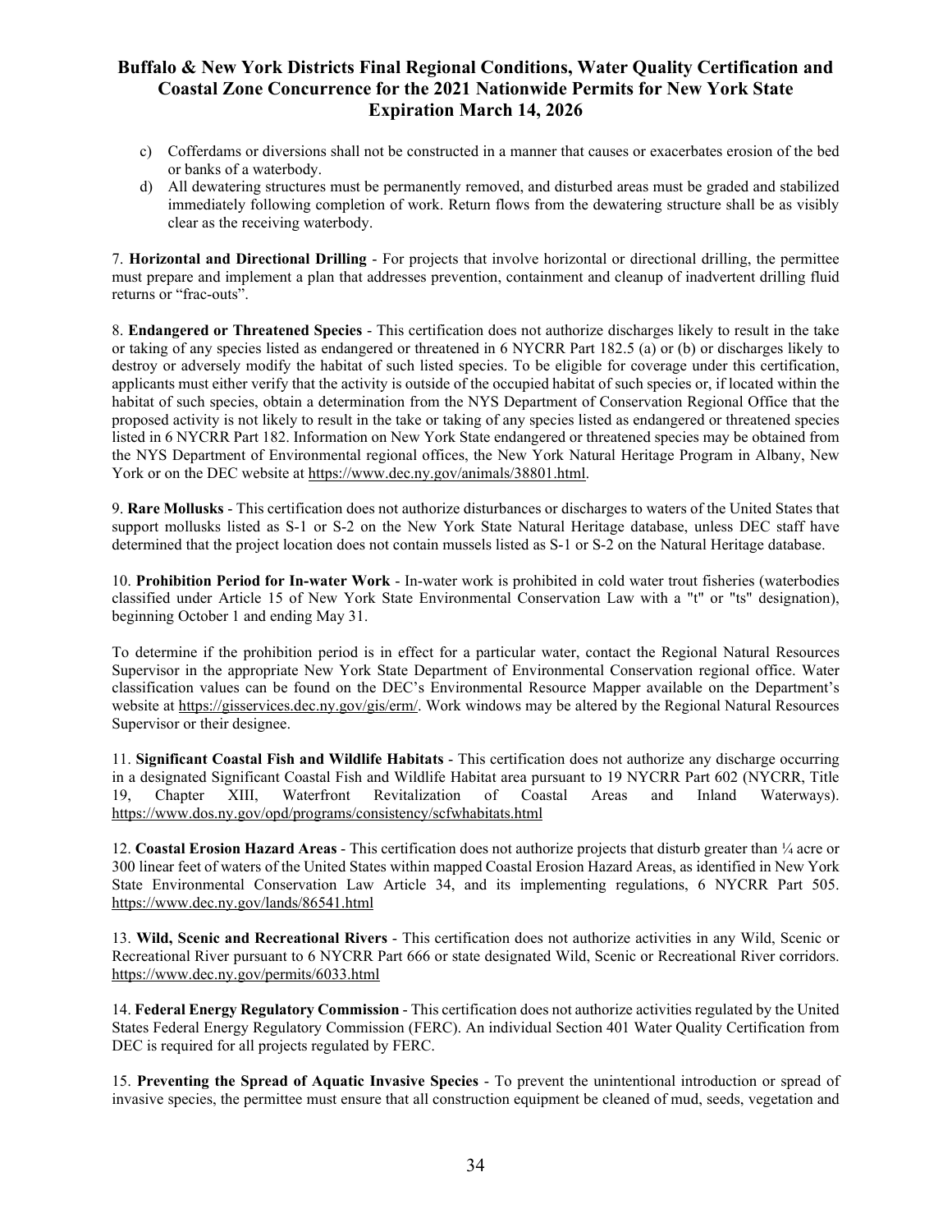c) Cofferdams or diversions shall not be constructed in a manner that causes or exacerbates erosion of the bed or banks of a waterbody.

d) All dewatering structures must be permanently removed, and disturbed areas must be graded and stabilized immediately following completion of work. Return flows from the dewatering structure shall be as visibly clear as the receiving waterbody.

7. **Horizontal and Directional Drilling** - For projects that involve horizontal or directional drilling, the permittee must prepare and implement a plan that addresses prevention, containment and cleanup of inadvertent drilling fluid returns or "frac-outs".

8. **Endangered or Threatened Species** - This certification does not authorize discharges likely to result in the take or taking of any species listed as endangered or threatened in 6 NYCRR Part 182.5 (a) or (b) or discharges likely to destroy or adversely modify the habitat of such listed species. To be eligible for coverage under this certification, applicants must either verify that the activity is outside of the occupied habitat of such species or, if located within the habitat of such species, obtain a determination from the NYS Department of Conservation Regional Office that the proposed activity is not likely to result in the take or taking of any species listed as endangered or threatened species listed in 6 NYCRR Part 182. Information on New York State endangered or threatened species may be obtained from the NYS Department of Environmental regional offices, the New York Natural Heritage Program in Albany, New York or on the DEC website at https://www.dec.ny.gov/animals/38801.html.

9. **Rare Mollusks** - This certification does not authorize disturbances or discharges to waters of the United States that support mollusks listed as S-1 or S-2 on the New York State Natural Heritage database, unless DEC staff have determined that the project location does not contain mussels listed as S-1 or S-2 on the Natural Heritage database.

10. **Prohibition Period for In-water Work** - In-water work is prohibited in cold water trout fisheries (waterbodies classified under Article 15 of New York State Environmental Conservation Law with a "t" or "ts" designation), beginning October 1 and ending May 31.

To determine if the prohibition period is in effect for a particular water, contact the Regional Natural Resources Supervisor in the appropriate New York State Department of Environmental Conservation regional office. Water classification values can be found on the DEC's Environmental Resource Mapper available on the Department's website at https://gisservices.dec.ny.gov/gis/erm/. Work windows may be altered by the Regional Natural Resources Supervisor or their designee.

11. **Significant Coastal Fish and Wildlife Habitats** - This certification does not authorize any discharge occurring in a designated Significant Coastal Fish and Wildlife Habitat area pursuant to 19 NYCRR Part 602 (NYCRR, Title 19, Chapter XIII, Waterfront Revitalization of Coastal Areas and Inland Waterways). https://www.dos.ny.gov/opd/programs/consistency/scfwhabitats.html

12. **Coastal Erosion Hazard Areas** - This certification does not authorize projects that disturb greater than ¼ acre or 300 linear feet of waters of the United States within mapped Coastal Erosion Hazard Areas, as identified in New York State Environmental Conservation Law Article 34, and its implementing regulations, 6 NYCRR Part 505. https://www.dec.ny.gov/lands/86541.html

13. **Wild, Scenic and Recreational Rivers** - This certification does not authorize activities in any Wild, Scenic or Recreational River pursuant to 6 NYCRR Part 666 or state designated Wild, Scenic or Recreational River corridors. https://www.dec.ny.gov/permits/6033.html

14. **Federal Energy Regulatory Commission** - This certification does not authorize activities regulated by the United States Federal Energy Regulatory Commission (FERC). An individual Section 401 Water Quality Certification from DEC is required for all projects regulated by FERC.

15. **Preventing the Spread of Aquatic Invasive Species** - To prevent the unintentional introduction or spread of invasive species, the permittee must ensure that all construction equipment be cleaned of mud, seeds, vegetation and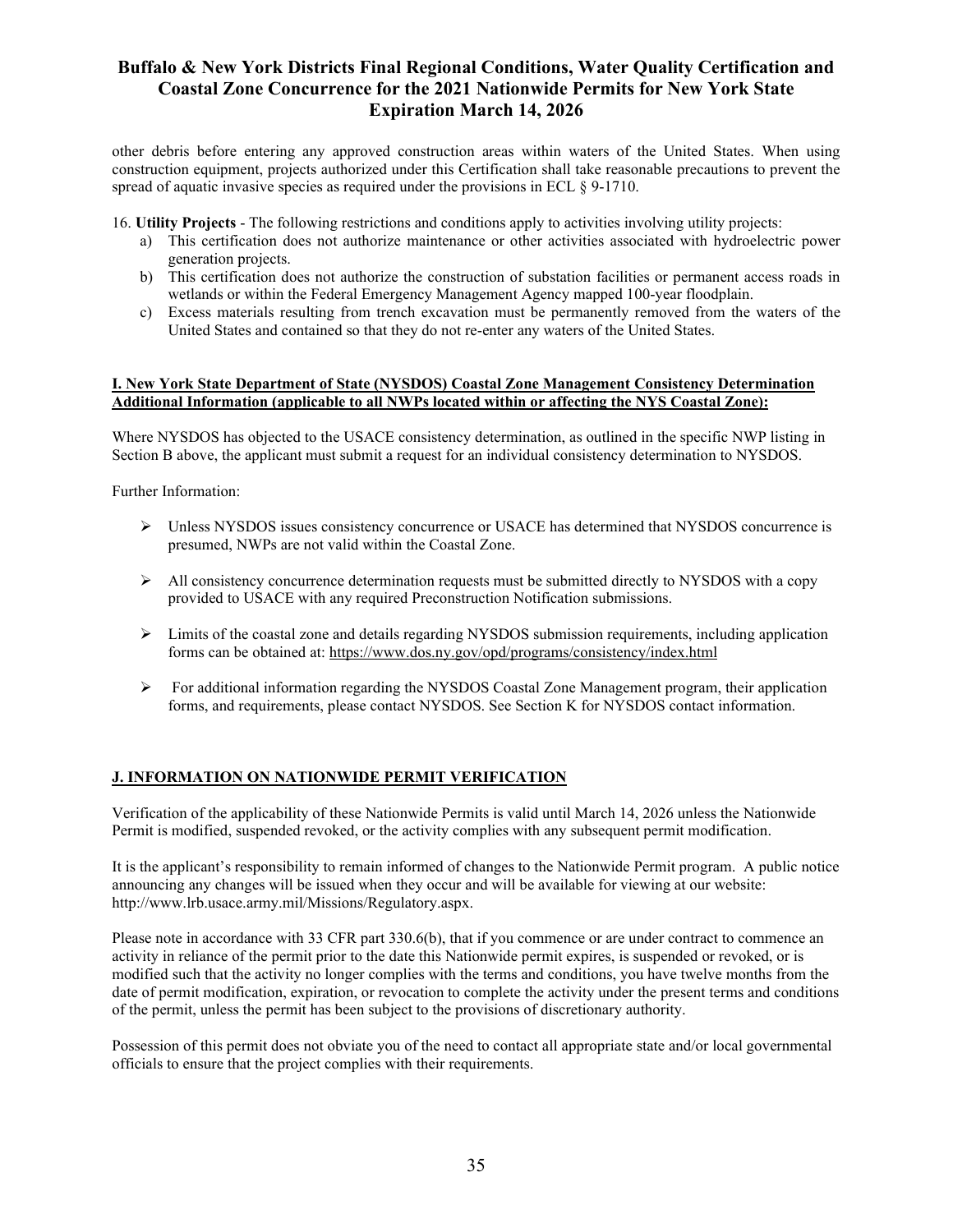other debris before entering any approved construction areas within waters of the United States. When using construction equipment, projects authorized under this Certification shall take reasonable precautions to prevent the spread of aquatic invasive species as required under the provisions in ECL § 9-1710.

16. **Utility Projects** - The following restrictions and conditions apply to activities involving utility projects:
   a) This certification does not authorize maintenance or other activities associated with hydroelectric power generation projects.
   b) This certification does not authorize the construction of substation facilities or permanent access roads in wetlands or within the Federal Emergency Management Agency mapped 100-year floodplain.
   c) Excess materials resulting from trench excavation must be permanently removed from the waters of the United States and contained so that they do not re-enter any waters of the United States.

## I. New York State Department of State (NYSDOS) Coastal Zone Management Consistency Determination Additional Information (applicable to all NWPs located within or affecting the NYS Coastal Zone):

Where NYSDOS has objected to the USACE consistency determination, as outlined in the specific NWP listing in Section B above, the applicant must submit a request for an individual consistency determination to NYSDOS.

Further Information:

- Unless NYSDOS issues consistency concurrence or USACE has determined that NYSDOS concurrence is presumed, NWPs are not valid within the Coastal Zone.
- All consistency concurrence determination requests must be submitted directly to NYSDOS with a copy provided to USACE with any required Preconstruction Notification submissions.
- Limits of the coastal zone and details regarding NYSDOS submission requirements, including application forms can be obtained at: https://www.dos.ny.gov/opd/programs/consistency/index.html
- For additional information regarding the NYSDOS Coastal Zone Management program, their application forms, and requirements, please contact NYSDOS. See Section K for NYSDOS contact information.

## J. INFORMATION ON NATIONWIDE PERMIT VERIFICATION

Verification of the applicability of these Nationwide Permits is valid until March 14, 2026 unless the Nationwide Permit is modified, suspended revoked, or the activity complies with any subsequent permit modification.

It is the applicant's responsibility to remain informed of changes to the Nationwide Permit program. A public notice announcing any changes will be issued when they occur and will be available for viewing at our website: http://www.lrb.usace.army.mil/Missions/Regulatory.aspx.

Please note in accordance with 33 CFR part 330.6(b), that if you commence or are under contract to commence an activity in reliance of the permit prior to the date this Nationwide permit expires, is suspended or revoked, or is modified such that the activity no longer complies with the terms and conditions, you have twelve months from the date of permit modification, expiration, or revocation to complete the activity under the present terms and conditions of the permit, unless the permit has been subject to the provisions of discretionary authority.

Possession of this permit does not obviate you of the need to contact all appropriate state and/or local governmental officials to ensure that the project complies with their requirements.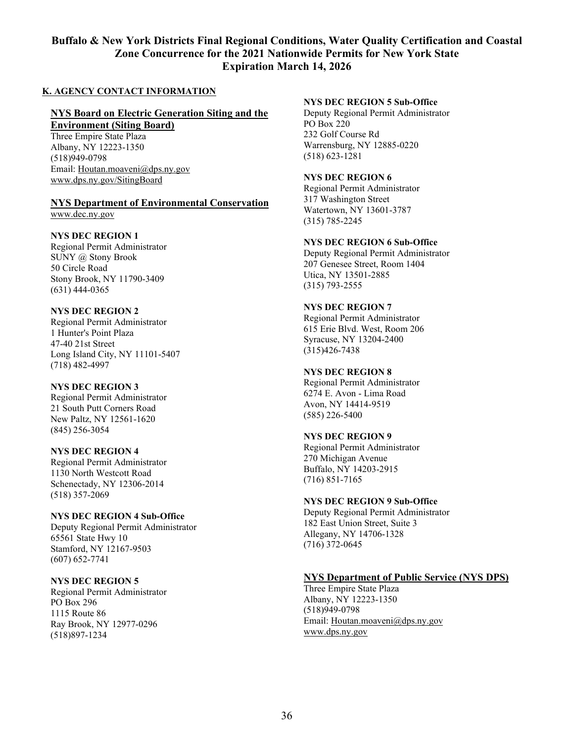## K. AGENCY CONTACT INFORMATION

### NYS Board on Electric Generation Siting and the Environment (Siting Board)

Three Empire State Plaza
Albany, NY 12223-1350
(518)949-0798
Email: Houtan.moaveni@dps.ny.gov
www.dps.ny.gov/SitingBoard

### NYS Department of Environmental Conservation

www.dec.ny.gov

**NYS DEC REGION 1**
Regional Permit Administrator
SUNY @ Stony Brook
50 Circle Road
Stony Brook, NY 11790-3409
(631) 444-0365

**NYS DEC REGION 2**
Regional Permit Administrator
1 Hunter's Point Plaza
47-40 21st Street
Long Island City, NY 11101-5407
(718) 482-4997

**NYS DEC REGION 3**
Regional Permit Administrator
21 South Putt Corners Road
New Paltz, NY 12561-1620
(845) 256-3054

**NYS DEC REGION 4**
Regional Permit Administrator
1130 North Westcott Road
Schenectady, NY 12306-2014
(518) 357-2069

**NYS DEC REGION 4 Sub-Office**
Deputy Regional Permit Administrator
65561 State Hwy 10
Stamford, NY 12167-9503
(607) 652-7741

**NYS DEC REGION 5**
Regional Permit Administrator
PO Box 296
1115 Route 86
Ray Brook, NY 12977-0296
(518)897-1234

**NYS DEC REGION 5 Sub-Office**
Deputy Regional Permit Administrator
PO Box 220
232 Golf Course Rd
Warrensburg, NY 12885-0220
(518) 623-1281

**NYS DEC REGION 6**
Regional Permit Administrator
317 Washington Street
Watertown, NY 13601-3787
(315) 785-2245

**NYS DEC REGION 6 Sub-Office**
Deputy Regional Permit Administrator
207 Genesee Street, Room 1404
Utica, NY 13501-2885
(315) 793-2555

**NYS DEC REGION 7**
Regional Permit Administrator
615 Erie Blvd. West, Room 206
Syracuse, NY 13204-2400
(315)426-7438

**NYS DEC REGION 8**
Regional Permit Administrator
6274 E. Avon - Lima Road
Avon, NY 14414-9519
(585) 226-5400

**NYS DEC REGION 9**
Regional Permit Administrator
270 Michigan Avenue
Buffalo, NY 14203-2915
(716) 851-7165

**NYS DEC REGION 9 Sub-Office**
Deputy Regional Permit Administrator
182 East Union Street, Suite 3
Allegany, NY 14706-1328
(716) 372-0645

### NYS Department of Public Service (NYS DPS)

Three Empire State Plaza
Albany, NY 12223-1350
(518)949-0798
Email: Houtan.moaveni@dps.ny.gov
www.dps.ny.gov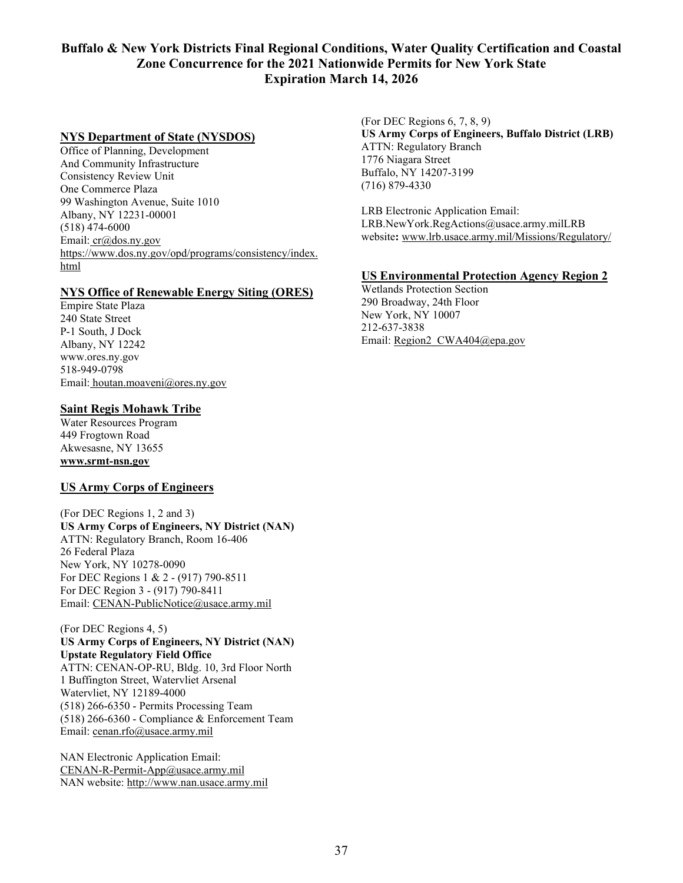**Buffalo & New York Districts Final Regional Conditions, Water Quality Certification and Coastal Zone Concurrence for the 2021 Nationwide Permits for New York State Expiration March 14, 2026**

**NYS Department of State (NYSDOS)**
Office of Planning, Development
And Community Infrastructure
Consistency Review Unit
One Commerce Plaza
99 Washington Avenue, Suite 1010
Albany, NY 12231-00001
(518) 474-6000
Email: cr@dos.ny.gov
https://www.dos.ny.gov/opd/programs/consistency/index.html

**NYS Office of Renewable Energy Siting (ORES)**
Empire State Plaza
240 State Street
P-1 South, J Dock
Albany, NY 12242
www.ores.ny.gov
518-949-0798
Email: houtan.moaveni@ores.ny.gov

**Saint Regis Mohawk Tribe**
Water Resources Program
449 Frogtown Road
Akwesasne, NY 13655
**www.srmt-nsn.gov**

**US Army Corps of Engineers**

(For DEC Regions 1, 2 and 3)
**US Army Corps of Engineers, NY District (NAN)**
ATTN: Regulatory Branch, Room 16-406
26 Federal Plaza
New York, NY 10278-0090
For DEC Regions 1 & 2 - (917) 790-8511
For DEC Region 3 - (917) 790-8411
Email: CENAN-PublicNotice@usace.army.mil

(For DEC Regions 4, 5)
**US Army Corps of Engineers, NY District (NAN)**
**Upstate Regulatory Field Office**
ATTN: CENAN-OP-RU, Bldg. 10, 3rd Floor North
1 Buffington Street, Watervliet Arsenal
Watervliet, NY 12189-4000
(518) 266-6350 - Permits Processing Team
(518) 266-6360 - Compliance & Enforcement Team
Email: cenan.rfo@usace.army.mil

NAN Electronic Application Email:
CENAN-R-Permit-App@usace.army.mil
NAN website: http://www.nan.usace.army.mil

(For DEC Regions 6, 7, 8, 9)
**US Army Corps of Engineers, Buffalo District (LRB)**
ATTN: Regulatory Branch
1776 Niagara Street
Buffalo, NY 14207-3199
(716) 879-4330

LRB Electronic Application Email:
LRB.NewYork.RegActions@usace.army.milLRB
website**:** www.lrb.usace.army.mil/Missions/Regulatory/

**US Environmental Protection Agency Region 2**
Wetlands Protection Section
290 Broadway, 24th Floor
New York, NY 10007
212-637-3838
Email: Region2_CWA404@epa.gov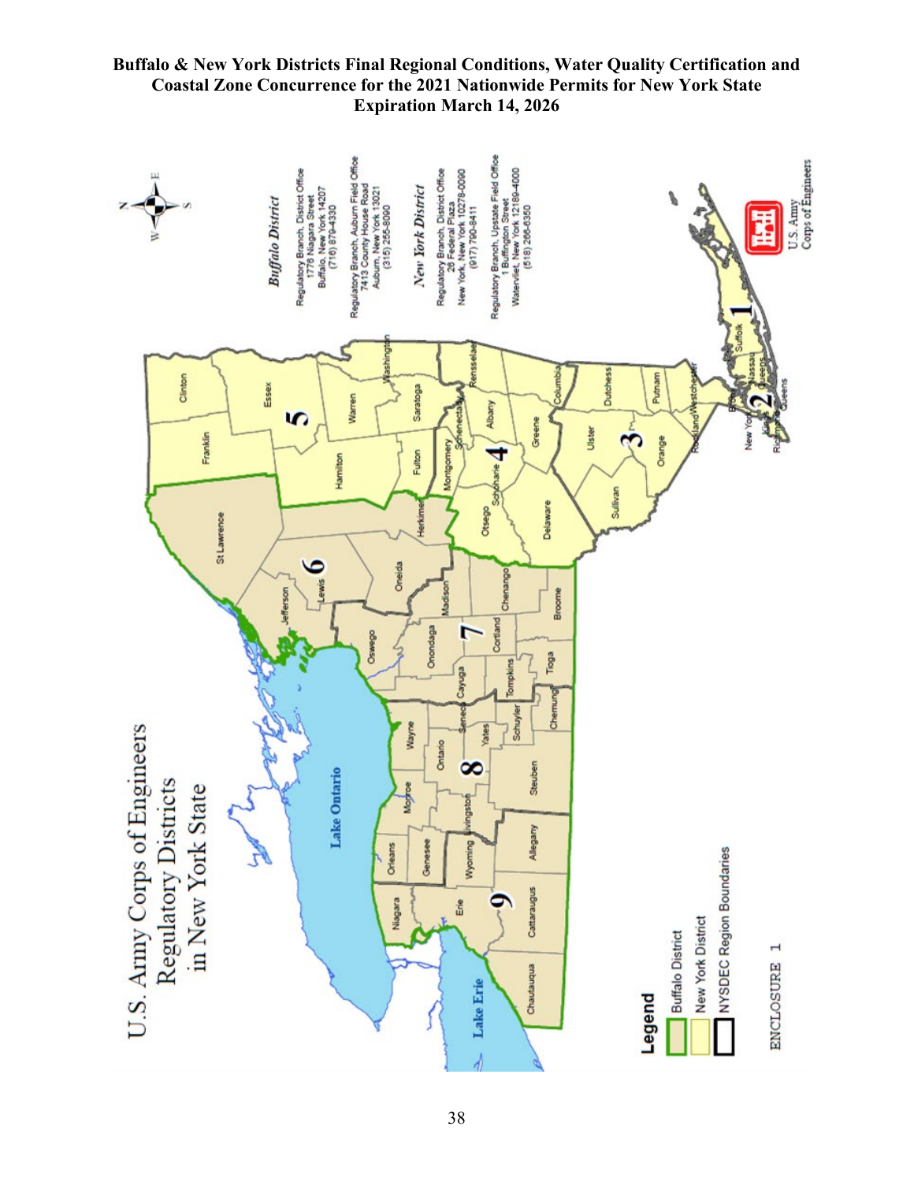**Buffalo & New York Districts Final Regional Conditions, Water Quality Certification and Coastal Zone Concurrence for the 2021 Nationwide Permits for New York State**
**Expiration March 14, 2026**

U.S. Army Corps of Engineers Regulatory Districts in New York State

*Buffalo District*

Regulatory Branch, District Office
1776 Niagara Street
Buffalo, New York 14207
(716) 879-4330

Regulatory Branch, Auburn Field Office
7413 County House Road
Auburn, New York 13021
(315) 255-8090

*New York District*

Regulatory Branch, District Office
26 Federal Plaza
New York, New York 10278-0090
(917) 790-8411

Regulatory Branch, Upstate Field Office
1 Buffington Street
Watervliet, New York 12189-4000
(518) 266-6350

Legend
- Buffalo District
- New York District
- NYSDEC Region Boundaries

U.S. Army Corps of Engineers

ENCLOSURE 1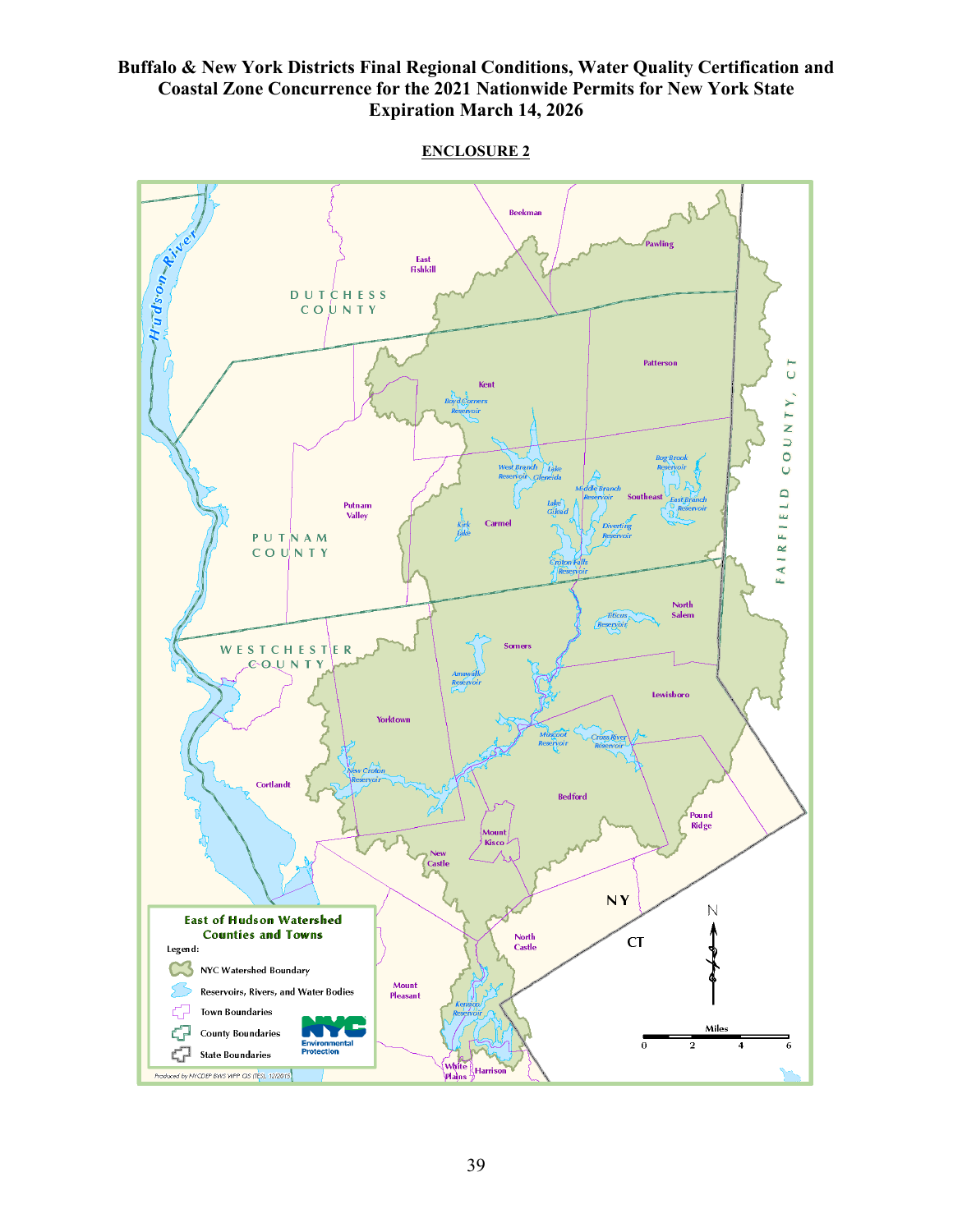**Buffalo & New York Districts Final Regional Conditions, Water Quality Certification and Coastal Zone Concurrence for the 2021 Nationwide Permits for New York State Expiration March 14, 2026**

**ENCLOSURE 2**

**East of Hudson Watershed Counties and Towns**

Legend:

- NYC Watershed Boundary
- Reservoirs, Rivers, and Water Bodies
- Town Boundaries
- County Boundaries
- State Boundaries

NYC Environmental Protection

Produced by NYCDEP BWS WPP GIS (TES), 12/2015

Miles: 0, 2, 4, 6

Counties: Dutchess County, Putnam County, Westchester County, Fairfield County, CT

States: NY, CT

Towns: Beekman, East Fishkill, Pawling, Patterson, Kent, Putnam Valley, Carmel, Southeast, North Salem, Somers, Lewisboro, Yorktown, Cortlandt, Bedford, Pound Ridge, Mount Kisco, New Castle, North Castle, Mount Pleasant, White Plains, Harrison

Water bodies: Hudson River, Boyd Corners Reservoir, West Branch Reservoir, Lake Gleneida, Lake Gilead, Middle Branch Reservoir, Bog Brook Reservoir, East Branch Reservoir, Diverting Reservoir, Kirk Lake, Croton Falls Reservoir, Titicus Reservoir, Amawalk Reservoir, Muscoot Reservoir, Cross River Reservoir, New Croton Reservoir, Kensico Reservoir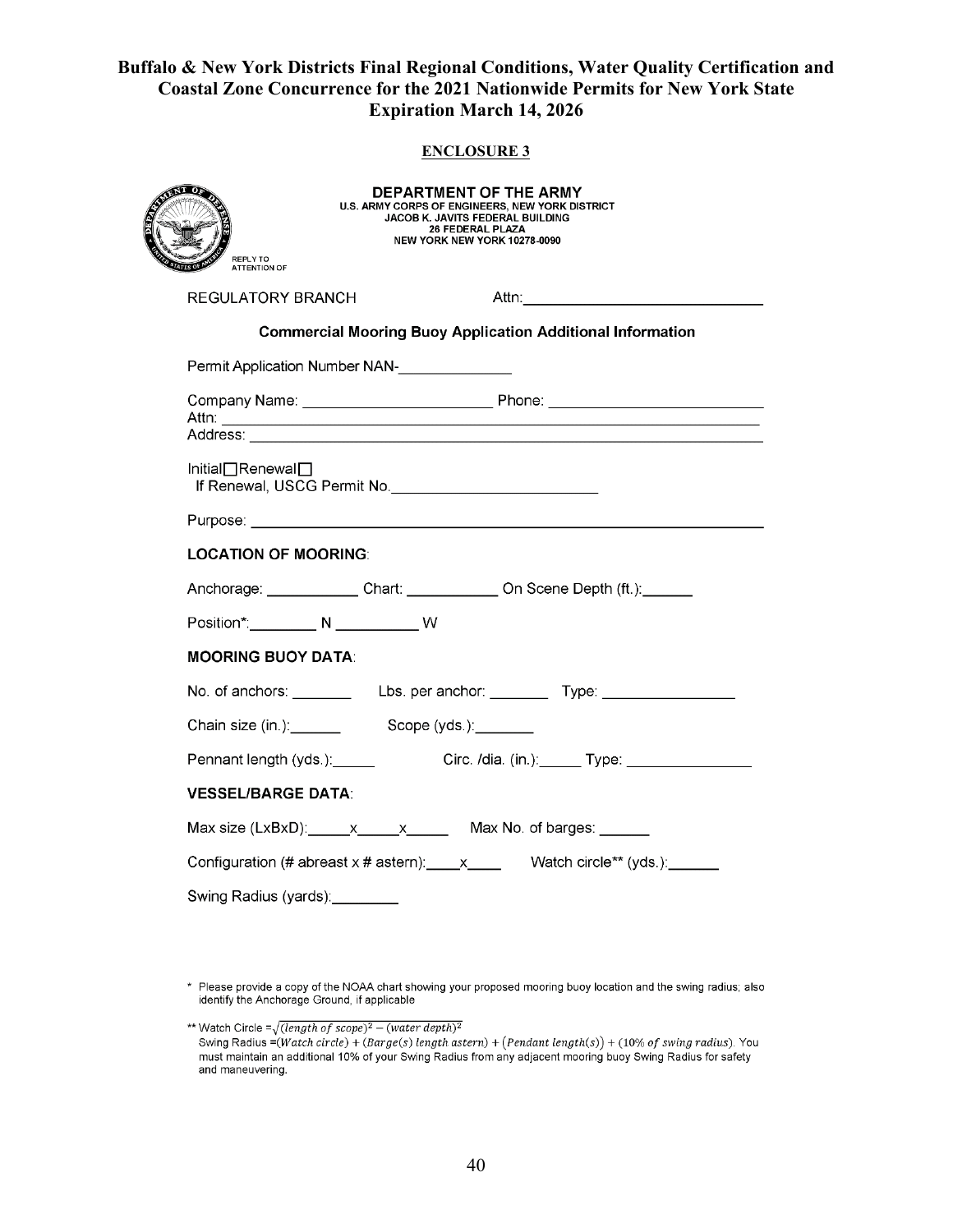# Buffalo & New York Districts Final Regional Conditions, Water Quality Certification and Coastal Zone Concurrence for the 2021 Nationwide Permits for New York State Expiration March 14, 2026

**ENCLOSURE 3**

**DEPARTMENT OF THE ARMY**
U.S. ARMY CORPS OF ENGINEERS, NEW YORK DISTRICT
JACOB K. JAVITS FEDERAL BUILDING
26 FEDERAL PLAZA
NEW YORK NEW YORK 10278-0090

REPLY TO ATTENTION OF

REGULATORY BRANCH Attn:___________________________

**Commercial Mooring Buoy Application Additional Information**

Permit Application Number NAN-____________

Company Name: ______________________ Phone: ________________________
Attn: ____________________________________________________________
Address: __________________________________________________________

Initial☐Renewal☐
If Renewal, USCG Permit No.______________________

Purpose: __________________________________________________________

**LOCATION OF MOORING**:

Anchorage: __________ Chart: __________ On Scene Depth (ft.):______

Position*:________ N _________ W

**MOORING BUOY DATA**:

No. of anchors: _______ Lbs. per anchor: _______ Type: ______________

Chain size (in.):______ Scope (yds.):_______

Pennant length (yds.):_____ Circ. /dia. (in.):_____ Type: ______________

**VESSEL/BARGE DATA**:

Max size (LxBxD):_____x_____x_____ Max No. of barges: ______

Configuration (# abreast x # astern):____x____ Watch circle** (yds.):______

Swing Radius (yards):________

\* Please provide a copy of the NOAA chart showing your proposed mooring buoy location and the swing radius; also identify the Anchorage Ground, if applicable

** Watch Circle $=\sqrt{(length\ of\ scope)^2 - (water\ depth)^2}$
Swing Radius $=(Watch\ circle) + (Barge(s)\ length\ astern) + (Pendant\ length(s)) + (10\%\ of\ swing\ radius)$. You must maintain an additional 10% of your Swing Radius from any adjacent mooring buoy Swing Radius for safety and maneuvering.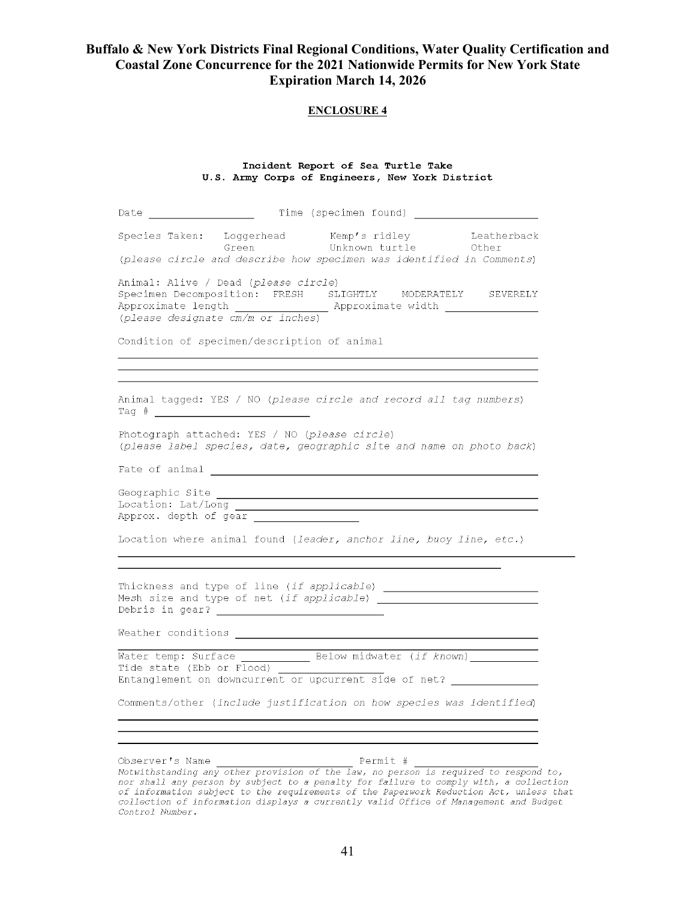# Buffalo & New York Districts Final Regional Conditions, Water Quality Certification and Coastal Zone Concurrence for the 2021 Nationwide Permits for New York State Expiration March 14, 2026

## ENCLOSURE 4

### Incident Report of Sea Turtle Take
### U.S. Army Corps of Engineers, New York District

Date ________________ Time (specimen found) ___________________

Species Taken: Loggerhead Kemp's ridley Leatherback
Green Unknown turtle Other
*(please circle and describe how specimen was identified in Comments)*

Animal: Alive / Dead (*please circle*)
Specimen Decomposition: FRESH SLIGHTLY MODERATELY SEVERELY
Approximate length _______________ Approximate width _______________
*(please designate cm/m or inches)*

Condition of specimen/description of animal

_______________________________________________________________________

_______________________________________________________________________

_______________________________________________________________________

Animal tagged: YES / NO (*please circle and record all tag numbers*)
Tag # _________________________

Photograph attached: YES / NO (*please circle*)
*(please label species, date, geographic site and name on photo back)*

Fate of animal _______________________________________________________

Geographic Site ______________________________________________________
Location: Lat/Long ___________________________________________________
Approx. depth of gear _________________

Location where animal found (*leader, anchor line, buoy line, etc.*)

_______________________________________________________________________

_______________________________________________________________________

Thickness and type of line (*if applicable*) _________________________
Mesh size and type of net (*if applicable*) _________________________
Debris in gear? ___________________________

Weather conditions ___________________________________________________

_______________________________________________________________________

Water temp: Surface ___________ Below midwater (*if known*) ___________
Tide state (Ebb or Flood) _________________
Entanglement on downcurrent or upcurrent side of net? ______________

Comments/other (*include justification on how species was identified*)

_______________________________________________________________________

_______________________________________________________________________

_______________________________________________________________________

Observer's Name ______________________ Permit # ____________________

*Notwithstanding any other provision of the law, no person is required to respond to, nor shall any person by subject to a penalty for failure to comply with, a collection of information subject to the requirements of the Paperwork Reduction Act, unless that collection of information displays a currently valid Office of Management and Budget Control Number.*